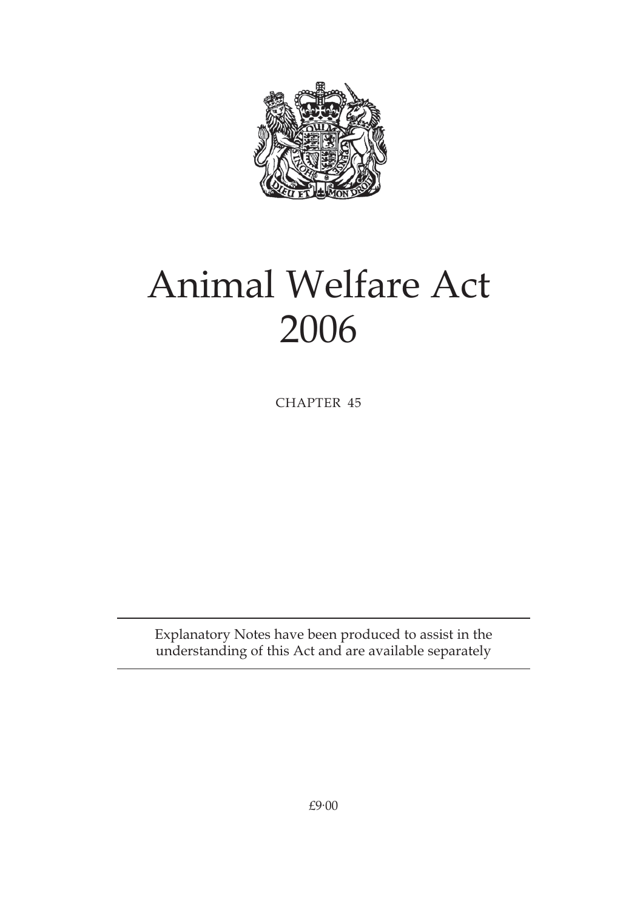# Animal Welfare Act 2006

CHAPTER 45

Explanatory Notes have been produced to assist in the understanding of this Act and are available separately

£9·00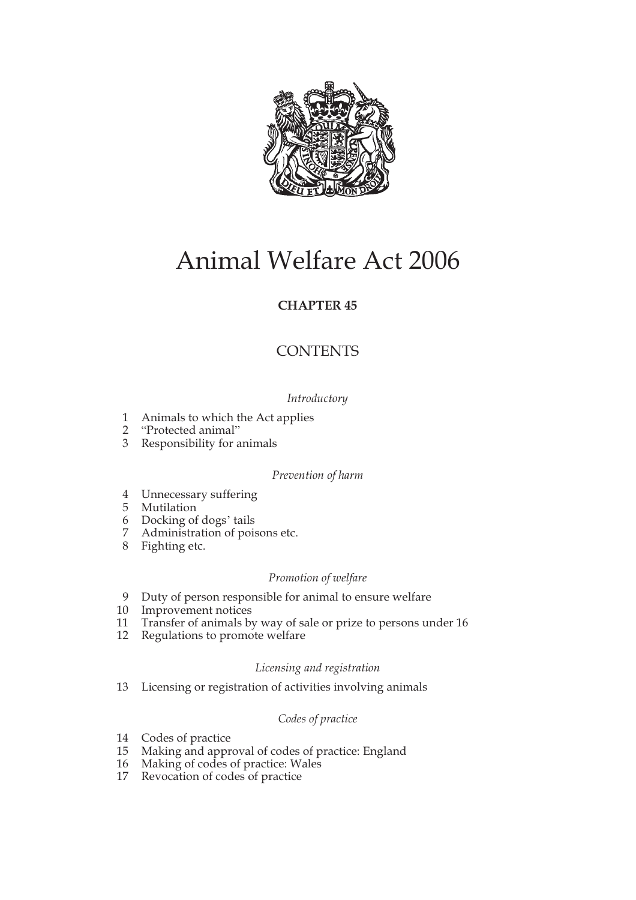# Animal Welfare Act 2006

**CHAPTER 45**

## CONTENTS

*Introductory*

1 Animals to which the Act applies
2 "Protected animal"
3 Responsibility for animals

*Prevention of harm*

4 Unnecessary suffering
5 Mutilation
6 Docking of dogs' tails
7 Administration of poisons etc.
8 Fighting etc.

*Promotion of welfare*

9 Duty of person responsible for animal to ensure welfare
10 Improvement notices
11 Transfer of animals by way of sale or prize to persons under 16
12 Regulations to promote welfare

*Licensing and registration*

13 Licensing or registration of activities involving animals

*Codes of practice*

14 Codes of practice
15 Making and approval of codes of practice: England
16 Making of codes of practice: Wales
17 Revocation of codes of practice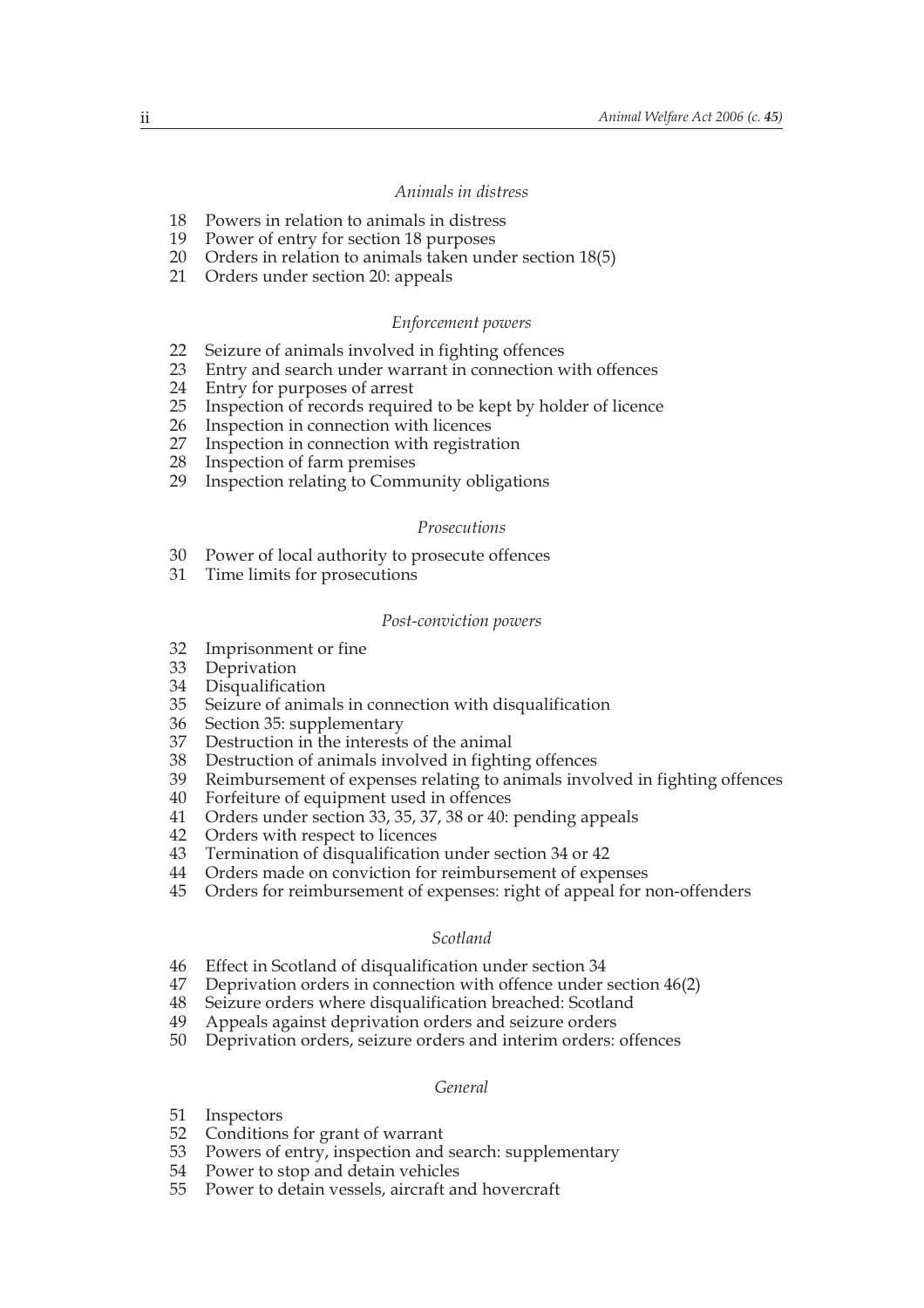*Animals in distress*

18 Powers in relation to animals in distress
19 Power of entry for section 18 purposes
20 Orders in relation to animals taken under section 18(5)
21 Orders under section 20: appeals

*Enforcement powers*

22 Seizure of animals involved in fighting offences
23 Entry and search under warrant in connection with offences
24 Entry for purposes of arrest
25 Inspection of records required to be kept by holder of licence
26 Inspection in connection with licences
27 Inspection in connection with registration
28 Inspection of farm premises
29 Inspection relating to Community obligations

*Prosecutions*

30 Power of local authority to prosecute offences
31 Time limits for prosecutions

*Post-conviction powers*

32 Imprisonment or fine
33 Deprivation
34 Disqualification
35 Seizure of animals in connection with disqualification
36 Section 35: supplementary
37 Destruction in the interests of the animal
38 Destruction of animals involved in fighting offences
39 Reimbursement of expenses relating to animals involved in fighting offences
40 Forfeiture of equipment used in offences
41 Orders under section 33, 35, 37, 38 or 40: pending appeals
42 Orders with respect to licences
43 Termination of disqualification under section 34 or 42
44 Orders made on conviction for reimbursement of expenses
45 Orders for reimbursement of expenses: right of appeal for non-offenders

*Scotland*

46 Effect in Scotland of disqualification under section 34
47 Deprivation orders in connection with offence under section 46(2)
48 Seizure orders where disqualification breached: Scotland
49 Appeals against deprivation orders and seizure orders
50 Deprivation orders, seizure orders and interim orders: offences

*General*

51 Inspectors
52 Conditions for grant of warrant
53 Powers of entry, inspection and search: supplementary
54 Power to stop and detain vehicles
55 Power to detain vessels, aircraft and hovercraft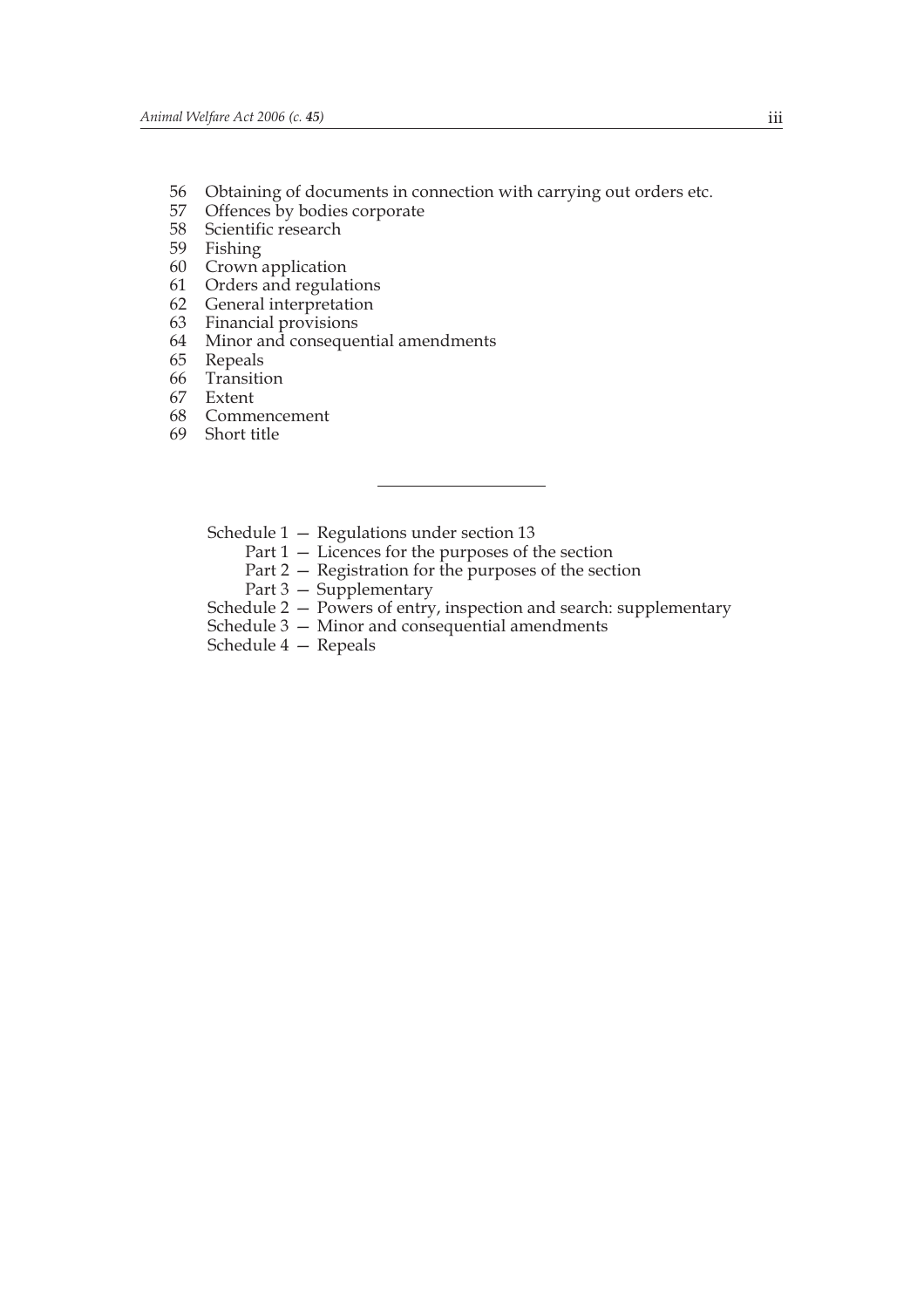56 Obtaining of documents in connection with carrying out orders etc.
57 Offences by bodies corporate
58 Scientific research
59 Fishing
60 Crown application
61 Orders and regulations
62 General interpretation
63 Financial provisions
64 Minor and consequential amendments
65 Repeals
66 Transition
67 Extent
68 Commencement
69 Short title

---

Schedule 1 — Regulations under section 13
  Part 1 — Licences for the purposes of the section
  Part 2 — Registration for the purposes of the section
  Part 3 — Supplementary
Schedule 2 — Powers of entry, inspection and search: supplementary
Schedule 3 — Minor and consequential amendments
Schedule 4 — Repeals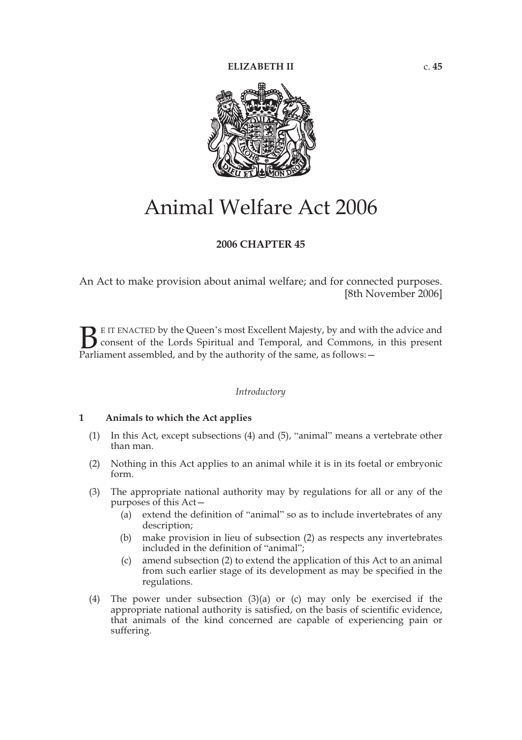**ELIZABETH II** c. **45**

# Animal Welfare Act 2006

**2006 CHAPTER 45**

An Act to make provision about animal welfare; and for connected purposes. [8th November 2006]

BE IT ENACTED by the Queen's most Excellent Majesty, by and with the advice and consent of the Lords Spiritual and Temporal, and Commons, in this present Parliament assembled, and by the authority of the same, as follows:—

*Introductory*

**1 Animals to which the Act applies**

(1) In this Act, except subsections (4) and (5), "animal" means a vertebrate other than man.

(2) Nothing in this Act applies to an animal while it is in its foetal or embryonic form.

(3) The appropriate national authority may by regulations for all or any of the purposes of this Act—

- (a) extend the definition of "animal" so as to include invertebrates of any description;
- (b) make provision in lieu of subsection (2) as respects any invertebrates included in the definition of "animal";
- (c) amend subsection (2) to extend the application of this Act to an animal from such earlier stage of its development as may be specified in the regulations.

(4) The power under subsection (3)(a) or (c) may only be exercised if the appropriate national authority is satisfied, on the basis of scientific evidence, that animals of the kind concerned are capable of experiencing pain or suffering.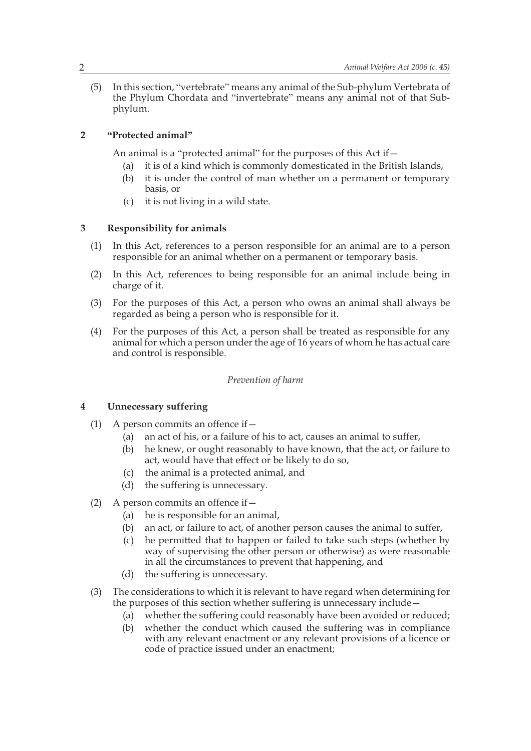(5) In this section, "vertebrate" means any animal of the Sub-phylum Vertebrata of the Phylum Chordata and "invertebrate" means any animal not of that Sub-phylum.

## 2 "Protected animal"

An animal is a "protected animal" for the purposes of this Act if—

(a) it is of a kind which is commonly domesticated in the British Islands,

(b) it is under the control of man whether on a permanent or temporary basis, or

(c) it is not living in a wild state.

## 3 Responsibility for animals

(1) In this Act, references to a person responsible for an animal are to a person responsible for an animal whether on a permanent or temporary basis.

(2) In this Act, references to being responsible for an animal include being in charge of it.

(3) For the purposes of this Act, a person who owns an animal shall always be regarded as being a person who is responsible for it.

(4) For the purposes of this Act, a person shall be treated as responsible for any animal for which a person under the age of 16 years of whom he has actual care and control is responsible.

*Prevention of harm*

## 4 Unnecessary suffering

(1) A person commits an offence if—

(a) an act of his, or a failure of his to act, causes an animal to suffer,

(b) he knew, or ought reasonably to have known, that the act, or failure to act, would have that effect or be likely to do so,

(c) the animal is a protected animal, and

(d) the suffering is unnecessary.

(2) A person commits an offence if—

(a) he is responsible for an animal,

(b) an act, or failure to act, of another person causes the animal to suffer,

(c) he permitted that to happen or failed to take such steps (whether by way of supervising the other person or otherwise) as were reasonable in all the circumstances to prevent that happening, and

(d) the suffering is unnecessary.

(3) The considerations to which it is relevant to have regard when determining for the purposes of this section whether suffering is unnecessary include—

(a) whether the suffering could reasonably have been avoided or reduced;

(b) whether the conduct which caused the suffering was in compliance with any relevant enactment or any relevant provisions of a licence or code of practice issued under an enactment;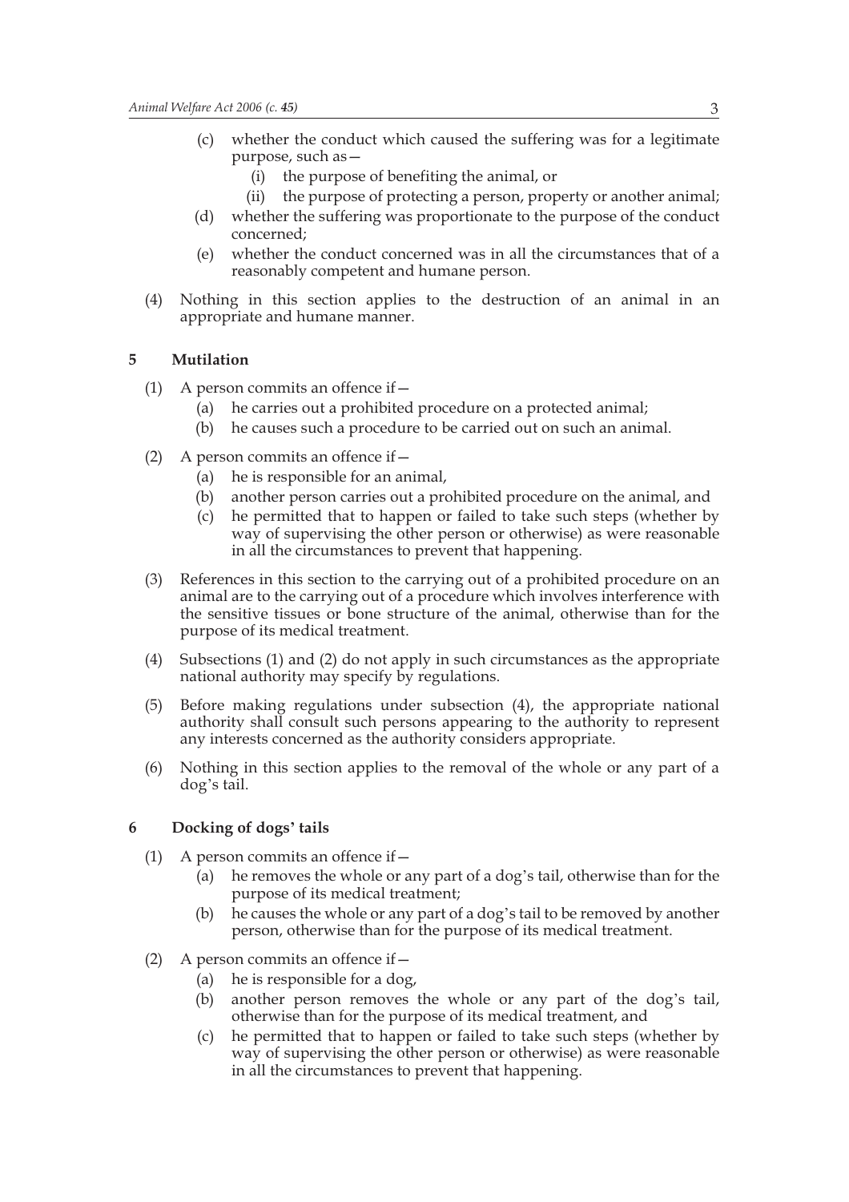(c) whether the conduct which caused the suffering was for a legitimate purpose, such as—
   (i) the purpose of benefiting the animal, or
   (ii) the purpose of protecting a person, property or another animal;

(d) whether the suffering was proportionate to the purpose of the conduct concerned;

(e) whether the conduct concerned was in all the circumstances that of a reasonably competent and humane person.

(4) Nothing in this section applies to the destruction of an animal in an appropriate and humane manner.

### 5 Mutilation

(1) A person commits an offence if—
   (a) he carries out a prohibited procedure on a protected animal;
   (b) he causes such a procedure to be carried out on such an animal.

(2) A person commits an offence if—
   (a) he is responsible for an animal,
   (b) another person carries out a prohibited procedure on the animal, and
   (c) he permitted that to happen or failed to take such steps (whether by way of supervising the other person or otherwise) as were reasonable in all the circumstances to prevent that happening.

(3) References in this section to the carrying out of a prohibited procedure on an animal are to the carrying out of a procedure which involves interference with the sensitive tissues or bone structure of the animal, otherwise than for the purpose of its medical treatment.

(4) Subsections (1) and (2) do not apply in such circumstances as the appropriate national authority may specify by regulations.

(5) Before making regulations under subsection (4), the appropriate national authority shall consult such persons appearing to the authority to represent any interests concerned as the authority considers appropriate.

(6) Nothing in this section applies to the removal of the whole or any part of a dog's tail.

### 6 Docking of dogs' tails

(1) A person commits an offence if—
   (a) he removes the whole or any part of a dog's tail, otherwise than for the purpose of its medical treatment;
   (b) he causes the whole or any part of a dog's tail to be removed by another person, otherwise than for the purpose of its medical treatment.

(2) A person commits an offence if—
   (a) he is responsible for a dog,
   (b) another person removes the whole or any part of the dog's tail, otherwise than for the purpose of its medical treatment, and
   (c) he permitted that to happen or failed to take such steps (whether by way of supervising the other person or otherwise) as were reasonable in all the circumstances to prevent that happening.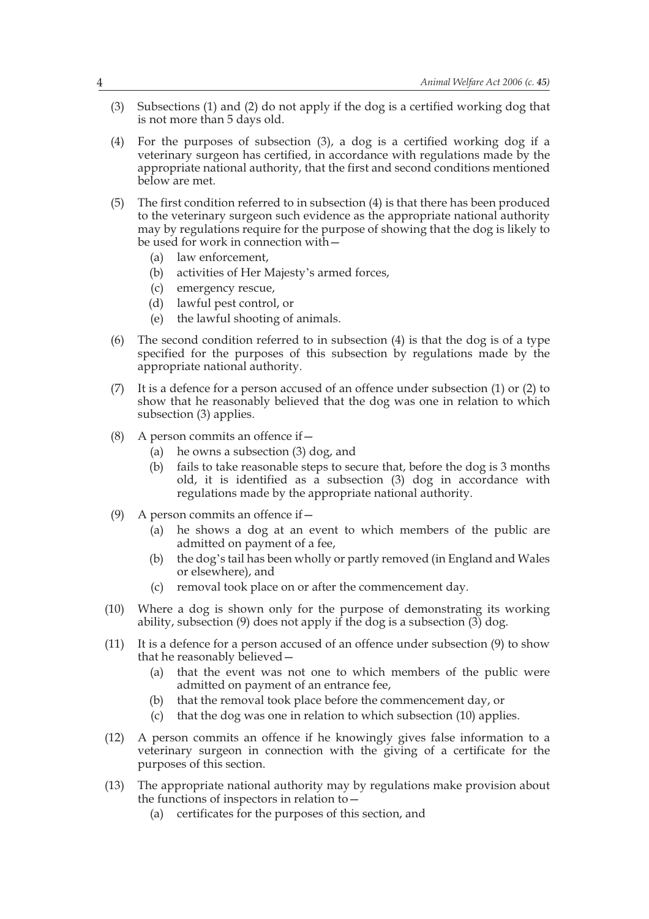(3) Subsections (1) and (2) do not apply if the dog is a certified working dog that is not more than 5 days old.

(4) For the purposes of subsection (3), a dog is a certified working dog if a veterinary surgeon has certified, in accordance with regulations made by the appropriate national authority, that the first and second conditions mentioned below are met.

(5) The first condition referred to in subsection (4) is that there has been produced to the veterinary surgeon such evidence as the appropriate national authority may by regulations require for the purpose of showing that the dog is likely to be used for work in connection with—

  (a) law enforcement,
  (b) activities of Her Majesty's armed forces,
  (c) emergency rescue,
  (d) lawful pest control, or
  (e) the lawful shooting of animals.

(6) The second condition referred to in subsection (4) is that the dog is of a type specified for the purposes of this subsection by regulations made by the appropriate national authority.

(7) It is a defence for a person accused of an offence under subsection (1) or (2) to show that he reasonably believed that the dog was one in relation to which subsection (3) applies.

(8) A person commits an offence if—

  (a) he owns a subsection (3) dog, and
  (b) fails to take reasonable steps to secure that, before the dog is 3 months old, it is identified as a subsection (3) dog in accordance with regulations made by the appropriate national authority.

(9) A person commits an offence if—

  (a) he shows a dog at an event to which members of the public are admitted on payment of a fee,
  (b) the dog's tail has been wholly or partly removed (in England and Wales or elsewhere), and
  (c) removal took place on or after the commencement day.

(10) Where a dog is shown only for the purpose of demonstrating its working ability, subsection (9) does not apply if the dog is a subsection (3) dog.

(11) It is a defence for a person accused of an offence under subsection (9) to show that he reasonably believed—

  (a) that the event was not one to which members of the public were admitted on payment of an entrance fee,
  (b) that the removal took place before the commencement day, or
  (c) that the dog was one in relation to which subsection (10) applies.

(12) A person commits an offence if he knowingly gives false information to a veterinary surgeon in connection with the giving of a certificate for the purposes of this section.

(13) The appropriate national authority may by regulations make provision about the functions of inspectors in relation to—

  (a) certificates for the purposes of this section, and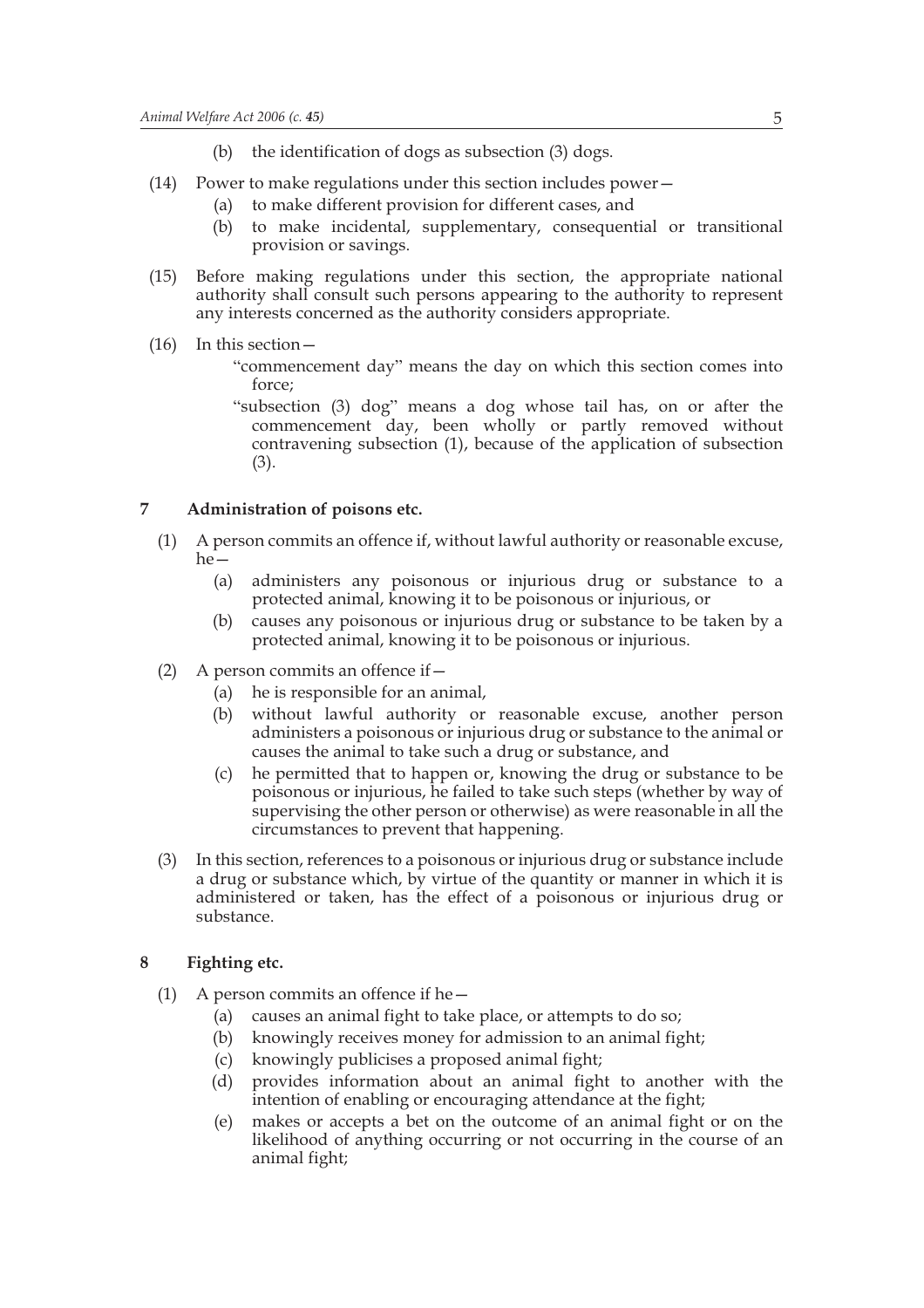(b) the identification of dogs as subsection (3) dogs.

(14) Power to make regulations under this section includes power—

(a) to make different provision for different cases, and

(b) to make incidental, supplementary, consequential or transitional provision or savings.

(15) Before making regulations under this section, the appropriate national authority shall consult such persons appearing to the authority to represent any interests concerned as the authority considers appropriate.

(16) In this section—

"commencement day" means the day on which this section comes into force;

"subsection (3) dog" means a dog whose tail has, on or after the commencement day, been wholly or partly removed without contravening subsection (1), because of the application of subsection (3).

## 7 Administration of poisons etc.

(1) A person commits an offence if, without lawful authority or reasonable excuse, he—

(a) administers any poisonous or injurious drug or substance to a protected animal, knowing it to be poisonous or injurious, or

(b) causes any poisonous or injurious drug or substance to be taken by a protected animal, knowing it to be poisonous or injurious.

(2) A person commits an offence if—

(a) he is responsible for an animal,

(b) without lawful authority or reasonable excuse, another person administers a poisonous or injurious drug or substance to the animal or causes the animal to take such a drug or substance, and

(c) he permitted that to happen or, knowing the drug or substance to be poisonous or injurious, he failed to take such steps (whether by way of supervising the other person or otherwise) as were reasonable in all the circumstances to prevent that happening.

(3) In this section, references to a poisonous or injurious drug or substance include a drug or substance which, by virtue of the quantity or manner in which it is administered or taken, has the effect of a poisonous or injurious drug or substance.

## 8 Fighting etc.

(1) A person commits an offence if he—

(a) causes an animal fight to take place, or attempts to do so;

(b) knowingly receives money for admission to an animal fight;

(c) knowingly publicises a proposed animal fight;

(d) provides information about an animal fight to another with the intention of enabling or encouraging attendance at the fight;

(e) makes or accepts a bet on the outcome of an animal fight or on the likelihood of anything occurring or not occurring in the course of an animal fight;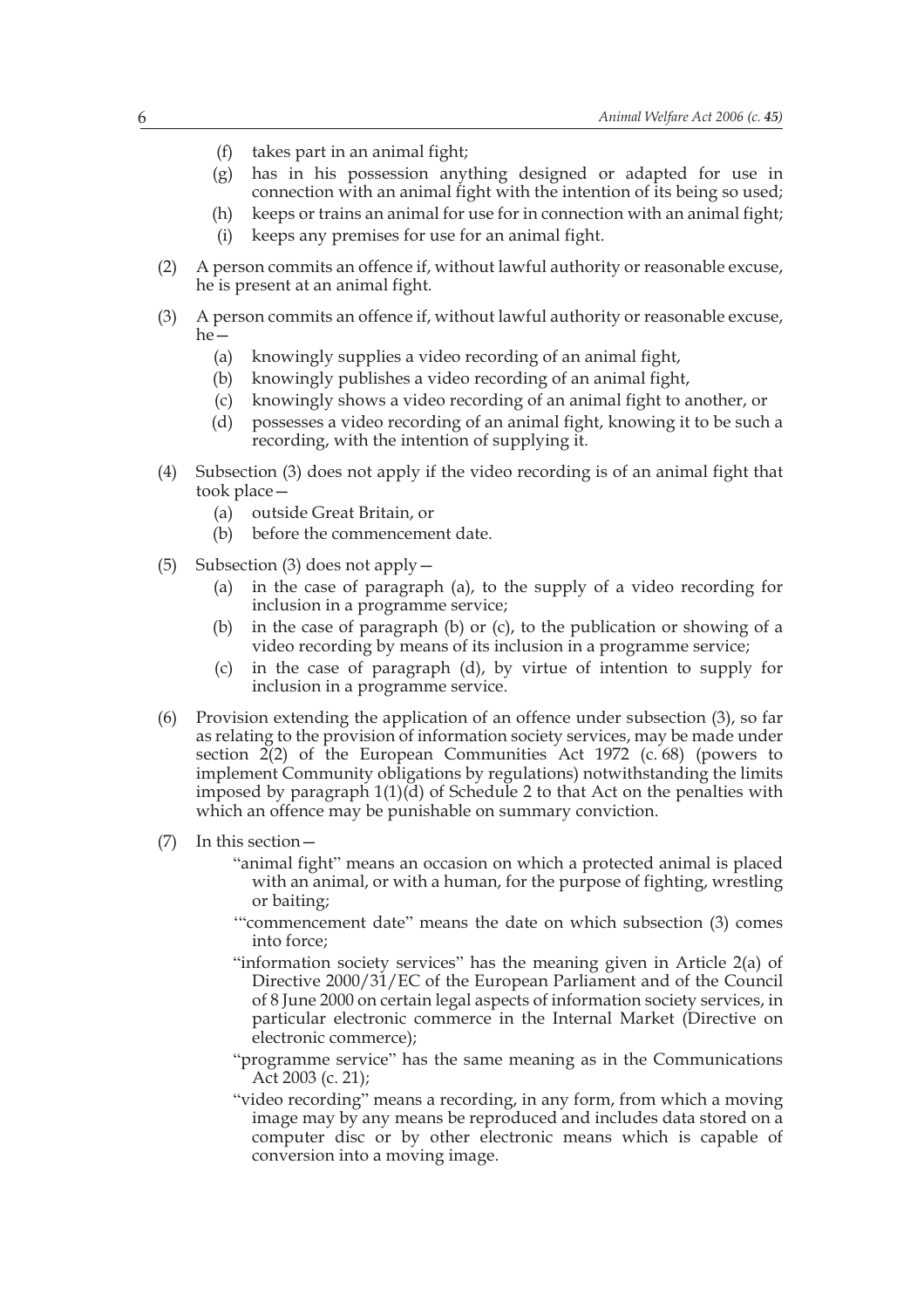(f) takes part in an animal fight;

(g) has in his possession anything designed or adapted for use in connection with an animal fight with the intention of its being so used;

(h) keeps or trains an animal for use for in connection with an animal fight;

(i) keeps any premises for use for an animal fight.

(2) A person commits an offence if, without lawful authority or reasonable excuse, he is present at an animal fight.

(3) A person commits an offence if, without lawful authority or reasonable excuse, he—

(a) knowingly supplies a video recording of an animal fight,

(b) knowingly publishes a video recording of an animal fight,

(c) knowingly shows a video recording of an animal fight to another, or

(d) possesses a video recording of an animal fight, knowing it to be such a recording, with the intention of supplying it.

(4) Subsection (3) does not apply if the video recording is of an animal fight that took place—

(a) outside Great Britain, or

(b) before the commencement date.

(5) Subsection (3) does not apply—

(a) in the case of paragraph (a), to the supply of a video recording for inclusion in a programme service;

(b) in the case of paragraph (b) or (c), to the publication or showing of a video recording by means of its inclusion in a programme service;

(c) in the case of paragraph (d), by virtue of intention to supply for inclusion in a programme service.

(6) Provision extending the application of an offence under subsection (3), so far as relating to the provision of information society services, may be made under section 2(2) of the European Communities Act 1972 (c. 68) (powers to implement Community obligations by regulations) notwithstanding the limits imposed by paragraph 1(1)(d) of Schedule 2 to that Act on the penalties with which an offence may be punishable on summary conviction.

(7) In this section—

"animal fight" means an occasion on which a protected animal is placed with an animal, or with a human, for the purpose of fighting, wrestling or baiting;

'"commencement date" means the date on which subsection (3) comes into force;

"information society services" has the meaning given in Article 2(a) of Directive 2000/31/EC of the European Parliament and of the Council of 8 June 2000 on certain legal aspects of information society services, in particular electronic commerce in the Internal Market (Directive on electronic commerce);

"programme service" has the same meaning as in the Communications Act 2003 (c. 21);

"video recording" means a recording, in any form, from which a moving image may by any means be reproduced and includes data stored on a computer disc or by other electronic means which is capable of conversion into a moving image.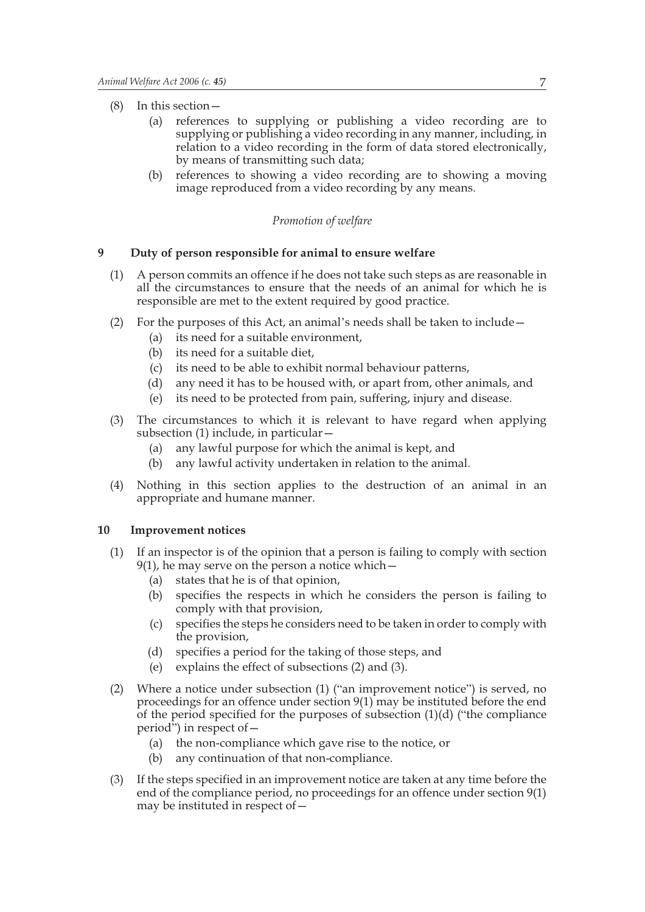(8) In this section—

(a) references to supplying or publishing a video recording are to supplying or publishing a video recording in any manner, including, in relation to a video recording in the form of data stored electronically, by means of transmitting such data;

(b) references to showing a video recording are to showing a moving image reproduced from a video recording by any means.

*Promotion of welfare*

## 9 Duty of person responsible for animal to ensure welfare

(1) A person commits an offence if he does not take such steps as are reasonable in all the circumstances to ensure that the needs of an animal for which he is responsible are met to the extent required by good practice.

(2) For the purposes of this Act, an animal's needs shall be taken to include—

(a) its need for a suitable environment,

(b) its need for a suitable diet,

(c) its need to be able to exhibit normal behaviour patterns,

(d) any need it has to be housed with, or apart from, other animals, and

(e) its need to be protected from pain, suffering, injury and disease.

(3) The circumstances to which it is relevant to have regard when applying subsection (1) include, in particular—

(a) any lawful purpose for which the animal is kept, and

(b) any lawful activity undertaken in relation to the animal.

(4) Nothing in this section applies to the destruction of an animal in an appropriate and humane manner.

## 10 Improvement notices

(1) If an inspector is of the opinion that a person is failing to comply with section 9(1), he may serve on the person a notice which—

(a) states that he is of that opinion,

(b) specifies the respects in which he considers the person is failing to comply with that provision,

(c) specifies the steps he considers need to be taken in order to comply with the provision,

(d) specifies a period for the taking of those steps, and

(e) explains the effect of subsections (2) and (3).

(2) Where a notice under subsection (1) ("an improvement notice") is served, no proceedings for an offence under section 9(1) may be instituted before the end of the period specified for the purposes of subsection (1)(d) ("the compliance period") in respect of—

(a) the non-compliance which gave rise to the notice, or

(b) any continuation of that non-compliance.

(3) If the steps specified in an improvement notice are taken at any time before the end of the compliance period, no proceedings for an offence under section 9(1) may be instituted in respect of—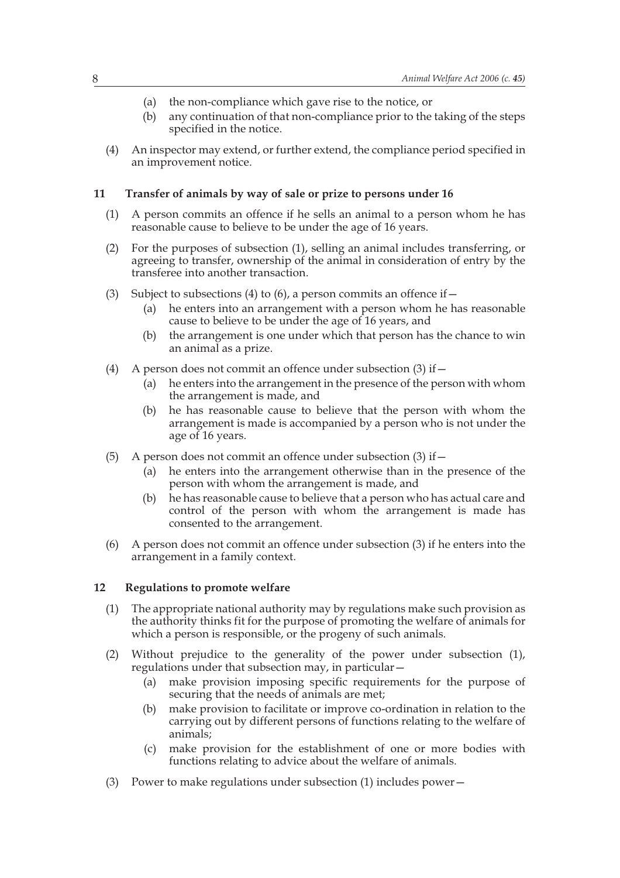(a) the non-compliance which gave rise to the notice, or
(b) any continuation of that non-compliance prior to the taking of the steps specified in the notice.

(4) An inspector may extend, or further extend, the compliance period specified in an improvement notice.

## 11 Transfer of animals by way of sale or prize to persons under 16

(1) A person commits an offence if he sells an animal to a person whom he has reasonable cause to believe to be under the age of 16 years.

(2) For the purposes of subsection (1), selling an animal includes transferring, or agreeing to transfer, ownership of the animal in consideration of entry by the transferee into another transaction.

(3) Subject to subsections (4) to (6), a person commits an offence if—
(a) he enters into an arrangement with a person whom he has reasonable cause to believe to be under the age of 16 years, and
(b) the arrangement is one under which that person has the chance to win an animal as a prize.

(4) A person does not commit an offence under subsection (3) if—
(a) he enters into the arrangement in the presence of the person with whom the arrangement is made, and
(b) he has reasonable cause to believe that the person with whom the arrangement is made is accompanied by a person who is not under the age of 16 years.

(5) A person does not commit an offence under subsection (3) if—
(a) he enters into the arrangement otherwise than in the presence of the person with whom the arrangement is made, and
(b) he has reasonable cause to believe that a person who has actual care and control of the person with whom the arrangement is made has consented to the arrangement.

(6) A person does not commit an offence under subsection (3) if he enters into the arrangement in a family context.

## 12 Regulations to promote welfare

(1) The appropriate national authority may by regulations make such provision as the authority thinks fit for the purpose of promoting the welfare of animals for which a person is responsible, or the progeny of such animals.

(2) Without prejudice to the generality of the power under subsection (1), regulations under that subsection may, in particular—
(a) make provision imposing specific requirements for the purpose of securing that the needs of animals are met;
(b) make provision to facilitate or improve co-ordination in relation to the carrying out by different persons of functions relating to the welfare of animals;
(c) make provision for the establishment of one or more bodies with functions relating to advice about the welfare of animals.

(3) Power to make regulations under subsection (1) includes power—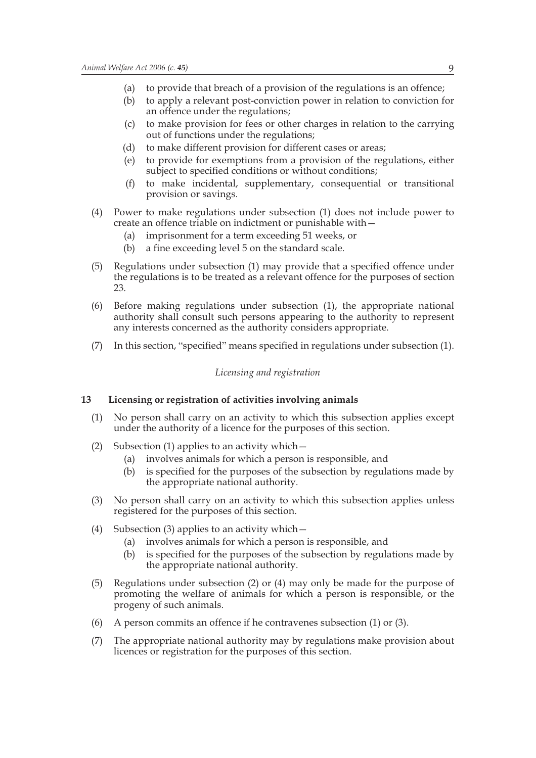(a) to provide that breach of a provision of the regulations is an offence;

(b) to apply a relevant post-conviction power in relation to conviction for an offence under the regulations;

(c) to make provision for fees or other charges in relation to the carrying out of functions under the regulations;

(d) to make different provision for different cases or areas;

(e) to provide for exemptions from a provision of the regulations, either subject to specified conditions or without conditions;

(f) to make incidental, supplementary, consequential or transitional provision or savings.

(4) Power to make regulations under subsection (1) does not include power to create an offence triable on indictment or punishable with—

(a) imprisonment for a term exceeding 51 weeks, or

(b) a fine exceeding level 5 on the standard scale.

(5) Regulations under subsection (1) may provide that a specified offence under the regulations is to be treated as a relevant offence for the purposes of section 23.

(6) Before making regulations under subsection (1), the appropriate national authority shall consult such persons appearing to the authority to represent any interests concerned as the authority considers appropriate.

(7) In this section, "specified" means specified in regulations under subsection (1).

*Licensing and registration*

### 13 Licensing or registration of activities involving animals

(1) No person shall carry on an activity to which this subsection applies except under the authority of a licence for the purposes of this section.

(2) Subsection (1) applies to an activity which—

(a) involves animals for which a person is responsible, and

(b) is specified for the purposes of the subsection by regulations made by the appropriate national authority.

(3) No person shall carry on an activity to which this subsection applies unless registered for the purposes of this section.

(4) Subsection (3) applies to an activity which—

(a) involves animals for which a person is responsible, and

(b) is specified for the purposes of the subsection by regulations made by the appropriate national authority.

(5) Regulations under subsection (2) or (4) may only be made for the purpose of promoting the welfare of animals for which a person is responsible, or the progeny of such animals.

(6) A person commits an offence if he contravenes subsection (1) or (3).

(7) The appropriate national authority may by regulations make provision about licences or registration for the purposes of this section.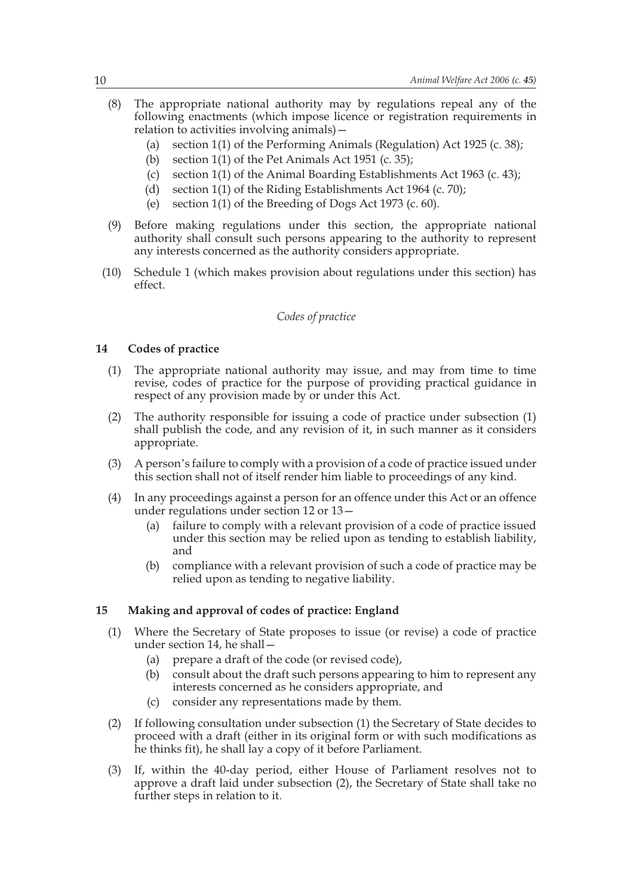(8) The appropriate national authority may by regulations repeal any of the following enactments (which impose licence or registration requirements in relation to activities involving animals)—

   (a) section 1(1) of the Performing Animals (Regulation) Act 1925 (c. 38);

   (b) section 1(1) of the Pet Animals Act 1951 (c. 35);

   (c) section 1(1) of the Animal Boarding Establishments Act 1963 (c. 43);

   (d) section 1(1) of the Riding Establishments Act 1964 (c. 70);

   (e) section 1(1) of the Breeding of Dogs Act 1973 (c. 60).

(9) Before making regulations under this section, the appropriate national authority shall consult such persons appearing to the authority to represent any interests concerned as the authority considers appropriate.

(10) Schedule 1 (which makes provision about regulations under this section) has effect.

*Codes of practice*

### 14 Codes of practice

(1) The appropriate national authority may issue, and may from time to time revise, codes of practice for the purpose of providing practical guidance in respect of any provision made by or under this Act.

(2) The authority responsible for issuing a code of practice under subsection (1) shall publish the code, and any revision of it, in such manner as it considers appropriate.

(3) A person's failure to comply with a provision of a code of practice issued under this section shall not of itself render him liable to proceedings of any kind.

(4) In any proceedings against a person for an offence under this Act or an offence under regulations under section 12 or 13—

   (a) failure to comply with a relevant provision of a code of practice issued under this section may be relied upon as tending to establish liability, and

   (b) compliance with a relevant provision of such a code of practice may be relied upon as tending to negative liability.

### 15 Making and approval of codes of practice: England

(1) Where the Secretary of State proposes to issue (or revise) a code of practice under section 14, he shall—

   (a) prepare a draft of the code (or revised code),

   (b) consult about the draft such persons appearing to him to represent any interests concerned as he considers appropriate, and

   (c) consider any representations made by them.

(2) If following consultation under subsection (1) the Secretary of State decides to proceed with a draft (either in its original form or with such modifications as he thinks fit), he shall lay a copy of it before Parliament.

(3) If, within the 40-day period, either House of Parliament resolves not to approve a draft laid under subsection (2), the Secretary of State shall take no further steps in relation to it.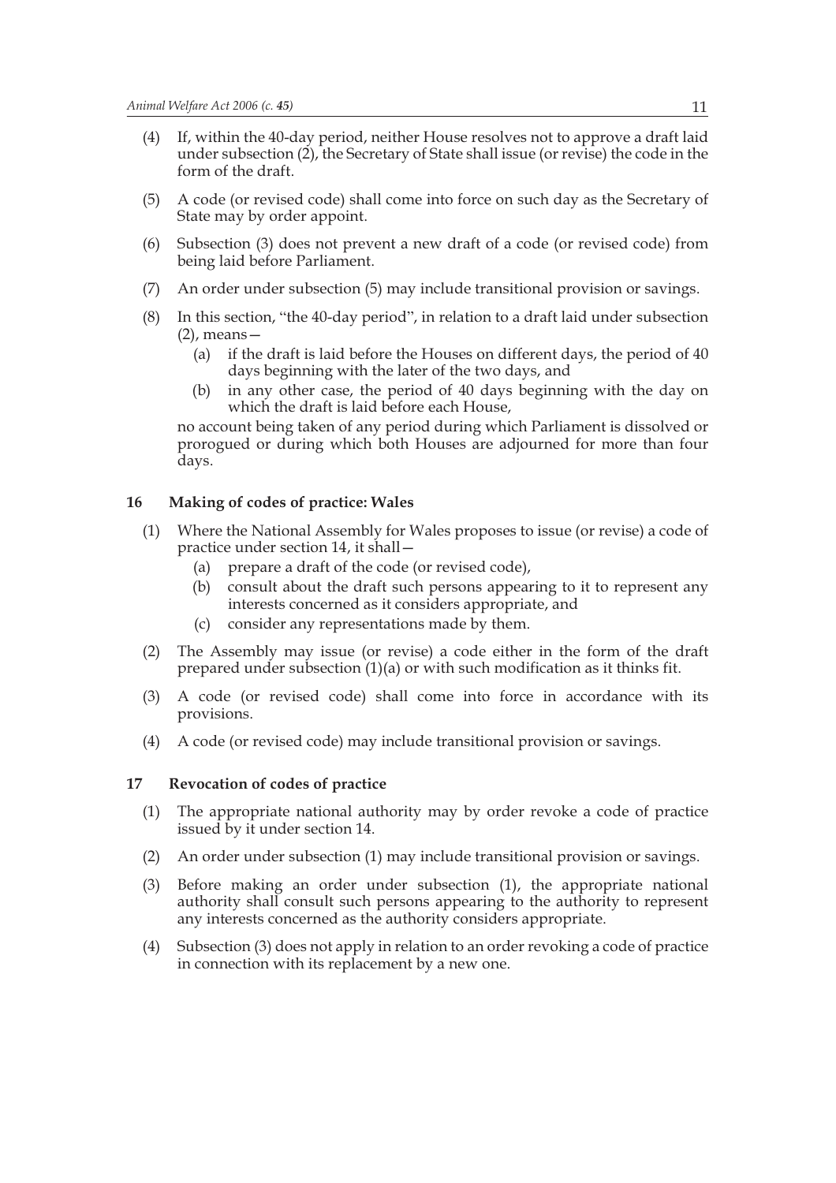(4) If, within the 40-day period, neither House resolves not to approve a draft laid under subsection (2), the Secretary of State shall issue (or revise) the code in the form of the draft.

(5) A code (or revised code) shall come into force on such day as the Secretary of State may by order appoint.

(6) Subsection (3) does not prevent a new draft of a code (or revised code) from being laid before Parliament.

(7) An order under subsection (5) may include transitional provision or savings.

(8) In this section, "the 40-day period", in relation to a draft laid under subsection (2), means—

 (a) if the draft is laid before the Houses on different days, the period of 40 days beginning with the later of the two days, and

 (b) in any other case, the period of 40 days beginning with the day on which the draft is laid before each House,

no account being taken of any period during which Parliament is dissolved or prorogued or during which both Houses are adjourned for more than four days.

## 16 Making of codes of practice: Wales

(1) Where the National Assembly for Wales proposes to issue (or revise) a code of practice under section 14, it shall—

 (a) prepare a draft of the code (or revised code),

 (b) consult about the draft such persons appearing to it to represent any interests concerned as it considers appropriate, and

 (c) consider any representations made by them.

(2) The Assembly may issue (or revise) a code either in the form of the draft prepared under subsection (1)(a) or with such modification as it thinks fit.

(3) A code (or revised code) shall come into force in accordance with its provisions.

(4) A code (or revised code) may include transitional provision or savings.

## 17 Revocation of codes of practice

(1) The appropriate national authority may by order revoke a code of practice issued by it under section 14.

(2) An order under subsection (1) may include transitional provision or savings.

(3) Before making an order under subsection (1), the appropriate national authority shall consult such persons appearing to the authority to represent any interests concerned as the authority considers appropriate.

(4) Subsection (3) does not apply in relation to an order revoking a code of practice in connection with its replacement by a new one.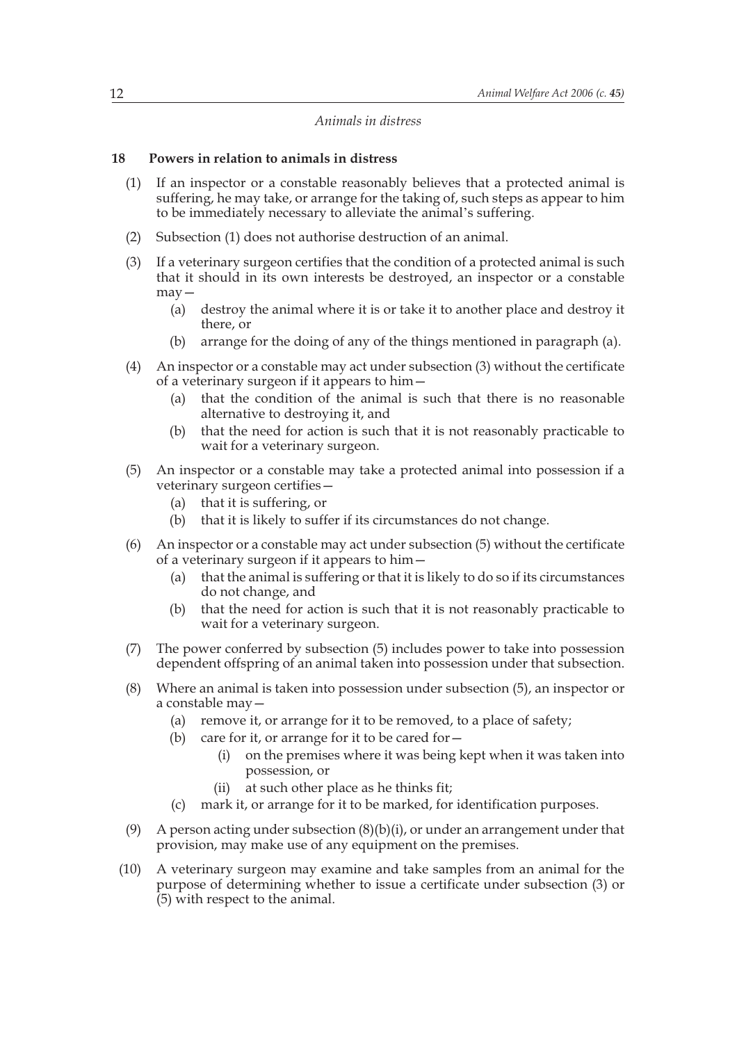*Animals in distress*

**18 Powers in relation to animals in distress**

(1) If an inspector or a constable reasonably believes that a protected animal is suffering, he may take, or arrange for the taking of, such steps as appear to him to be immediately necessary to alleviate the animal's suffering.

(2) Subsection (1) does not authorise destruction of an animal.

(3) If a veterinary surgeon certifies that the condition of a protected animal is such that it should in its own interests be destroyed, an inspector or a constable may—

   (a) destroy the animal where it is or take it to another place and destroy it there, or

   (b) arrange for the doing of any of the things mentioned in paragraph (a).

(4) An inspector or a constable may act under subsection (3) without the certificate of a veterinary surgeon if it appears to him—

   (a) that the condition of the animal is such that there is no reasonable alternative to destroying it, and

   (b) that the need for action is such that it is not reasonably practicable to wait for a veterinary surgeon.

(5) An inspector or a constable may take a protected animal into possession if a veterinary surgeon certifies—

   (a) that it is suffering, or

   (b) that it is likely to suffer if its circumstances do not change.

(6) An inspector or a constable may act under subsection (5) without the certificate of a veterinary surgeon if it appears to him—

   (a) that the animal is suffering or that it is likely to do so if its circumstances do not change, and

   (b) that the need for action is such that it is not reasonably practicable to wait for a veterinary surgeon.

(7) The power conferred by subsection (5) includes power to take into possession dependent offspring of an animal taken into possession under that subsection.

(8) Where an animal is taken into possession under subsection (5), an inspector or a constable may—

   (a) remove it, or arrange for it to be removed, to a place of safety;

   (b) care for it, or arrange for it to be cared for—

      (i) on the premises where it was being kept when it was taken into possession, or

      (ii) at such other place as he thinks fit;

   (c) mark it, or arrange for it to be marked, for identification purposes.

(9) A person acting under subsection (8)(b)(i), or under an arrangement under that provision, may make use of any equipment on the premises.

(10) A veterinary surgeon may examine and take samples from an animal for the purpose of determining whether to issue a certificate under subsection (3) or (5) with respect to the animal.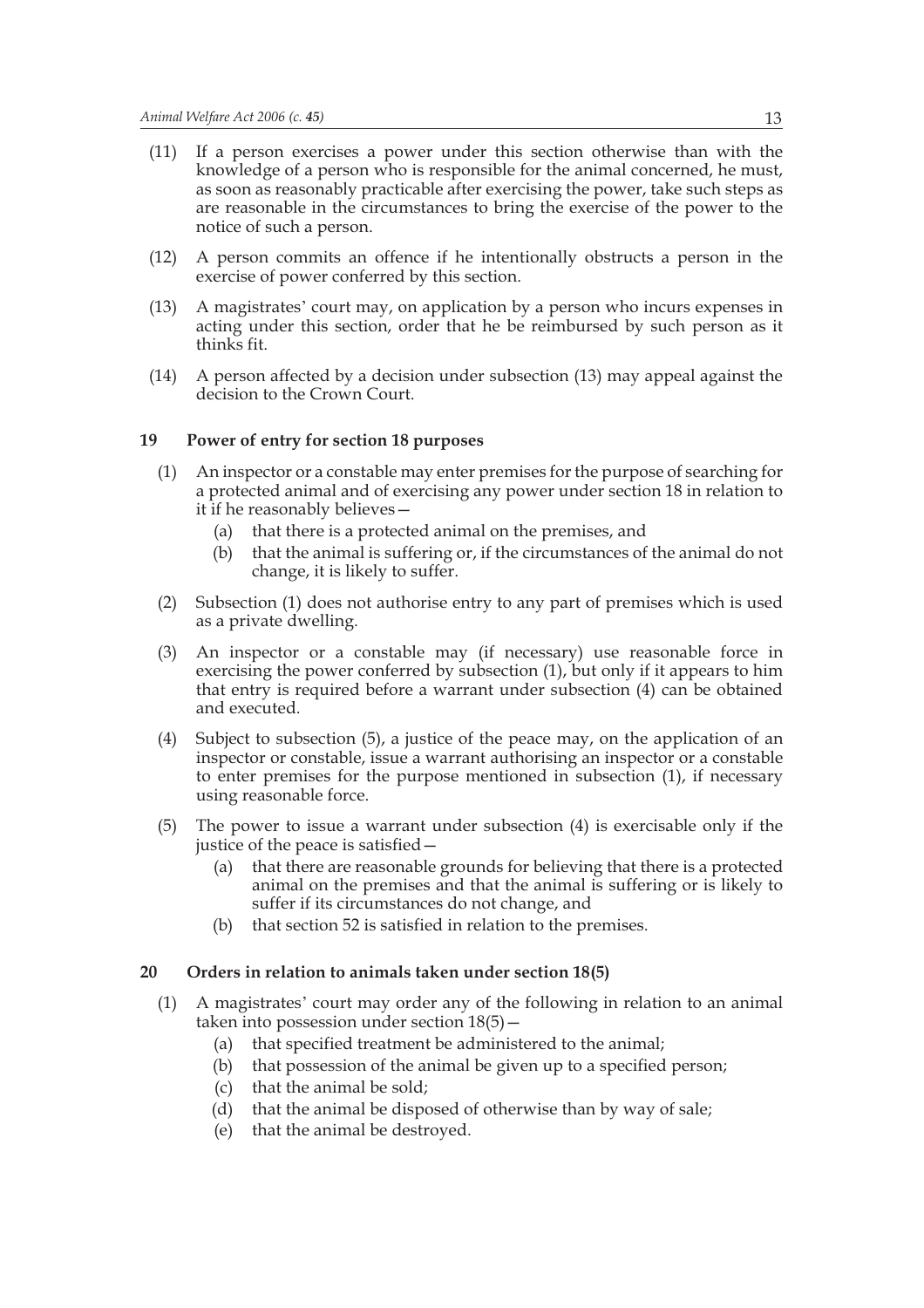(11) If a person exercises a power under this section otherwise than with the knowledge of a person who is responsible for the animal concerned, he must, as soon as reasonably practicable after exercising the power, take such steps as are reasonable in the circumstances to bring the exercise of the power to the notice of such a person.

(12) A person commits an offence if he intentionally obstructs a person in the exercise of power conferred by this section.

(13) A magistrates' court may, on application by a person who incurs expenses in acting under this section, order that he be reimbursed by such person as it thinks fit.

(14) A person affected by a decision under subsection (13) may appeal against the decision to the Crown Court.

### 19 Power of entry for section 18 purposes

(1) An inspector or a constable may enter premises for the purpose of searching for a protected animal and of exercising any power under section 18 in relation to it if he reasonably believes—

(a) that there is a protected animal on the premises, and

(b) that the animal is suffering or, if the circumstances of the animal do not change, it is likely to suffer.

(2) Subsection (1) does not authorise entry to any part of premises which is used as a private dwelling.

(3) An inspector or a constable may (if necessary) use reasonable force in exercising the power conferred by subsection (1), but only if it appears to him that entry is required before a warrant under subsection (4) can be obtained and executed.

(4) Subject to subsection (5), a justice of the peace may, on the application of an inspector or constable, issue a warrant authorising an inspector or a constable to enter premises for the purpose mentioned in subsection (1), if necessary using reasonable force.

(5) The power to issue a warrant under subsection (4) is exercisable only if the justice of the peace is satisfied—

(a) that there are reasonable grounds for believing that there is a protected animal on the premises and that the animal is suffering or is likely to suffer if its circumstances do not change, and

(b) that section 52 is satisfied in relation to the premises.

### 20 Orders in relation to animals taken under section 18(5)

(1) A magistrates' court may order any of the following in relation to an animal taken into possession under section 18(5)—

(a) that specified treatment be administered to the animal;

(b) that possession of the animal be given up to a specified person;

(c) that the animal be sold;

(d) that the animal be disposed of otherwise than by way of sale;

(e) that the animal be destroyed.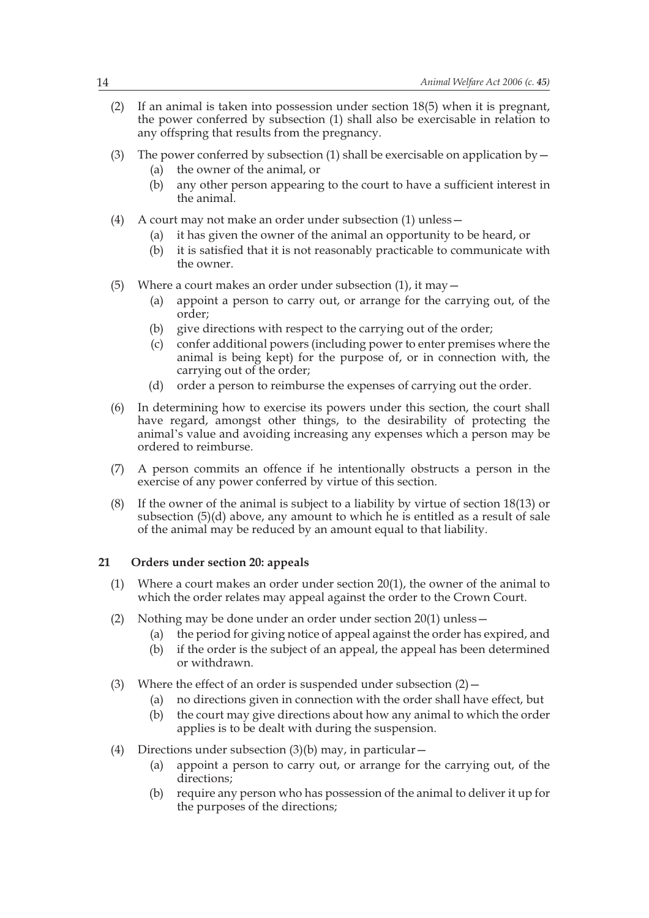(2) If an animal is taken into possession under section 18(5) when it is pregnant, the power conferred by subsection (1) shall also be exercisable in relation to any offspring that results from the pregnancy.

(3) The power conferred by subsection (1) shall be exercisable on application by—

   (a) the owner of the animal, or

   (b) any other person appearing to the court to have a sufficient interest in the animal.

(4) A court may not make an order under subsection (1) unless—

   (a) it has given the owner of the animal an opportunity to be heard, or

   (b) it is satisfied that it is not reasonably practicable to communicate with the owner.

(5) Where a court makes an order under subsection (1), it may—

   (a) appoint a person to carry out, or arrange for the carrying out, of the order;

   (b) give directions with respect to the carrying out of the order;

   (c) confer additional powers (including power to enter premises where the animal is being kept) for the purpose of, or in connection with, the carrying out of the order;

   (d) order a person to reimburse the expenses of carrying out the order.

(6) In determining how to exercise its powers under this section, the court shall have regard, amongst other things, to the desirability of protecting the animal's value and avoiding increasing any expenses which a person may be ordered to reimburse.

(7) A person commits an offence if he intentionally obstructs a person in the exercise of any power conferred by virtue of this section.

(8) If the owner of the animal is subject to a liability by virtue of section 18(13) or subsection (5)(d) above, any amount to which he is entitled as a result of sale of the animal may be reduced by an amount equal to that liability.

## 21 Orders under section 20: appeals

(1) Where a court makes an order under section 20(1), the owner of the animal to which the order relates may appeal against the order to the Crown Court.

(2) Nothing may be done under an order under section 20(1) unless—

   (a) the period for giving notice of appeal against the order has expired, and

   (b) if the order is the subject of an appeal, the appeal has been determined or withdrawn.

(3) Where the effect of an order is suspended under subsection (2)—

   (a) no directions given in connection with the order shall have effect, but

   (b) the court may give directions about how any animal to which the order applies is to be dealt with during the suspension.

(4) Directions under subsection (3)(b) may, in particular—

   (a) appoint a person to carry out, or arrange for the carrying out, of the directions;

   (b) require any person who has possession of the animal to deliver it up for the purposes of the directions;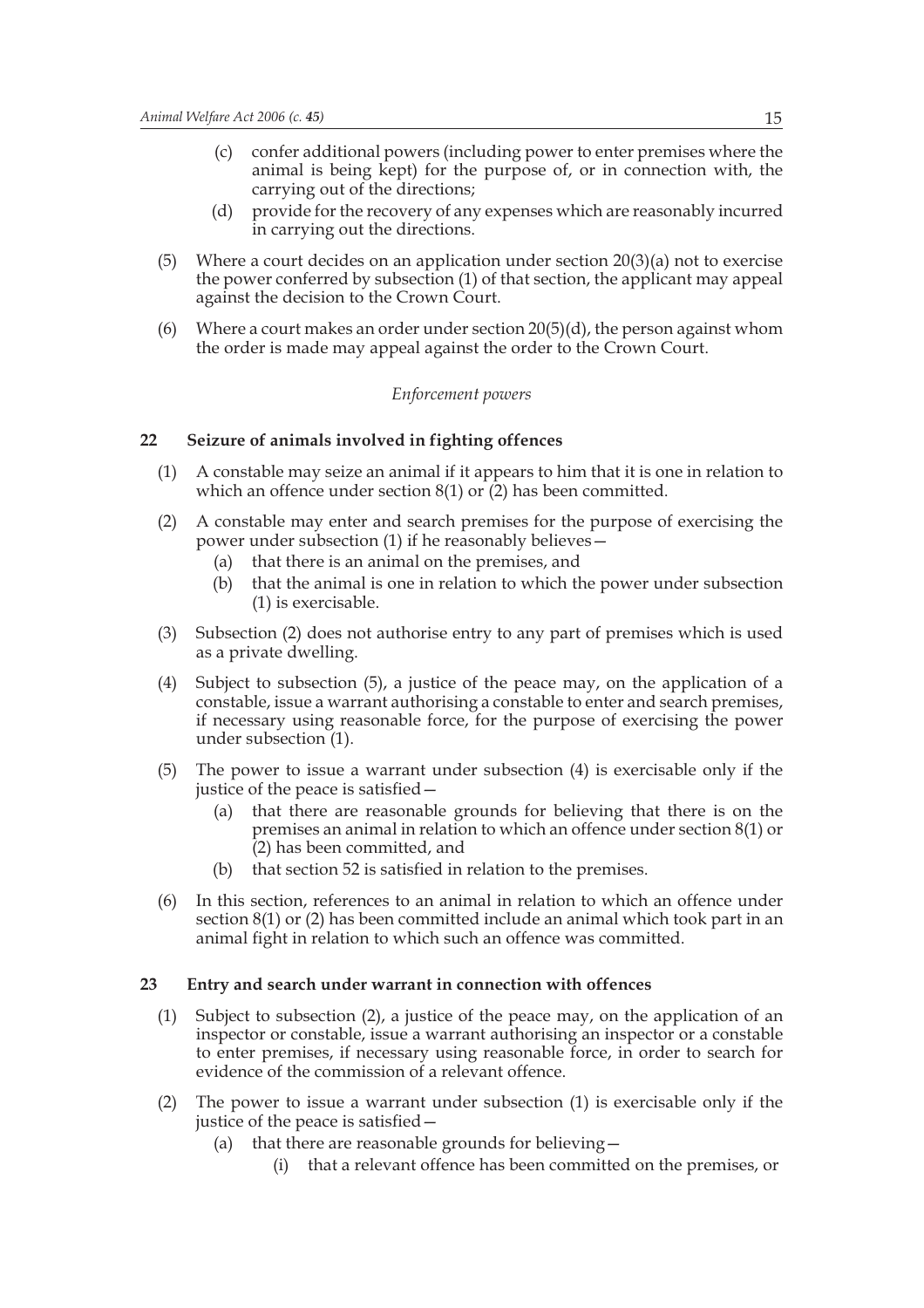(c) confer additional powers (including power to enter premises where the animal is being kept) for the purpose of, or in connection with, the carrying out of the directions;

(d) provide for the recovery of any expenses which are reasonably incurred in carrying out the directions.

(5) Where a court decides on an application under section 20(3)(a) not to exercise the power conferred by subsection (1) of that section, the applicant may appeal against the decision to the Crown Court.

(6) Where a court makes an order under section 20(5)(d), the person against whom the order is made may appeal against the order to the Crown Court.

*Enforcement powers*

### 22 Seizure of animals involved in fighting offences

(1) A constable may seize an animal if it appears to him that it is one in relation to which an offence under section 8(1) or (2) has been committed.

(2) A constable may enter and search premises for the purpose of exercising the power under subsection (1) if he reasonably believes—

(a) that there is an animal on the premises, and

(b) that the animal is one in relation to which the power under subsection (1) is exercisable.

(3) Subsection (2) does not authorise entry to any part of premises which is used as a private dwelling.

(4) Subject to subsection (5), a justice of the peace may, on the application of a constable, issue a warrant authorising a constable to enter and search premises, if necessary using reasonable force, for the purpose of exercising the power under subsection (1).

(5) The power to issue a warrant under subsection (4) is exercisable only if the justice of the peace is satisfied—

(a) that there are reasonable grounds for believing that there is on the premises an animal in relation to which an offence under section 8(1) or (2) has been committed, and

(b) that section 52 is satisfied in relation to the premises.

(6) In this section, references to an animal in relation to which an offence under section 8(1) or (2) has been committed include an animal which took part in an animal fight in relation to which such an offence was committed.

### 23 Entry and search under warrant in connection with offences

(1) Subject to subsection (2), a justice of the peace may, on the application of an inspector or constable, issue a warrant authorising an inspector or a constable to enter premises, if necessary using reasonable force, in order to search for evidence of the commission of a relevant offence.

(2) The power to issue a warrant under subsection (1) is exercisable only if the justice of the peace is satisfied—

(a) that there are reasonable grounds for believing—

(i) that a relevant offence has been committed on the premises, or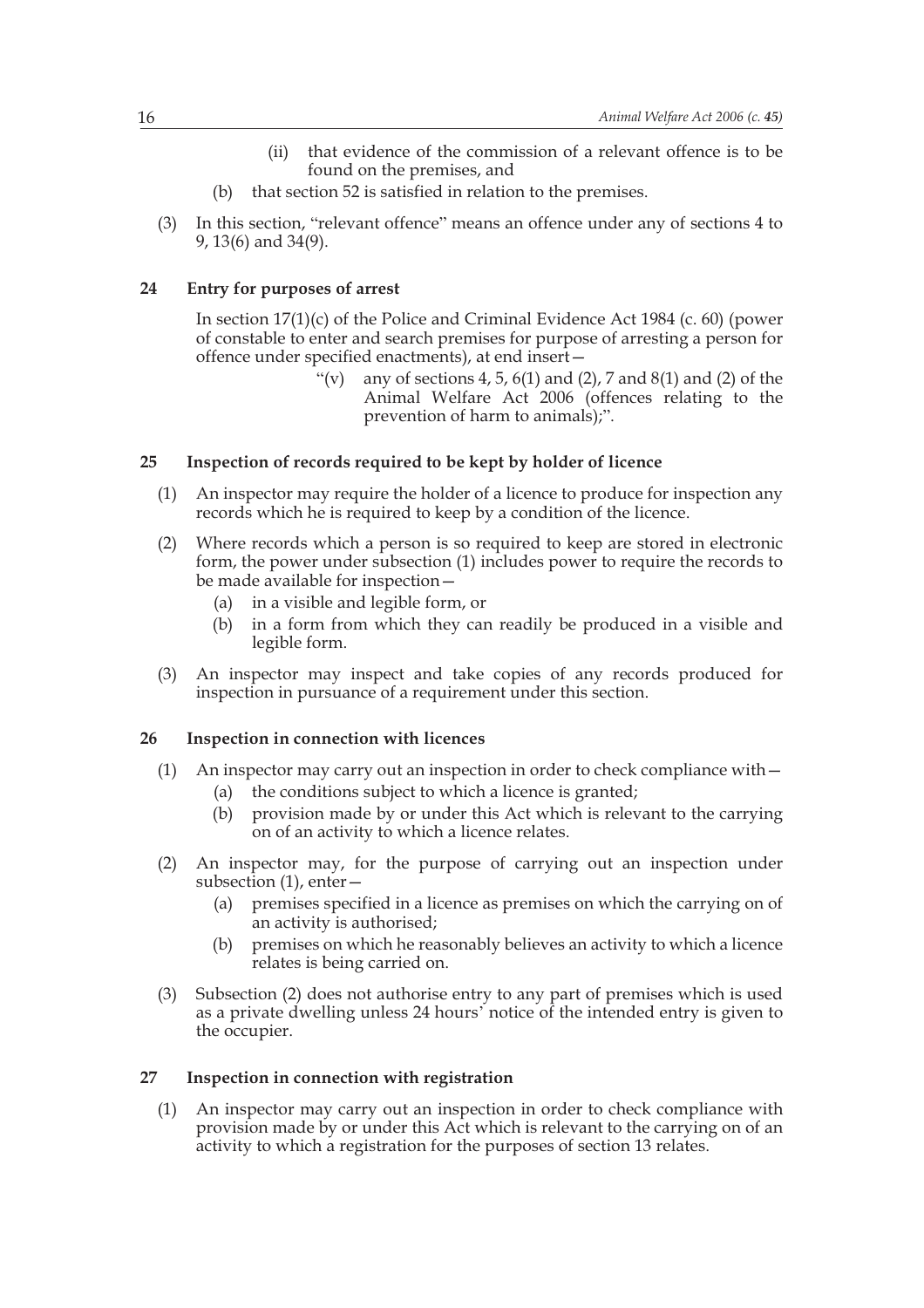(ii) that evidence of the commission of a relevant offence is to be found on the premises, and

(b) that section 52 is satisfied in relation to the premises.

(3) In this section, "relevant offence" means an offence under any of sections 4 to 9, 13(6) and 34(9).

### 24 Entry for purposes of arrest

In section 17(1)(c) of the Police and Criminal Evidence Act 1984 (c. 60) (power of constable to enter and search premises for purpose of arresting a person for offence under specified enactments), at end insert—

> "(v) any of sections 4, 5, 6(1) and (2), 7 and 8(1) and (2) of the Animal Welfare Act 2006 (offences relating to the prevention of harm to animals);".

### 25 Inspection of records required to be kept by holder of licence

(1) An inspector may require the holder of a licence to produce for inspection any records which he is required to keep by a condition of the licence.

(2) Where records which a person is so required to keep are stored in electronic form, the power under subsection (1) includes power to require the records to be made available for inspection—

(a) in a visible and legible form, or

(b) in a form from which they can readily be produced in a visible and legible form.

(3) An inspector may inspect and take copies of any records produced for inspection in pursuance of a requirement under this section.

### 26 Inspection in connection with licences

(1) An inspector may carry out an inspection in order to check compliance with—

(a) the conditions subject to which a licence is granted;

(b) provision made by or under this Act which is relevant to the carrying on of an activity to which a licence relates.

(2) An inspector may, for the purpose of carrying out an inspection under subsection (1), enter—

(a) premises specified in a licence as premises on which the carrying on of an activity is authorised;

(b) premises on which he reasonably believes an activity to which a licence relates is being carried on.

(3) Subsection (2) does not authorise entry to any part of premises which is used as a private dwelling unless 24 hours' notice of the intended entry is given to the occupier.

### 27 Inspection in connection with registration

(1) An inspector may carry out an inspection in order to check compliance with provision made by or under this Act which is relevant to the carrying on of an activity to which a registration for the purposes of section 13 relates.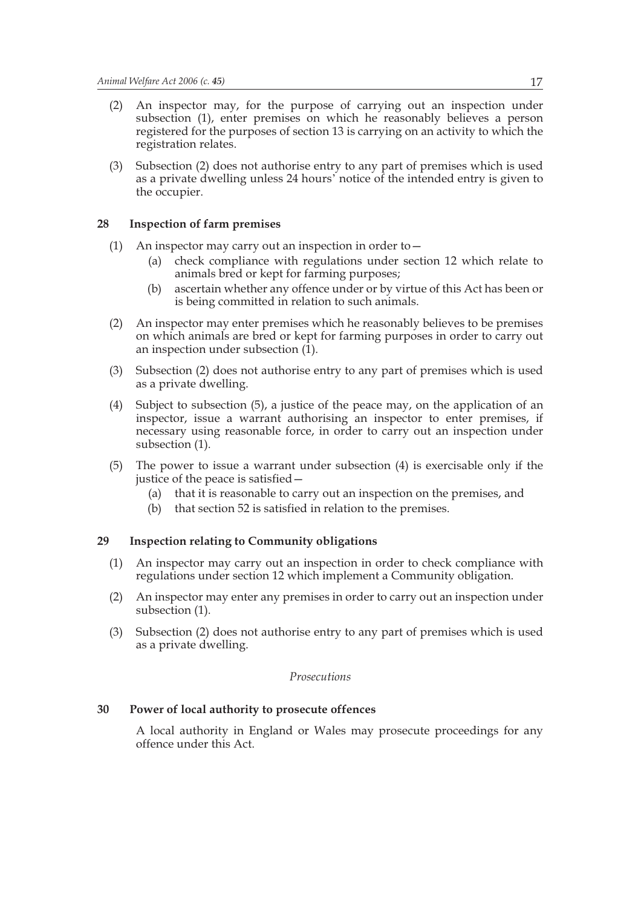(2) An inspector may, for the purpose of carrying out an inspection under subsection (1), enter premises on which he reasonably believes a person registered for the purposes of section 13 is carrying on an activity to which the registration relates.

(3) Subsection (2) does not authorise entry to any part of premises which is used as a private dwelling unless 24 hours' notice of the intended entry is given to the occupier.

### 28 Inspection of farm premises

(1) An inspector may carry out an inspection in order to—
   (a) check compliance with regulations under section 12 which relate to animals bred or kept for farming purposes;
   (b) ascertain whether any offence under or by virtue of this Act has been or is being committed in relation to such animals.

(2) An inspector may enter premises which he reasonably believes to be premises on which animals are bred or kept for farming purposes in order to carry out an inspection under subsection (1).

(3) Subsection (2) does not authorise entry to any part of premises which is used as a private dwelling.

(4) Subject to subsection (5), a justice of the peace may, on the application of an inspector, issue a warrant authorising an inspector to enter premises, if necessary using reasonable force, in order to carry out an inspection under subsection (1).

(5) The power to issue a warrant under subsection (4) is exercisable only if the justice of the peace is satisfied—
   (a) that it is reasonable to carry out an inspection on the premises, and
   (b) that section 52 is satisfied in relation to the premises.

### 29 Inspection relating to Community obligations

(1) An inspector may carry out an inspection in order to check compliance with regulations under section 12 which implement a Community obligation.

(2) An inspector may enter any premises in order to carry out an inspection under subsection (1).

(3) Subsection (2) does not authorise entry to any part of premises which is used as a private dwelling.

*Prosecutions*

### 30 Power of local authority to prosecute offences

A local authority in England or Wales may prosecute proceedings for any offence under this Act.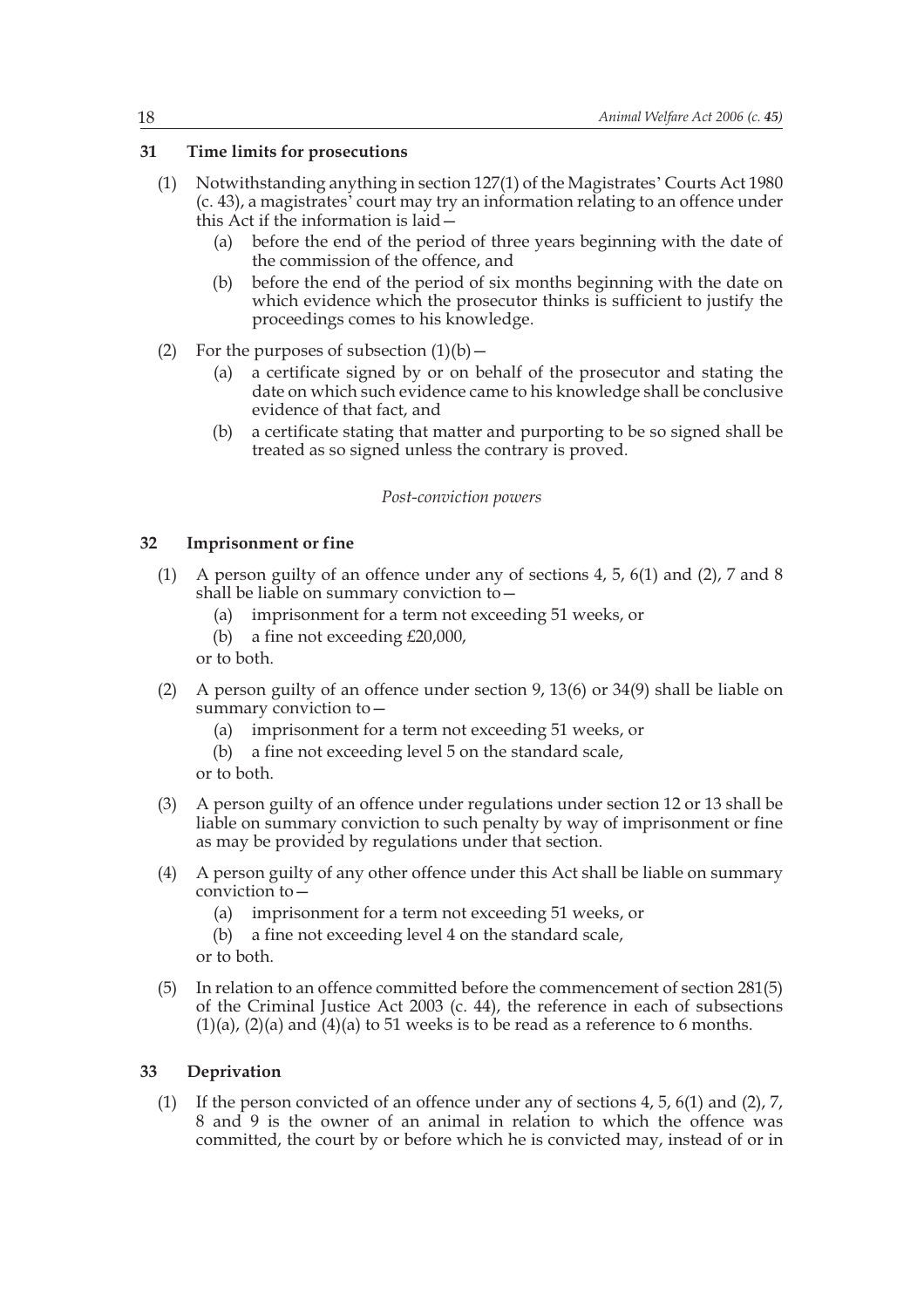## 31 Time limits for prosecutions

(1) Notwithstanding anything in section 127(1) of the Magistrates' Courts Act 1980 (c. 43), a magistrates' court may try an information relating to an offence under this Act if the information is laid—

(a) before the end of the period of three years beginning with the date of the commission of the offence, and

(b) before the end of the period of six months beginning with the date on which evidence which the prosecutor thinks is sufficient to justify the proceedings comes to his knowledge.

(2) For the purposes of subsection (1)(b)—

(a) a certificate signed by or on behalf of the prosecutor and stating the date on which such evidence came to his knowledge shall be conclusive evidence of that fact, and

(b) a certificate stating that matter and purporting to be so signed shall be treated as so signed unless the contrary is proved.

*Post-conviction powers*

## 32 Imprisonment or fine

(1) A person guilty of an offence under any of sections 4, 5, 6(1) and (2), 7 and 8 shall be liable on summary conviction to—

(a) imprisonment for a term not exceeding 51 weeks, or

(b) a fine not exceeding £20,000,

or to both.

(2) A person guilty of an offence under section 9, 13(6) or 34(9) shall be liable on summary conviction to—

(a) imprisonment for a term not exceeding 51 weeks, or

(b) a fine not exceeding level 5 on the standard scale,

or to both.

(3) A person guilty of an offence under regulations under section 12 or 13 shall be liable on summary conviction to such penalty by way of imprisonment or fine as may be provided by regulations under that section.

(4) A person guilty of any other offence under this Act shall be liable on summary conviction to—

(a) imprisonment for a term not exceeding 51 weeks, or

(b) a fine not exceeding level 4 on the standard scale,

or to both.

(5) In relation to an offence committed before the commencement of section 281(5) of the Criminal Justice Act 2003 (c. 44), the reference in each of subsections (1)(a), (2)(a) and (4)(a) to 51 weeks is to be read as a reference to 6 months.

## 33 Deprivation

(1) If the person convicted of an offence under any of sections 4, 5, 6(1) and (2), 7, 8 and 9 is the owner of an animal in relation to which the offence was committed, the court by or before which he is convicted may, instead of or in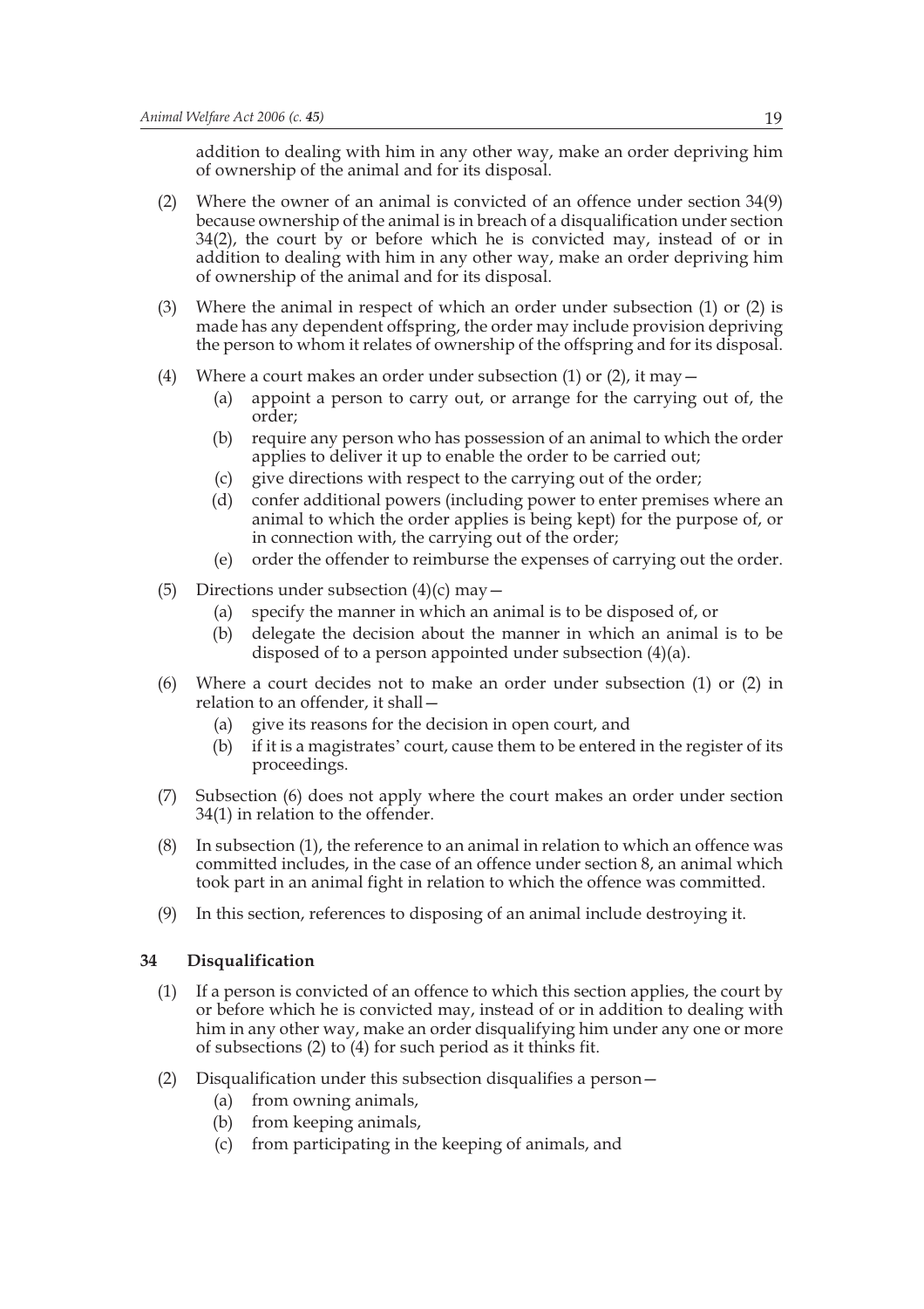addition to dealing with him in any other way, make an order depriving him of ownership of the animal and for its disposal.

(2) Where the owner of an animal is convicted of an offence under section 34(9) because ownership of the animal is in breach of a disqualification under section 34(2), the court by or before which he is convicted may, instead of or in addition to dealing with him in any other way, make an order depriving him of ownership of the animal and for its disposal.

(3) Where the animal in respect of which an order under subsection (1) or (2) is made has any dependent offspring, the order may include provision depriving the person to whom it relates of ownership of the offspring and for its disposal.

(4) Where a court makes an order under subsection (1) or (2), it may—

- (a) appoint a person to carry out, or arrange for the carrying out of, the order;
- (b) require any person who has possession of an animal to which the order applies to deliver it up to enable the order to be carried out;
- (c) give directions with respect to the carrying out of the order;
- (d) confer additional powers (including power to enter premises where an animal to which the order applies is being kept) for the purpose of, or in connection with, the carrying out of the order;
- (e) order the offender to reimburse the expenses of carrying out the order.

(5) Directions under subsection (4)(c) may—

- (a) specify the manner in which an animal is to be disposed of, or
- (b) delegate the decision about the manner in which an animal is to be disposed of to a person appointed under subsection (4)(a).

(6) Where a court decides not to make an order under subsection (1) or (2) in relation to an offender, it shall—

- (a) give its reasons for the decision in open court, and
- (b) if it is a magistrates' court, cause them to be entered in the register of its proceedings.

(7) Subsection (6) does not apply where the court makes an order under section 34(1) in relation to the offender.

(8) In subsection (1), the reference to an animal in relation to which an offence was committed includes, in the case of an offence under section 8, an animal which took part in an animal fight in relation to which the offence was committed.

(9) In this section, references to disposing of an animal include destroying it.

### 34 Disqualification

(1) If a person is convicted of an offence to which this section applies, the court by or before which he is convicted may, instead of or in addition to dealing with him in any other way, make an order disqualifying him under any one or more of subsections (2) to (4) for such period as it thinks fit.

(2) Disqualification under this subsection disqualifies a person—

- (a) from owning animals,
- (b) from keeping animals,
- (c) from participating in the keeping of animals, and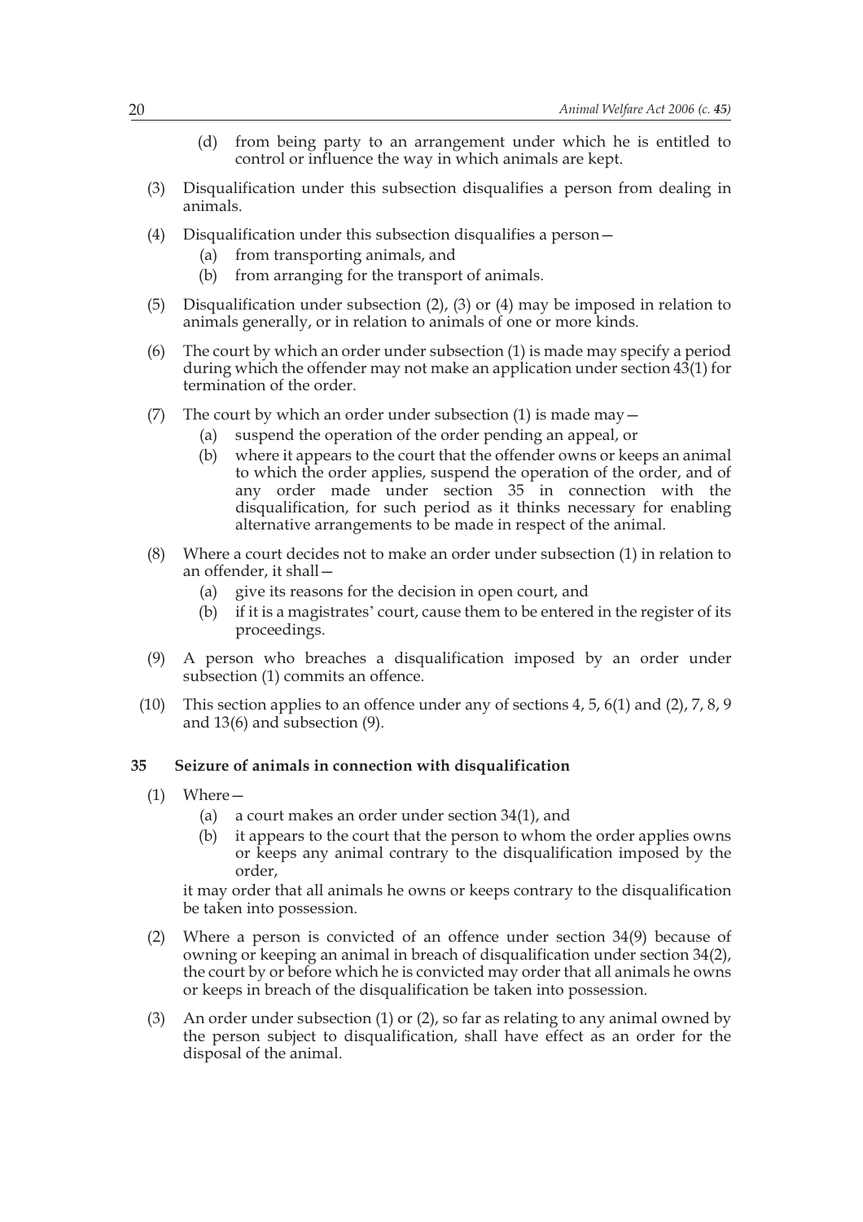(d) from being party to an arrangement under which he is entitled to control or influence the way in which animals are kept.

(3) Disqualification under this subsection disqualifies a person from dealing in animals.

(4) Disqualification under this subsection disqualifies a person—

(a) from transporting animals, and

(b) from arranging for the transport of animals.

(5) Disqualification under subsection (2), (3) or (4) may be imposed in relation to animals generally, or in relation to animals of one or more kinds.

(6) The court by which an order under subsection (1) is made may specify a period during which the offender may not make an application under section 43(1) for termination of the order.

(7) The court by which an order under subsection (1) is made may—

(a) suspend the operation of the order pending an appeal, or

(b) where it appears to the court that the offender owns or keeps an animal to which the order applies, suspend the operation of the order, and of any order made under section 35 in connection with the disqualification, for such period as it thinks necessary for enabling alternative arrangements to be made in respect of the animal.

(8) Where a court decides not to make an order under subsection (1) in relation to an offender, it shall—

(a) give its reasons for the decision in open court, and

(b) if it is a magistrates' court, cause them to be entered in the register of its proceedings.

(9) A person who breaches a disqualification imposed by an order under subsection (1) commits an offence.

(10) This section applies to an offence under any of sections 4, 5, 6(1) and (2), 7, 8, 9 and 13(6) and subsection (9).

### 35 Seizure of animals in connection with disqualification

(1) Where—

(a) a court makes an order under section 34(1), and

(b) it appears to the court that the person to whom the order applies owns or keeps any animal contrary to the disqualification imposed by the order,

it may order that all animals he owns or keeps contrary to the disqualification be taken into possession.

(2) Where a person is convicted of an offence under section 34(9) because of owning or keeping an animal in breach of disqualification under section 34(2), the court by or before which he is convicted may order that all animals he owns or keeps in breach of the disqualification be taken into possession.

(3) An order under subsection (1) or (2), so far as relating to any animal owned by the person subject to disqualification, shall have effect as an order for the disposal of the animal.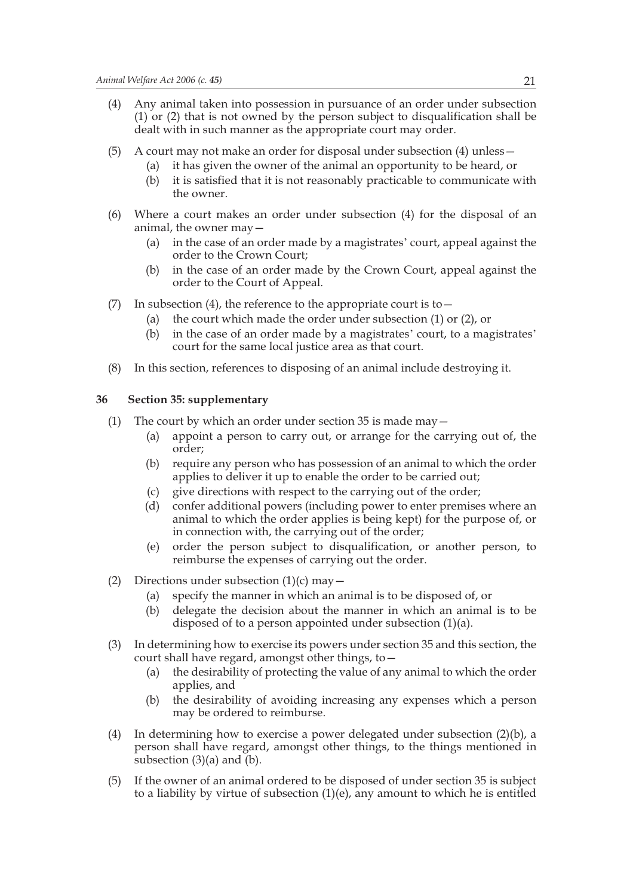(4) Any animal taken into possession in pursuance of an order under subsection (1) or (2) that is not owned by the person subject to disqualification shall be dealt with in such manner as the appropriate court may order.

(5) A court may not make an order for disposal under subsection (4) unless—

- (a) it has given the owner of the animal an opportunity to be heard, or
- (b) it is satisfied that it is not reasonably practicable to communicate with the owner.

(6) Where a court makes an order under subsection (4) for the disposal of an animal, the owner may—

- (a) in the case of an order made by a magistrates' court, appeal against the order to the Crown Court;
- (b) in the case of an order made by the Crown Court, appeal against the order to the Court of Appeal.

(7) In subsection (4), the reference to the appropriate court is to—

- (a) the court which made the order under subsection (1) or (2), or
- (b) in the case of an order made by a magistrates' court, to a magistrates' court for the same local justice area as that court.

(8) In this section, references to disposing of an animal include destroying it.

### 36 Section 35: supplementary

(1) The court by which an order under section 35 is made may—

- (a) appoint a person to carry out, or arrange for the carrying out of, the order;
- (b) require any person who has possession of an animal to which the order applies to deliver it up to enable the order to be carried out;
- (c) give directions with respect to the carrying out of the order;
- (d) confer additional powers (including power to enter premises where an animal to which the order applies is being kept) for the purpose of, or in connection with, the carrying out of the order;
- (e) order the person subject to disqualification, or another person, to reimburse the expenses of carrying out the order.

(2) Directions under subsection (1)(c) may—

- (a) specify the manner in which an animal is to be disposed of, or
- (b) delegate the decision about the manner in which an animal is to be disposed of to a person appointed under subsection (1)(a).

(3) In determining how to exercise its powers under section 35 and this section, the court shall have regard, amongst other things, to—

- (a) the desirability of protecting the value of any animal to which the order applies, and
- (b) the desirability of avoiding increasing any expenses which a person may be ordered to reimburse.

(4) In determining how to exercise a power delegated under subsection (2)(b), a person shall have regard, amongst other things, to the things mentioned in subsection (3)(a) and (b).

(5) If the owner of an animal ordered to be disposed of under section 35 is subject to a liability by virtue of subsection (1)(e), any amount to which he is entitled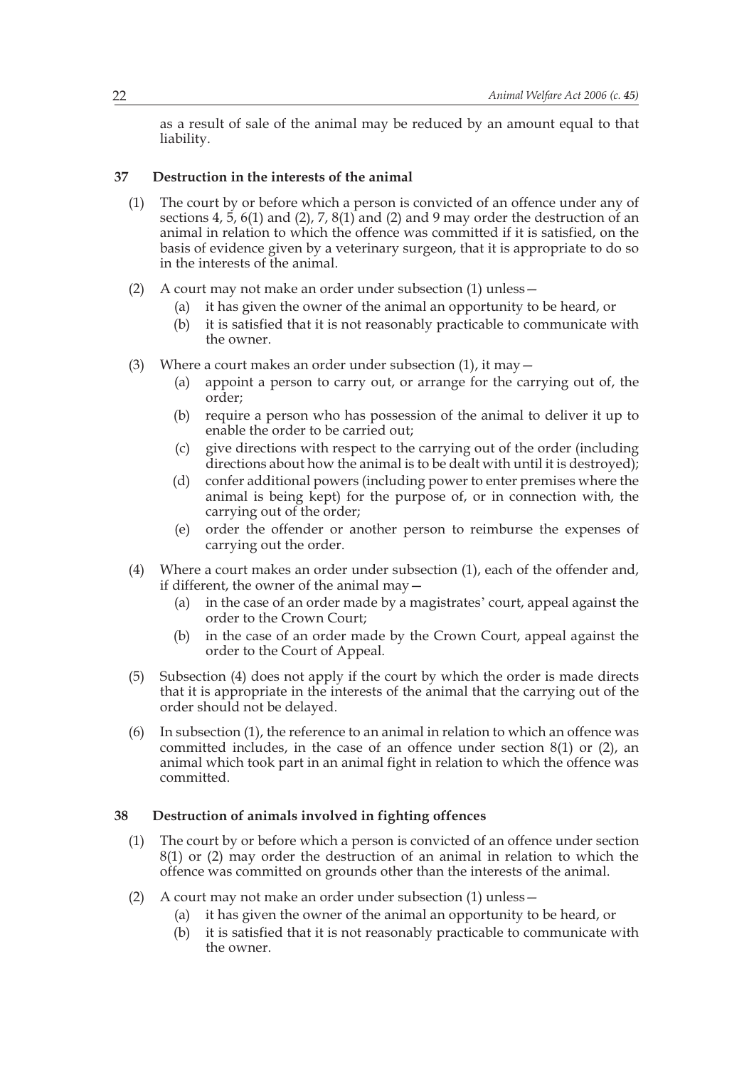as a result of sale of the animal may be reduced by an amount equal to that liability.

### 37 Destruction in the interests of the animal

(1) The court by or before which a person is convicted of an offence under any of sections 4, 5, 6(1) and (2), 7, 8(1) and (2) and 9 may order the destruction of an animal in relation to which the offence was committed if it is satisfied, on the basis of evidence given by a veterinary surgeon, that it is appropriate to do so in the interests of the animal.

(2) A court may not make an order under subsection (1) unless—
  - (a) it has given the owner of the animal an opportunity to be heard, or
  - (b) it is satisfied that it is not reasonably practicable to communicate with the owner.

(3) Where a court makes an order under subsection (1), it may—
  - (a) appoint a person to carry out, or arrange for the carrying out of, the order;
  - (b) require a person who has possession of the animal to deliver it up to enable the order to be carried out;
  - (c) give directions with respect to the carrying out of the order (including directions about how the animal is to be dealt with until it is destroyed);
  - (d) confer additional powers (including power to enter premises where the animal is being kept) for the purpose of, or in connection with, the carrying out of the order;
  - (e) order the offender or another person to reimburse the expenses of carrying out the order.

(4) Where a court makes an order under subsection (1), each of the offender and, if different, the owner of the animal may—
  - (a) in the case of an order made by a magistrates' court, appeal against the order to the Crown Court;
  - (b) in the case of an order made by the Crown Court, appeal against the order to the Court of Appeal.

(5) Subsection (4) does not apply if the court by which the order is made directs that it is appropriate in the interests of the animal that the carrying out of the order should not be delayed.

(6) In subsection (1), the reference to an animal in relation to which an offence was committed includes, in the case of an offence under section 8(1) or (2), an animal which took part in an animal fight in relation to which the offence was committed.

### 38 Destruction of animals involved in fighting offences

(1) The court by or before which a person is convicted of an offence under section 8(1) or (2) may order the destruction of an animal in relation to which the offence was committed on grounds other than the interests of the animal.

(2) A court may not make an order under subsection (1) unless—
  - (a) it has given the owner of the animal an opportunity to be heard, or
  - (b) it is satisfied that it is not reasonably practicable to communicate with the owner.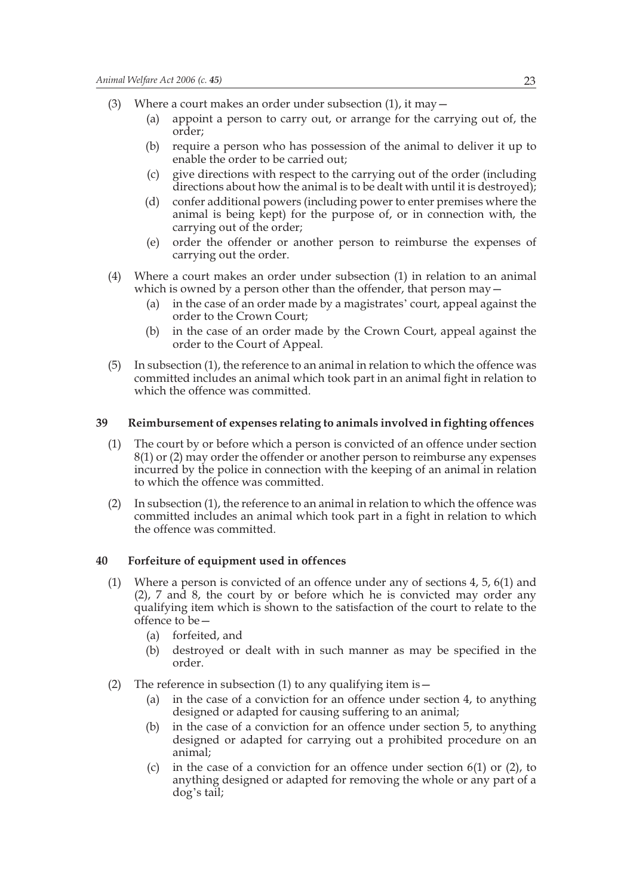(3) Where a court makes an order under subsection (1), it may—

   (a) appoint a person to carry out, or arrange for the carrying out of, the order;

   (b) require a person who has possession of the animal to deliver it up to enable the order to be carried out;

   (c) give directions with respect to the carrying out of the order (including directions about how the animal is to be dealt with until it is destroyed);

   (d) confer additional powers (including power to enter premises where the animal is being kept) for the purpose of, or in connection with, the carrying out of the order;

   (e) order the offender or another person to reimburse the expenses of carrying out the order.

(4) Where a court makes an order under subsection (1) in relation to an animal which is owned by a person other than the offender, that person may—

   (a) in the case of an order made by a magistrates' court, appeal against the order to the Crown Court;

   (b) in the case of an order made by the Crown Court, appeal against the order to the Court of Appeal.

(5) In subsection (1), the reference to an animal in relation to which the offence was committed includes an animal which took part in an animal fight in relation to which the offence was committed.

### 39 Reimbursement of expenses relating to animals involved in fighting offences

(1) The court by or before which a person is convicted of an offence under section 8(1) or (2) may order the offender or another person to reimburse any expenses incurred by the police in connection with the keeping of an animal in relation to which the offence was committed.

(2) In subsection (1), the reference to an animal in relation to which the offence was committed includes an animal which took part in a fight in relation to which the offence was committed.

### 40 Forfeiture of equipment used in offences

(1) Where a person is convicted of an offence under any of sections 4, 5, 6(1) and (2), 7 and 8, the court by or before which he is convicted may order any qualifying item which is shown to the satisfaction of the court to relate to the offence to be—

   (a) forfeited, and

   (b) destroyed or dealt with in such manner as may be specified in the order.

(2) The reference in subsection (1) to any qualifying item is—

   (a) in the case of a conviction for an offence under section 4, to anything designed or adapted for causing suffering to an animal;

   (b) in the case of a conviction for an offence under section 5, to anything designed or adapted for carrying out a prohibited procedure on an animal;

   (c) in the case of a conviction for an offence under section 6(1) or (2), to anything designed or adapted for removing the whole or any part of a dog's tail;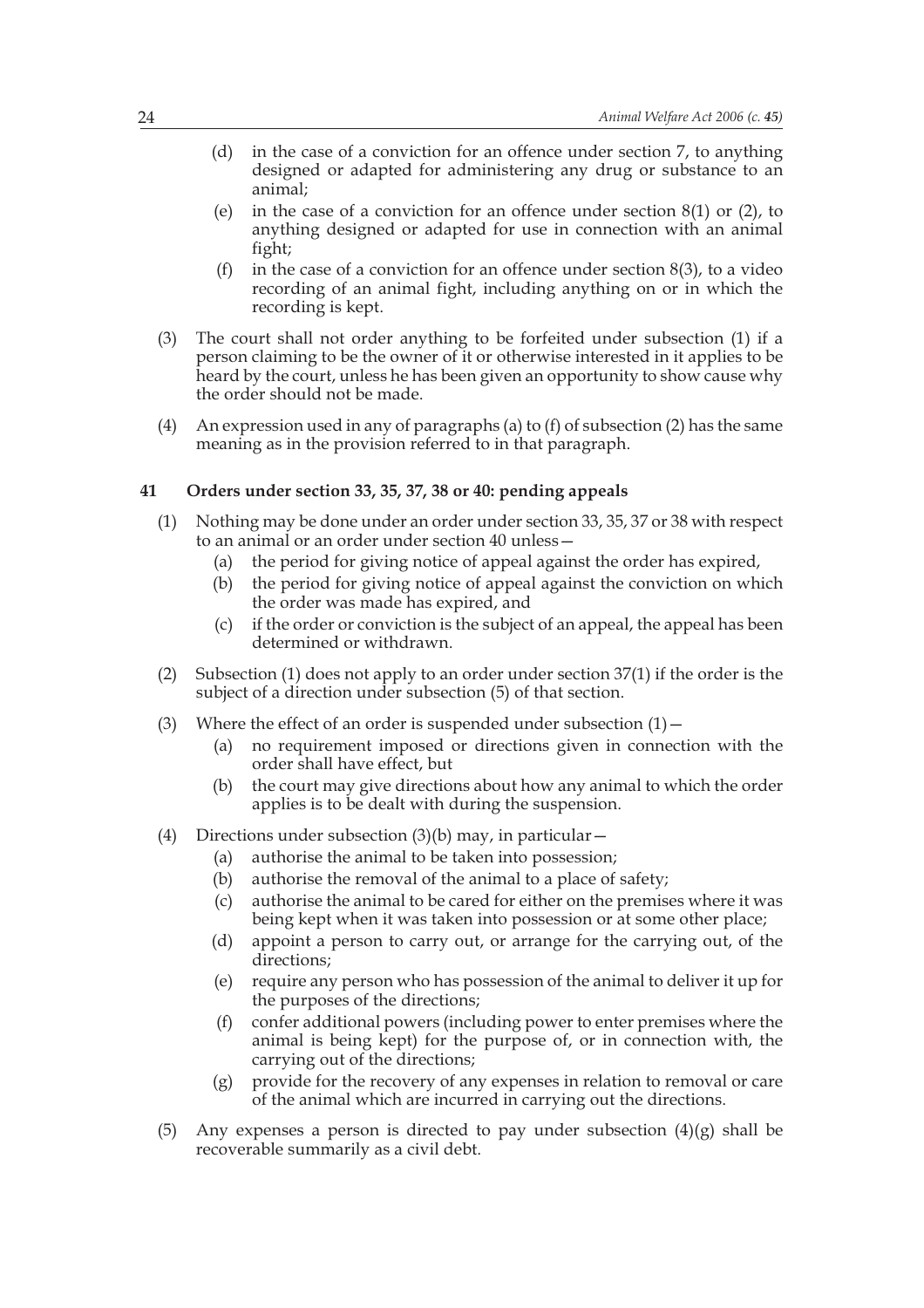(d) in the case of a conviction for an offence under section 7, to anything designed or adapted for administering any drug or substance to an animal;

(e) in the case of a conviction for an offence under section 8(1) or (2), to anything designed or adapted for use in connection with an animal fight;

(f) in the case of a conviction for an offence under section 8(3), to a video recording of an animal fight, including anything on or in which the recording is kept.

(3) The court shall not order anything to be forfeited under subsection (1) if a person claiming to be the owner of it or otherwise interested in it applies to be heard by the court, unless he has been given an opportunity to show cause why the order should not be made.

(4) An expression used in any of paragraphs (a) to (f) of subsection (2) has the same meaning as in the provision referred to in that paragraph.

### 41 Orders under section 33, 35, 37, 38 or 40: pending appeals

(1) Nothing may be done under an order under section 33, 35, 37 or 38 with respect to an animal or an order under section 40 unless—

(a) the period for giving notice of appeal against the order has expired,

(b) the period for giving notice of appeal against the conviction on which the order was made has expired, and

(c) if the order or conviction is the subject of an appeal, the appeal has been determined or withdrawn.

(2) Subsection (1) does not apply to an order under section 37(1) if the order is the subject of a direction under subsection (5) of that section.

(3) Where the effect of an order is suspended under subsection (1)—

(a) no requirement imposed or directions given in connection with the order shall have effect, but

(b) the court may give directions about how any animal to which the order applies is to be dealt with during the suspension.

(4) Directions under subsection (3)(b) may, in particular—

(a) authorise the animal to be taken into possession;

(b) authorise the removal of the animal to a place of safety;

(c) authorise the animal to be cared for either on the premises where it was being kept when it was taken into possession or at some other place;

(d) appoint a person to carry out, or arrange for the carrying out, of the directions;

(e) require any person who has possession of the animal to deliver it up for the purposes of the directions;

(f) confer additional powers (including power to enter premises where the animal is being kept) for the purpose of, or in connection with, the carrying out of the directions;

(g) provide for the recovery of any expenses in relation to removal or care of the animal which are incurred in carrying out the directions.

(5) Any expenses a person is directed to pay under subsection (4)(g) shall be recoverable summarily as a civil debt.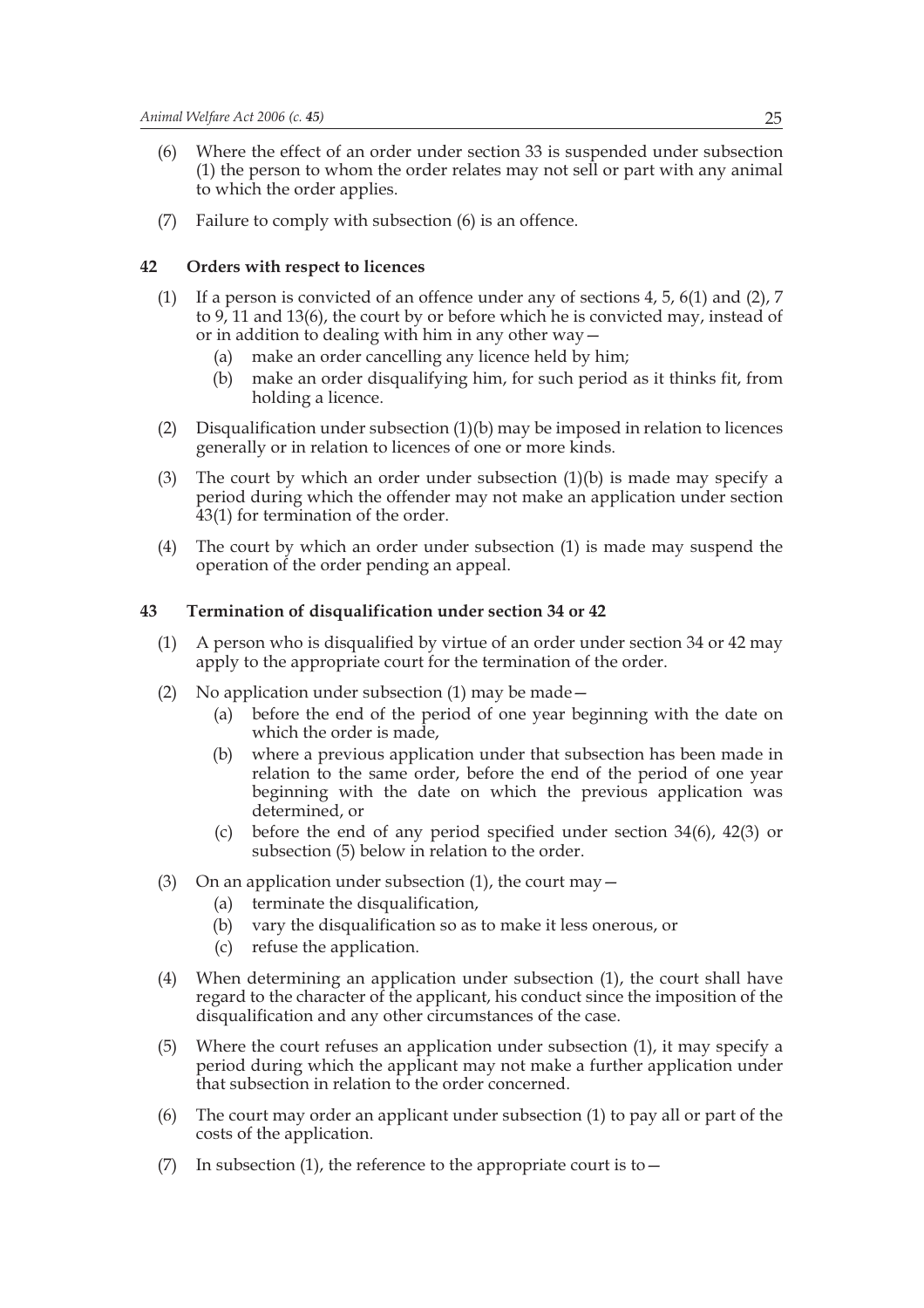(6) Where the effect of an order under section 33 is suspended under subsection (1) the person to whom the order relates may not sell or part with any animal to which the order applies.

(7) Failure to comply with subsection (6) is an offence.

### 42 Orders with respect to licences

(1) If a person is convicted of an offence under any of sections 4, 5, 6(1) and (2), 7 to 9, 11 and 13(6), the court by or before which he is convicted may, instead of or in addition to dealing with him in any other way—

  (a) make an order cancelling any licence held by him;

  (b) make an order disqualifying him, for such period as it thinks fit, from holding a licence.

(2) Disqualification under subsection (1)(b) may be imposed in relation to licences generally or in relation to licences of one or more kinds.

(3) The court by which an order under subsection (1)(b) is made may specify a period during which the offender may not make an application under section 43(1) for termination of the order.

(4) The court by which an order under subsection (1) is made may suspend the operation of the order pending an appeal.

### 43 Termination of disqualification under section 34 or 42

(1) A person who is disqualified by virtue of an order under section 34 or 42 may apply to the appropriate court for the termination of the order.

(2) No application under subsection (1) may be made—

  (a) before the end of the period of one year beginning with the date on which the order is made,

  (b) where a previous application under that subsection has been made in relation to the same order, before the end of the period of one year beginning with the date on which the previous application was determined, or

  (c) before the end of any period specified under section 34(6), 42(3) or subsection (5) below in relation to the order.

(3) On an application under subsection (1), the court may—

  (a) terminate the disqualification,

  (b) vary the disqualification so as to make it less onerous, or

  (c) refuse the application.

(4) When determining an application under subsection (1), the court shall have regard to the character of the applicant, his conduct since the imposition of the disqualification and any other circumstances of the case.

(5) Where the court refuses an application under subsection (1), it may specify a period during which the applicant may not make a further application under that subsection in relation to the order concerned.

(6) The court may order an applicant under subsection (1) to pay all or part of the costs of the application.

(7) In subsection (1), the reference to the appropriate court is to—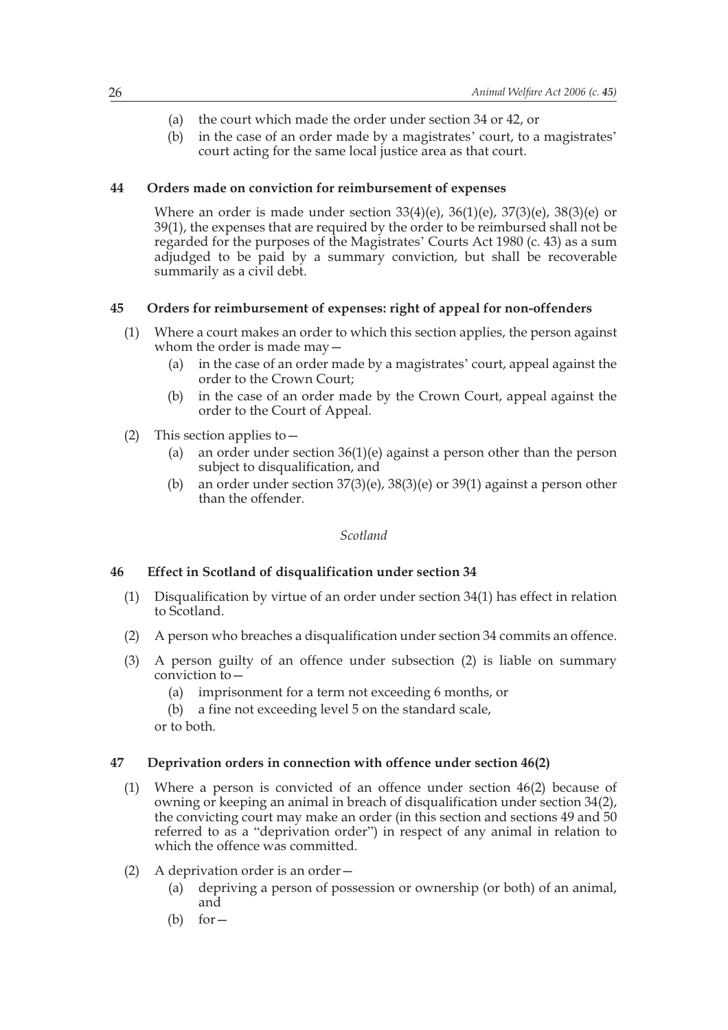(a) the court which made the order under section 34 or 42, or

(b) in the case of an order made by a magistrates' court, to a magistrates' court acting for the same local justice area as that court.

### 44 Orders made on conviction for reimbursement of expenses

Where an order is made under section 33(4)(e), 36(1)(e), 37(3)(e), 38(3)(e) or 39(1), the expenses that are required by the order to be reimbursed shall not be regarded for the purposes of the Magistrates' Courts Act 1980 (c. 43) as a sum adjudged to be paid by a summary conviction, but shall be recoverable summarily as a civil debt.

### 45 Orders for reimbursement of expenses: right of appeal for non-offenders

(1) Where a court makes an order to which this section applies, the person against whom the order is made may—

  (a) in the case of an order made by a magistrates' court, appeal against the order to the Crown Court;

  (b) in the case of an order made by the Crown Court, appeal against the order to the Court of Appeal.

(2) This section applies to—

  (a) an order under section 36(1)(e) against a person other than the person subject to disqualification, and

  (b) an order under section 37(3)(e), 38(3)(e) or 39(1) against a person other than the offender.

*Scotland*

### 46 Effect in Scotland of disqualification under section 34

(1) Disqualification by virtue of an order under section 34(1) has effect in relation to Scotland.

(2) A person who breaches a disqualification under section 34 commits an offence.

(3) A person guilty of an offence under subsection (2) is liable on summary conviction to—

  (a) imprisonment for a term not exceeding 6 months, or

  (b) a fine not exceeding level 5 on the standard scale,

or to both.

### 47 Deprivation orders in connection with offence under section 46(2)

(1) Where a person is convicted of an offence under section 46(2) because of owning or keeping an animal in breach of disqualification under section 34(2), the convicting court may make an order (in this section and sections 49 and 50 referred to as a "deprivation order") in respect of any animal in relation to which the offence was committed.

(2) A deprivation order is an order—

  (a) depriving a person of possession or ownership (or both) of an animal, and

  (b) for—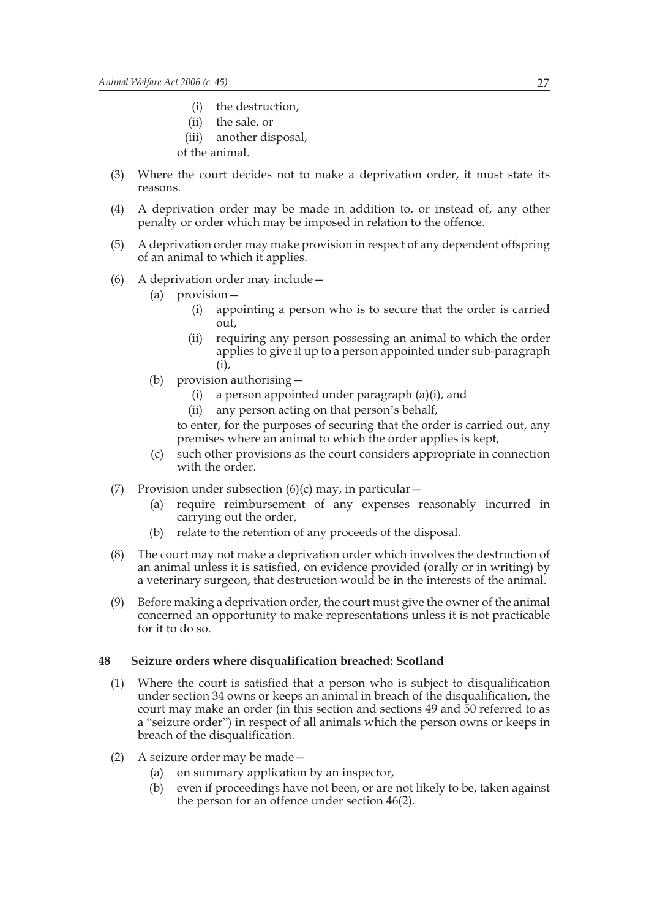(i) the destruction,

(ii) the sale, or

(iii) another disposal,

of the animal.

(3) Where the court decides not to make a deprivation order, it must state its reasons.

(4) A deprivation order may be made in addition to, or instead of, any other penalty or order which may be imposed in relation to the offence.

(5) A deprivation order may make provision in respect of any dependent offspring of an animal to which it applies.

(6) A deprivation order may include—

(a) provision—

(i) appointing a person who is to secure that the order is carried out,

(ii) requiring any person possessing an animal to which the order applies to give it up to a person appointed under sub-paragraph (i),

(b) provision authorising—

(i) a person appointed under paragraph (a)(i), and

(ii) any person acting on that person's behalf,

to enter, for the purposes of securing that the order is carried out, any premises where an animal to which the order applies is kept,

(c) such other provisions as the court considers appropriate in connection with the order.

(7) Provision under subsection (6)(c) may, in particular—

(a) require reimbursement of any expenses reasonably incurred in carrying out the order,

(b) relate to the retention of any proceeds of the disposal.

(8) The court may not make a deprivation order which involves the destruction of an animal unless it is satisfied, on evidence provided (orally or in writing) by a veterinary surgeon, that destruction would be in the interests of the animal.

(9) Before making a deprivation order, the court must give the owner of the animal concerned an opportunity to make representations unless it is not practicable for it to do so.

**48 Seizure orders where disqualification breached: Scotland**

(1) Where the court is satisfied that a person who is subject to disqualification under section 34 owns or keeps an animal in breach of the disqualification, the court may make an order (in this section and sections 49 and 50 referred to as a "seizure order") in respect of all animals which the person owns or keeps in breach of the disqualification.

(2) A seizure order may be made—

(a) on summary application by an inspector,

(b) even if proceedings have not been, or are not likely to be, taken against the person for an offence under section 46(2).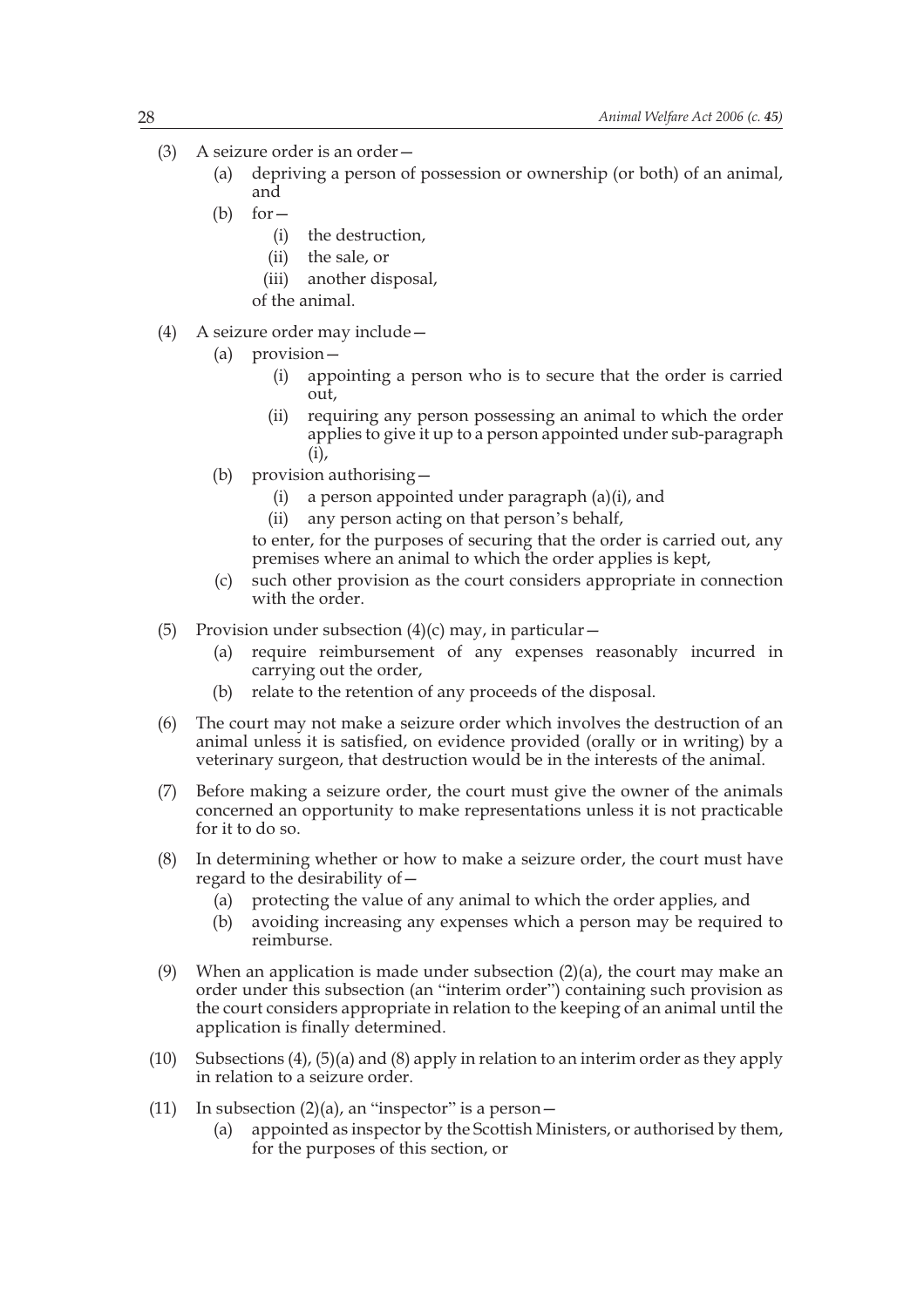(3) A seizure order is an order—

   (a) depriving a person of possession or ownership (or both) of an animal, and

   (b) for—

      (i) the destruction,

      (ii) the sale, or

      (iii) another disposal,

   of the animal.

(4) A seizure order may include—

   (a) provision—

      (i) appointing a person who is to secure that the order is carried out,

      (ii) requiring any person possessing an animal to which the order applies to give it up to a person appointed under sub-paragraph (i),

   (b) provision authorising—

      (i) a person appointed under paragraph (a)(i), and

      (ii) any person acting on that person's behalf,

   to enter, for the purposes of securing that the order is carried out, any premises where an animal to which the order applies is kept,

   (c) such other provision as the court considers appropriate in connection with the order.

(5) Provision under subsection (4)(c) may, in particular—

   (a) require reimbursement of any expenses reasonably incurred in carrying out the order,

   (b) relate to the retention of any proceeds of the disposal.

(6) The court may not make a seizure order which involves the destruction of an animal unless it is satisfied, on evidence provided (orally or in writing) by a veterinary surgeon, that destruction would be in the interests of the animal.

(7) Before making a seizure order, the court must give the owner of the animals concerned an opportunity to make representations unless it is not practicable for it to do so.

(8) In determining whether or how to make a seizure order, the court must have regard to the desirability of—

   (a) protecting the value of any animal to which the order applies, and

   (b) avoiding increasing any expenses which a person may be required to reimburse.

(9) When an application is made under subsection (2)(a), the court may make an order under this subsection (an "interim order") containing such provision as the court considers appropriate in relation to the keeping of an animal until the application is finally determined.

(10) Subsections (4), (5)(a) and (8) apply in relation to an interim order as they apply in relation to a seizure order.

(11) In subsection (2)(a), an "inspector" is a person—

   (a) appointed as inspector by the Scottish Ministers, or authorised by them, for the purposes of this section, or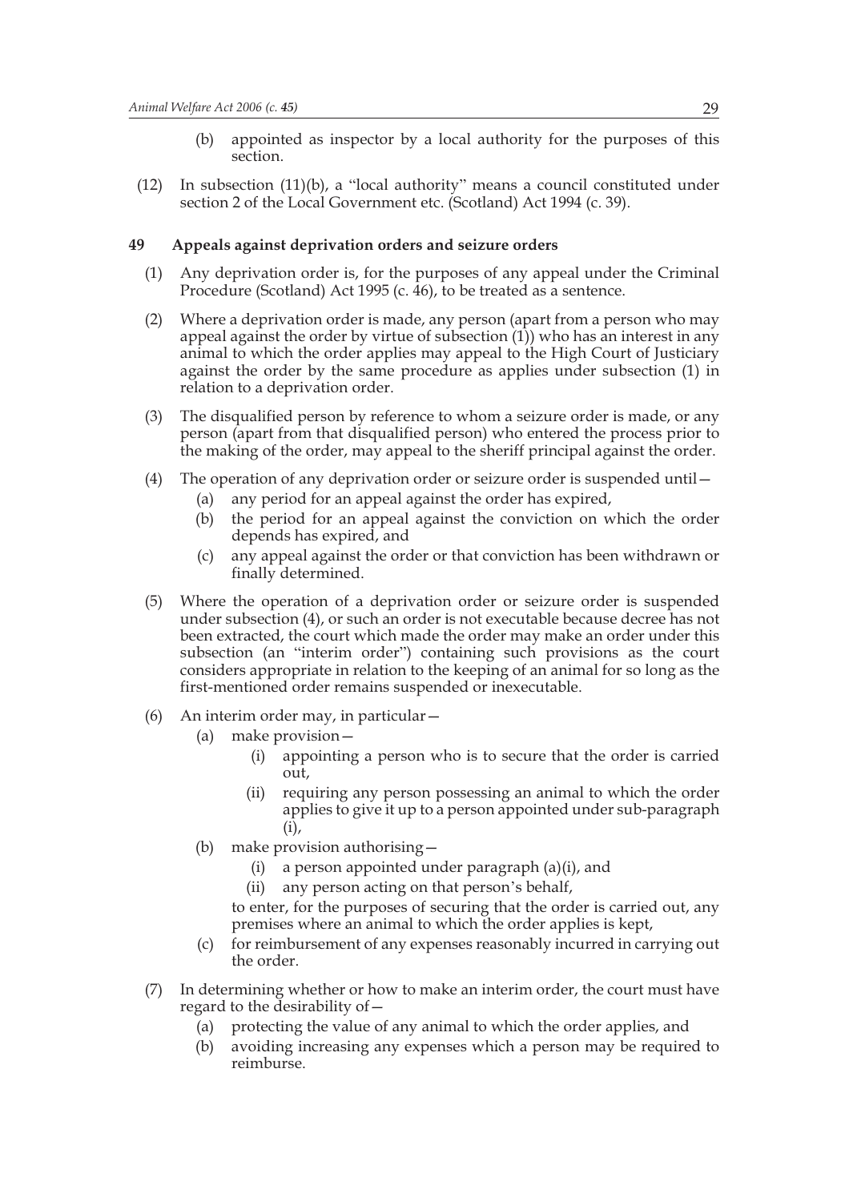(b) appointed as inspector by a local authority for the purposes of this section.

(12) In subsection (11)(b), a "local authority" means a council constituted under section 2 of the Local Government etc. (Scotland) Act 1994 (c. 39).

### 49 Appeals against deprivation orders and seizure orders

(1) Any deprivation order is, for the purposes of any appeal under the Criminal Procedure (Scotland) Act 1995 (c. 46), to be treated as a sentence.

(2) Where a deprivation order is made, any person (apart from a person who may appeal against the order by virtue of subsection (1)) who has an interest in any animal to which the order applies may appeal to the High Court of Justiciary against the order by the same procedure as applies under subsection (1) in relation to a deprivation order.

(3) The disqualified person by reference to whom a seizure order is made, or any person (apart from that disqualified person) who entered the process prior to the making of the order, may appeal to the sheriff principal against the order.

(4) The operation of any deprivation order or seizure order is suspended until—

- (a) any period for an appeal against the order has expired,
- (b) the period for an appeal against the conviction on which the order depends has expired, and
- (c) any appeal against the order or that conviction has been withdrawn or finally determined.

(5) Where the operation of a deprivation order or seizure order is suspended under subsection (4), or such an order is not executable because decree has not been extracted, the court which made the order may make an order under this subsection (an "interim order") containing such provisions as the court considers appropriate in relation to the keeping of an animal for so long as the first-mentioned order remains suspended or inexecutable.

(6) An interim order may, in particular—

- (a) make provision—
  - (i) appointing a person who is to secure that the order is carried out,
  - (ii) requiring any person possessing an animal to which the order applies to give it up to a person appointed under sub-paragraph (i),
- (b) make provision authorising—
  - (i) a person appointed under paragraph (a)(i), and
  - (ii) any person acting on that person's behalf,

  to enter, for the purposes of securing that the order is carried out, any premises where an animal to which the order applies is kept,
- (c) for reimbursement of any expenses reasonably incurred in carrying out the order.

(7) In determining whether or how to make an interim order, the court must have regard to the desirability of—

- (a) protecting the value of any animal to which the order applies, and
- (b) avoiding increasing any expenses which a person may be required to reimburse.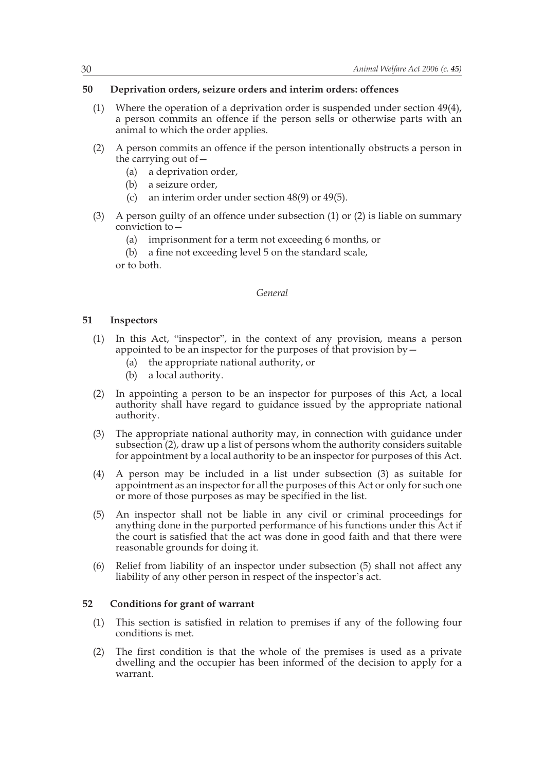### 50 Deprivation orders, seizure orders and interim orders: offences

(1) Where the operation of a deprivation order is suspended under section 49(4), a person commits an offence if the person sells or otherwise parts with an animal to which the order applies.

(2) A person commits an offence if the person intentionally obstructs a person in the carrying out of—

- (a) a deprivation order,
- (b) a seizure order,
- (c) an interim order under section 48(9) or 49(5).

(3) A person guilty of an offence under subsection (1) or (2) is liable on summary conviction to—

- (a) imprisonment for a term not exceeding 6 months, or
- (b) a fine not exceeding level 5 on the standard scale,

or to both.

*General*

### 51 Inspectors

(1) In this Act, "inspector", in the context of any provision, means a person appointed to be an inspector for the purposes of that provision by—

- (a) the appropriate national authority, or
- (b) a local authority.

(2) In appointing a person to be an inspector for purposes of this Act, a local authority shall have regard to guidance issued by the appropriate national authority.

(3) The appropriate national authority may, in connection with guidance under subsection (2), draw up a list of persons whom the authority considers suitable for appointment by a local authority to be an inspector for purposes of this Act.

(4) A person may be included in a list under subsection (3) as suitable for appointment as an inspector for all the purposes of this Act or only for such one or more of those purposes as may be specified in the list.

(5) An inspector shall not be liable in any civil or criminal proceedings for anything done in the purported performance of his functions under this Act if the court is satisfied that the act was done in good faith and that there were reasonable grounds for doing it.

(6) Relief from liability of an inspector under subsection (5) shall not affect any liability of any other person in respect of the inspector's act.

### 52 Conditions for grant of warrant

(1) This section is satisfied in relation to premises if any of the following four conditions is met.

(2) The first condition is that the whole of the premises is used as a private dwelling and the occupier has been informed of the decision to apply for a warrant.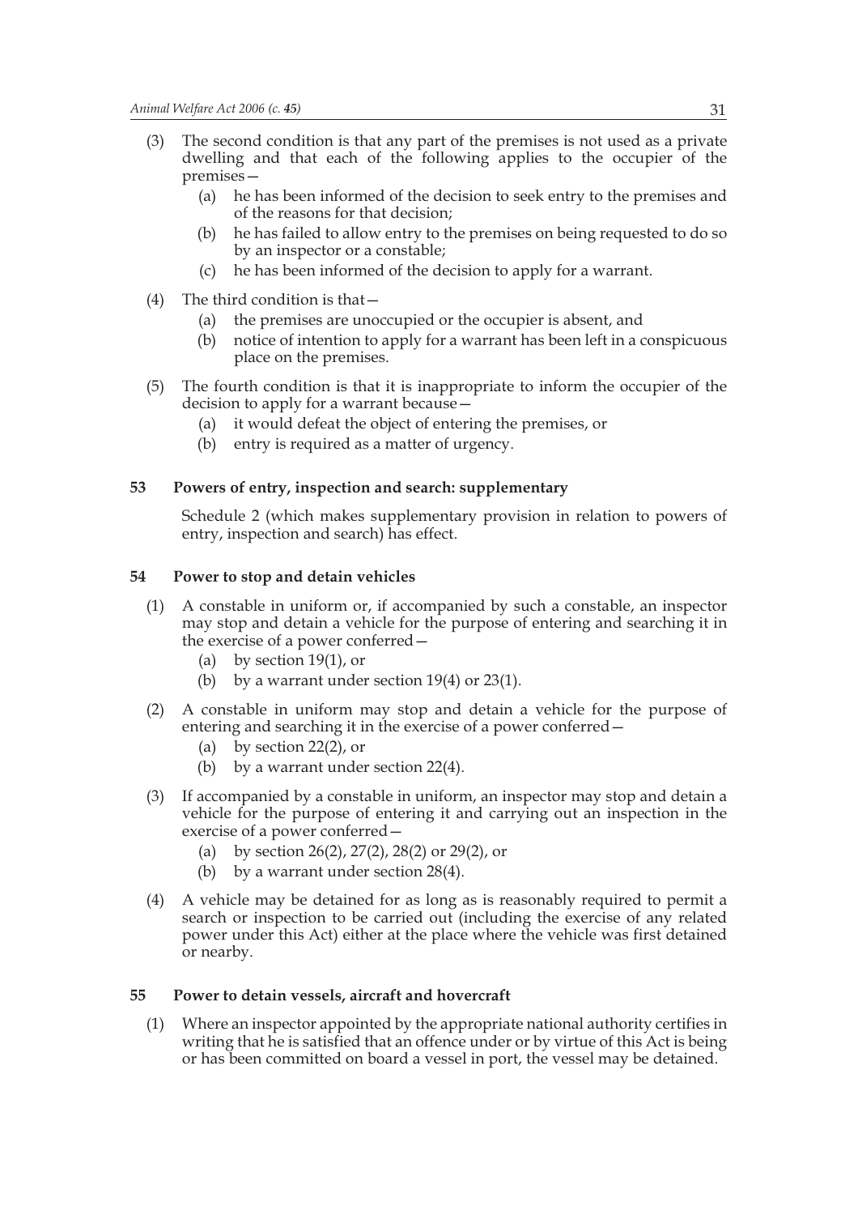(3) The second condition is that any part of the premises is not used as a private dwelling and that each of the following applies to the occupier of the premises—

  (a) he has been informed of the decision to seek entry to the premises and of the reasons for that decision;

  (b) he has failed to allow entry to the premises on being requested to do so by an inspector or a constable;

  (c) he has been informed of the decision to apply for a warrant.

(4) The third condition is that—

  (a) the premises are unoccupied or the occupier is absent, and

  (b) notice of intention to apply for a warrant has been left in a conspicuous place on the premises.

(5) The fourth condition is that it is inappropriate to inform the occupier of the decision to apply for a warrant because—

  (a) it would defeat the object of entering the premises, or

  (b) entry is required as a matter of urgency.

### 53 Powers of entry, inspection and search: supplementary

Schedule 2 (which makes supplementary provision in relation to powers of entry, inspection and search) has effect.

### 54 Power to stop and detain vehicles

(1) A constable in uniform or, if accompanied by such a constable, an inspector may stop and detain a vehicle for the purpose of entering and searching it in the exercise of a power conferred—

  (a) by section 19(1), or

  (b) by a warrant under section 19(4) or 23(1).

(2) A constable in uniform may stop and detain a vehicle for the purpose of entering and searching it in the exercise of a power conferred—

  (a) by section 22(2), or

  (b) by a warrant under section 22(4).

(3) If accompanied by a constable in uniform, an inspector may stop and detain a vehicle for the purpose of entering it and carrying out an inspection in the exercise of a power conferred—

  (a) by section 26(2), 27(2), 28(2) or 29(2), or

  (b) by a warrant under section 28(4).

(4) A vehicle may be detained for as long as is reasonably required to permit a search or inspection to be carried out (including the exercise of any related power under this Act) either at the place where the vehicle was first detained or nearby.

### 55 Power to detain vessels, aircraft and hovercraft

(1) Where an inspector appointed by the appropriate national authority certifies in writing that he is satisfied that an offence under or by virtue of this Act is being or has been committed on board a vessel in port, the vessel may be detained.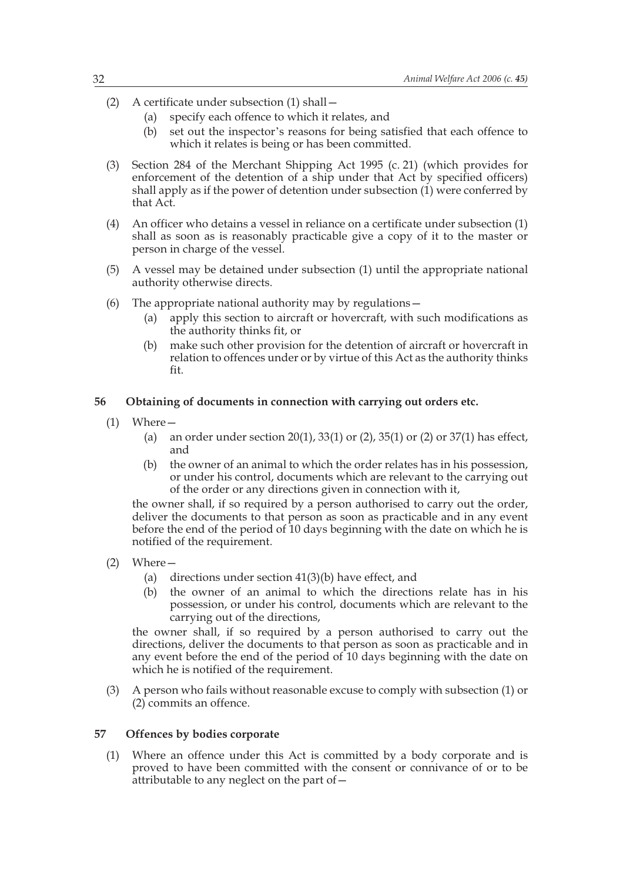(2) A certificate under subsection (1) shall—

  (a) specify each offence to which it relates, and

  (b) set out the inspector's reasons for being satisfied that each offence to which it relates is being or has been committed.

(3) Section 284 of the Merchant Shipping Act 1995 (c. 21) (which provides for enforcement of the detention of a ship under that Act by specified officers) shall apply as if the power of detention under subsection (1) were conferred by that Act.

(4) An officer who detains a vessel in reliance on a certificate under subsection (1) shall as soon as is reasonably practicable give a copy of it to the master or person in charge of the vessel.

(5) A vessel may be detained under subsection (1) until the appropriate national authority otherwise directs.

(6) The appropriate national authority may by regulations—

  (a) apply this section to aircraft or hovercraft, with such modifications as the authority thinks fit, or

  (b) make such other provision for the detention of aircraft or hovercraft in relation to offences under or by virtue of this Act as the authority thinks fit.

### 56 Obtaining of documents in connection with carrying out orders etc.

(1) Where—

  (a) an order under section 20(1), 33(1) or (2), 35(1) or (2) or 37(1) has effect, and

  (b) the owner of an animal to which the order relates has in his possession, or under his control, documents which are relevant to the carrying out of the order or any directions given in connection with it,

the owner shall, if so required by a person authorised to carry out the order, deliver the documents to that person as soon as practicable and in any event before the end of the period of 10 days beginning with the date on which he is notified of the requirement.

(2) Where—

  (a) directions under section 41(3)(b) have effect, and

  (b) the owner of an animal to which the directions relate has in his possession, or under his control, documents which are relevant to the carrying out of the directions,

the owner shall, if so required by a person authorised to carry out the directions, deliver the documents to that person as soon as practicable and in any event before the end of the period of 10 days beginning with the date on which he is notified of the requirement.

(3) A person who fails without reasonable excuse to comply with subsection (1) or (2) commits an offence.

### 57 Offences by bodies corporate

(1) Where an offence under this Act is committed by a body corporate and is proved to have been committed with the consent or connivance of or to be attributable to any neglect on the part of—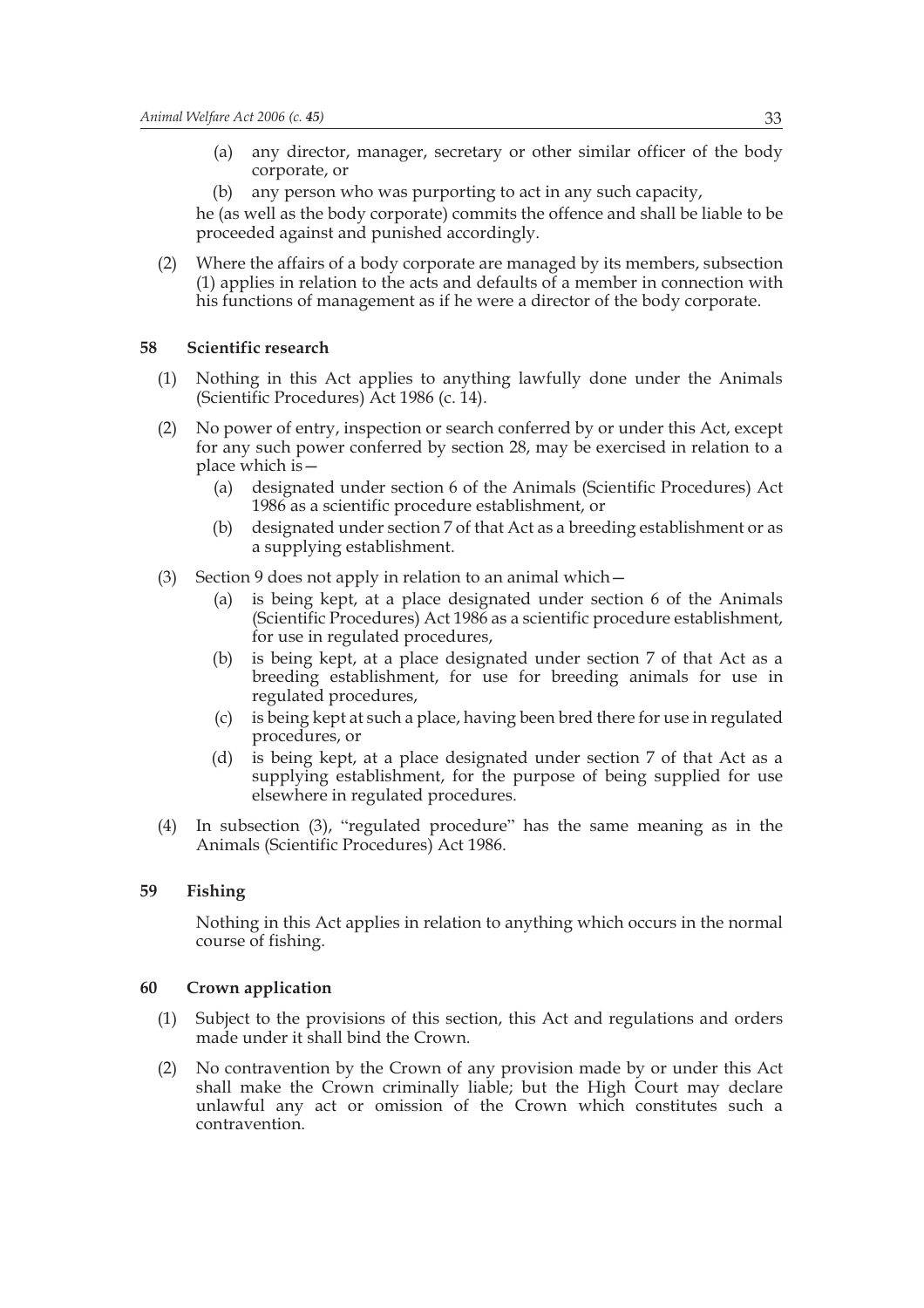(a) any director, manager, secretary or other similar officer of the body corporate, or

(b) any person who was purporting to act in any such capacity,

he (as well as the body corporate) commits the offence and shall be liable to be proceeded against and punished accordingly.

(2) Where the affairs of a body corporate are managed by its members, subsection (1) applies in relation to the acts and defaults of a member in connection with his functions of management as if he were a director of the body corporate.

### 58 Scientific research

(1) Nothing in this Act applies to anything lawfully done under the Animals (Scientific Procedures) Act 1986 (c. 14).

(2) No power of entry, inspection or search conferred by or under this Act, except for any such power conferred by section 28, may be exercised in relation to a place which is—

(a) designated under section 6 of the Animals (Scientific Procedures) Act 1986 as a scientific procedure establishment, or

(b) designated under section 7 of that Act as a breeding establishment or as a supplying establishment.

(3) Section 9 does not apply in relation to an animal which—

(a) is being kept, at a place designated under section 6 of the Animals (Scientific Procedures) Act 1986 as a scientific procedure establishment, for use in regulated procedures,

(b) is being kept, at a place designated under section 7 of that Act as a breeding establishment, for use for breeding animals for use in regulated procedures,

(c) is being kept at such a place, having been bred there for use in regulated procedures, or

(d) is being kept, at a place designated under section 7 of that Act as a supplying establishment, for the purpose of being supplied for use elsewhere in regulated procedures.

(4) In subsection (3), "regulated procedure" has the same meaning as in the Animals (Scientific Procedures) Act 1986.

### 59 Fishing

Nothing in this Act applies in relation to anything which occurs in the normal course of fishing.

### 60 Crown application

(1) Subject to the provisions of this section, this Act and regulations and orders made under it shall bind the Crown.

(2) No contravention by the Crown of any provision made by or under this Act shall make the Crown criminally liable; but the High Court may declare unlawful any act or omission of the Crown which constitutes such a contravention.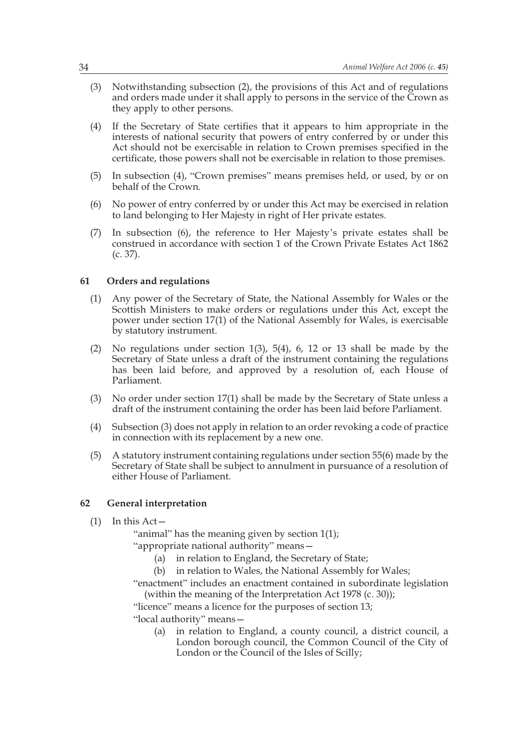(3) Notwithstanding subsection (2), the provisions of this Act and of regulations and orders made under it shall apply to persons in the service of the Crown as they apply to other persons.

(4) If the Secretary of State certifies that it appears to him appropriate in the interests of national security that powers of entry conferred by or under this Act should not be exercisable in relation to Crown premises specified in the certificate, those powers shall not be exercisable in relation to those premises.

(5) In subsection (4), "Crown premises" means premises held, or used, by or on behalf of the Crown.

(6) No power of entry conferred by or under this Act may be exercised in relation to land belonging to Her Majesty in right of Her private estates.

(7) In subsection (6), the reference to Her Majesty's private estates shall be construed in accordance with section 1 of the Crown Private Estates Act 1862 (c. 37).

### 61 Orders and regulations

(1) Any power of the Secretary of State, the National Assembly for Wales or the Scottish Ministers to make orders or regulations under this Act, except the power under section 17(1) of the National Assembly for Wales, is exercisable by statutory instrument.

(2) No regulations under section 1(3), 5(4), 6, 12 or 13 shall be made by the Secretary of State unless a draft of the instrument containing the regulations has been laid before, and approved by a resolution of, each House of Parliament.

(3) No order under section 17(1) shall be made by the Secretary of State unless a draft of the instrument containing the order has been laid before Parliament.

(4) Subsection (3) does not apply in relation to an order revoking a code of practice in connection with its replacement by a new one.

(5) A statutory instrument containing regulations under section 55(6) made by the Secretary of State shall be subject to annulment in pursuance of a resolution of either House of Parliament.

### 62 General interpretation

(1) In this Act—

"animal" has the meaning given by section 1(1);

"appropriate national authority" means—

(a) in relation to England, the Secretary of State;

(b) in relation to Wales, the National Assembly for Wales;

"enactment" includes an enactment contained in subordinate legislation (within the meaning of the Interpretation Act 1978 (c. 30));

"licence" means a licence for the purposes of section 13;

"local authority" means—

(a) in relation to England, a county council, a district council, a London borough council, the Common Council of the City of London or the Council of the Isles of Scilly;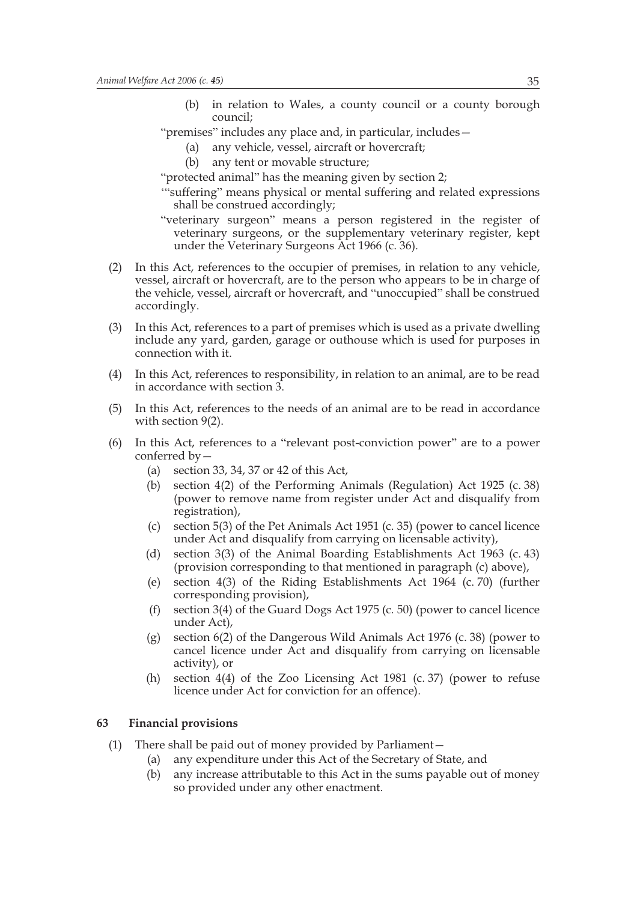(b) in relation to Wales, a county council or a county borough council;

"premises" includes any place and, in particular, includes—

(a) any vehicle, vessel, aircraft or hovercraft;

(b) any tent or movable structure;

"protected animal" has the meaning given by section 2;

'"suffering" means physical or mental suffering and related expressions shall be construed accordingly;

"veterinary surgeon" means a person registered in the register of veterinary surgeons, or the supplementary veterinary register, kept under the Veterinary Surgeons Act 1966 (c. 36).

(2) In this Act, references to the occupier of premises, in relation to any vehicle, vessel, aircraft or hovercraft, are to the person who appears to be in charge of the vehicle, vessel, aircraft or hovercraft, and "unoccupied" shall be construed accordingly.

(3) In this Act, references to a part of premises which is used as a private dwelling include any yard, garden, garage or outhouse which is used for purposes in connection with it.

(4) In this Act, references to responsibility, in relation to an animal, are to be read in accordance with section 3.

(5) In this Act, references to the needs of an animal are to be read in accordance with section 9(2).

(6) In this Act, references to a "relevant post-conviction power" are to a power conferred by—

(a) section 33, 34, 37 or 42 of this Act,

(b) section 4(2) of the Performing Animals (Regulation) Act 1925 (c. 38) (power to remove name from register under Act and disqualify from registration),

(c) section 5(3) of the Pet Animals Act 1951 (c. 35) (power to cancel licence under Act and disqualify from carrying on licensable activity),

(d) section 3(3) of the Animal Boarding Establishments Act 1963 (c. 43) (provision corresponding to that mentioned in paragraph (c) above),

(e) section 4(3) of the Riding Establishments Act 1964 (c. 70) (further corresponding provision),

(f) section 3(4) of the Guard Dogs Act 1975 (c. 50) (power to cancel licence under Act),

(g) section 6(2) of the Dangerous Wild Animals Act 1976 (c. 38) (power to cancel licence under Act and disqualify from carrying on licensable activity), or

(h) section 4(4) of the Zoo Licensing Act 1981 (c. 37) (power to refuse licence under Act for conviction for an offence).

### 63 Financial provisions

(1) There shall be paid out of money provided by Parliament—

(a) any expenditure under this Act of the Secretary of State, and

(b) any increase attributable to this Act in the sums payable out of money so provided under any other enactment.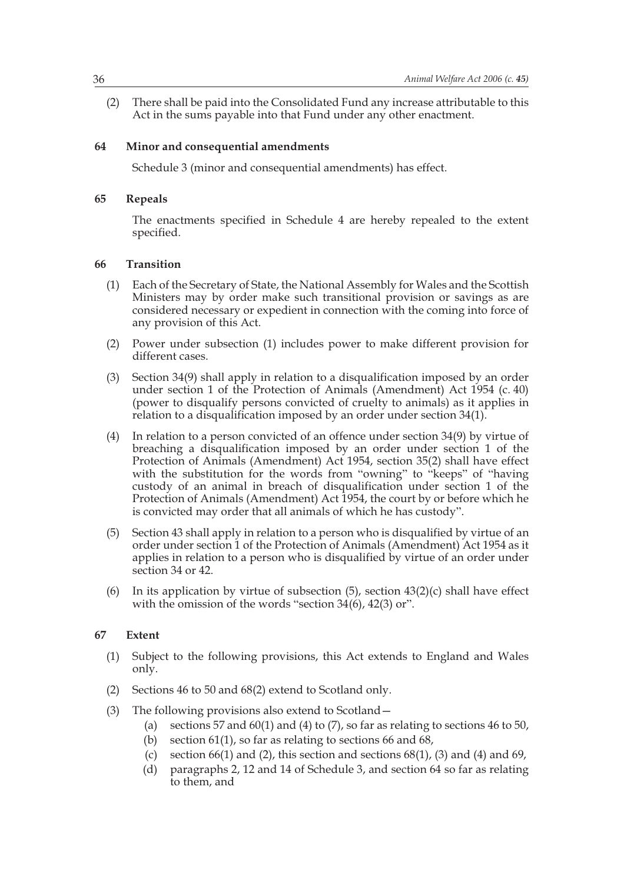(2) There shall be paid into the Consolidated Fund any increase attributable to this Act in the sums payable into that Fund under any other enactment.

### 64 Minor and consequential amendments

Schedule 3 (minor and consequential amendments) has effect.

### 65 Repeals

The enactments specified in Schedule 4 are hereby repealed to the extent specified.

### 66 Transition

(1) Each of the Secretary of State, the National Assembly for Wales and the Scottish Ministers may by order make such transitional provision or savings as are considered necessary or expedient in connection with the coming into force of any provision of this Act.

(2) Power under subsection (1) includes power to make different provision for different cases.

(3) Section 34(9) shall apply in relation to a disqualification imposed by an order under section 1 of the Protection of Animals (Amendment) Act 1954 (c. 40) (power to disqualify persons convicted of cruelty to animals) as it applies in relation to a disqualification imposed by an order under section 34(1).

(4) In relation to a person convicted of an offence under section 34(9) by virtue of breaching a disqualification imposed by an order under section 1 of the Protection of Animals (Amendment) Act 1954, section 35(2) shall have effect with the substitution for the words from "owning" to "keeps" of "having custody of an animal in breach of disqualification under section 1 of the Protection of Animals (Amendment) Act 1954, the court by or before which he is convicted may order that all animals of which he has custody".

(5) Section 43 shall apply in relation to a person who is disqualified by virtue of an order under section 1 of the Protection of Animals (Amendment) Act 1954 as it applies in relation to a person who is disqualified by virtue of an order under section 34 or 42.

(6) In its application by virtue of subsection (5), section 43(2)(c) shall have effect with the omission of the words "section 34(6), 42(3) or".

### 67 Extent

(1) Subject to the following provisions, this Act extends to England and Wales only.

(2) Sections 46 to 50 and 68(2) extend to Scotland only.

(3) The following provisions also extend to Scotland—
   - (a) sections 57 and 60(1) and (4) to (7), so far as relating to sections 46 to 50,
   - (b) section 61(1), so far as relating to sections 66 and 68,
   - (c) section 66(1) and (2), this section and sections 68(1), (3) and (4) and 69,
   - (d) paragraphs 2, 12 and 14 of Schedule 3, and section 64 so far as relating to them, and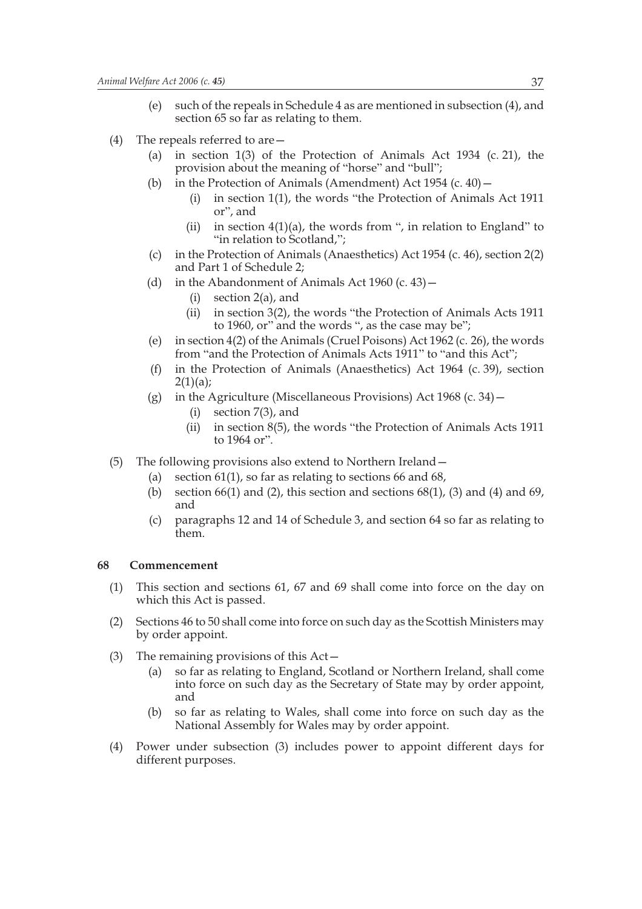(e) such of the repeals in Schedule 4 as are mentioned in subsection (4), and section 65 so far as relating to them.

(4) The repeals referred to are—

(a) in section 1(3) of the Protection of Animals Act 1934 (c. 21), the provision about the meaning of "horse" and "bull";

(b) in the Protection of Animals (Amendment) Act 1954 (c. 40)—

(i) in section 1(1), the words "the Protection of Animals Act 1911 or", and

(ii) in section 4(1)(a), the words from ", in relation to England" to "in relation to Scotland,";

(c) in the Protection of Animals (Anaesthetics) Act 1954 (c. 46), section 2(2) and Part 1 of Schedule 2;

(d) in the Abandonment of Animals Act 1960 (c. 43)—

(i) section 2(a), and

(ii) in section 3(2), the words "the Protection of Animals Acts 1911 to 1960, or" and the words ", as the case may be";

(e) in section 4(2) of the Animals (Cruel Poisons) Act 1962 (c. 26), the words from "and the Protection of Animals Acts 1911" to "and this Act";

(f) in the Protection of Animals (Anaesthetics) Act 1964 (c. 39), section 2(1)(a);

(g) in the Agriculture (Miscellaneous Provisions) Act 1968 (c. 34)—

(i) section 7(3), and

(ii) in section 8(5), the words "the Protection of Animals Acts 1911 to 1964 or".

(5) The following provisions also extend to Northern Ireland—

(a) section 61(1), so far as relating to sections 66 and 68,

(b) section 66(1) and (2), this section and sections 68(1), (3) and (4) and 69, and

(c) paragraphs 12 and 14 of Schedule 3, and section 64 so far as relating to them.

**68 Commencement**

(1) This section and sections 61, 67 and 69 shall come into force on the day on which this Act is passed.

(2) Sections 46 to 50 shall come into force on such day as the Scottish Ministers may by order appoint.

(3) The remaining provisions of this Act—

(a) so far as relating to England, Scotland or Northern Ireland, shall come into force on such day as the Secretary of State may by order appoint, and

(b) so far as relating to Wales, shall come into force on such day as the National Assembly for Wales may by order appoint.

(4) Power under subsection (3) includes power to appoint different days for different purposes.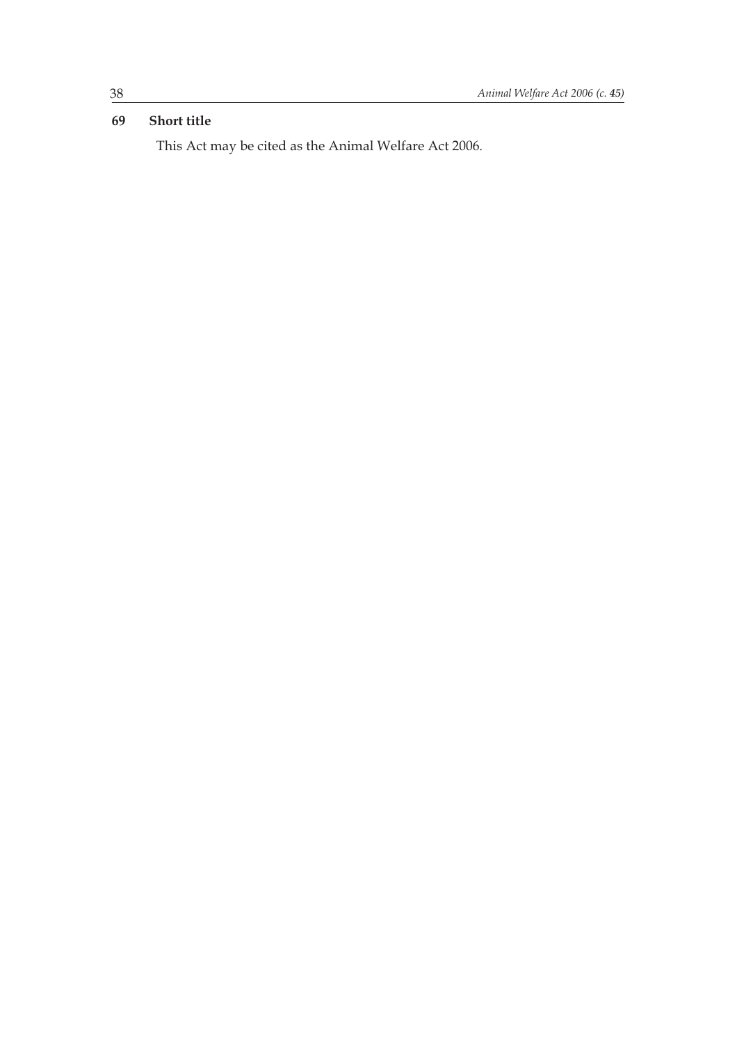**69 Short title**

This Act may be cited as the Animal Welfare Act 2006.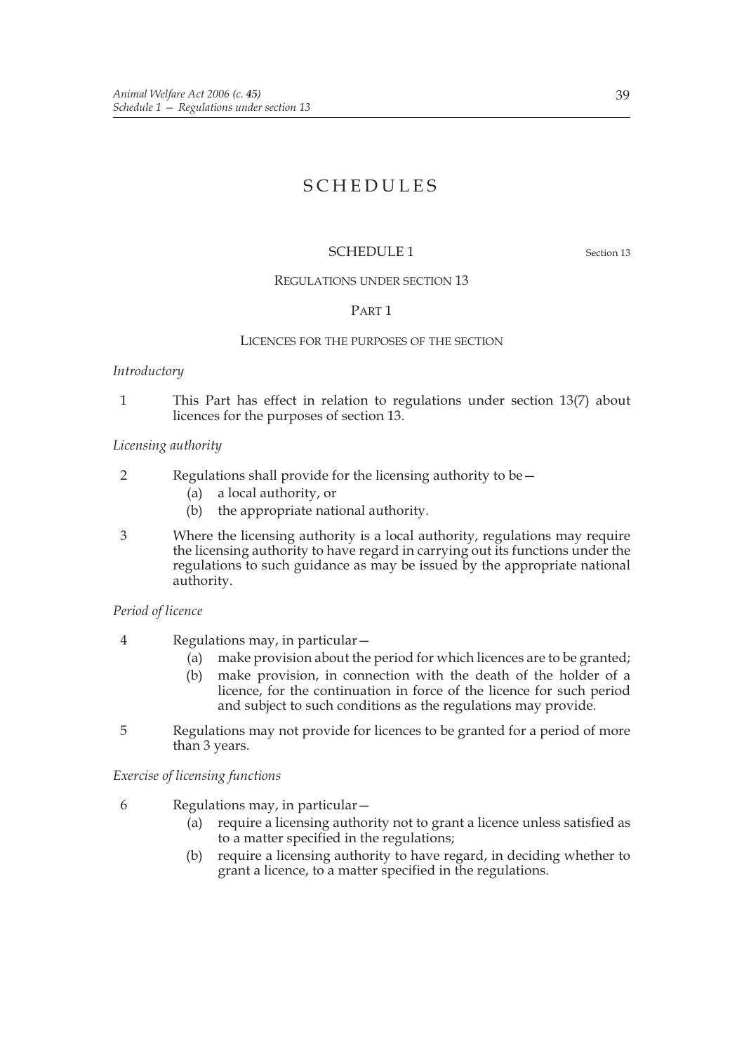# SCHEDULES

## SCHEDULE 1

Section 13

### REGULATIONS UNDER SECTION 13

### PART 1

### LICENCES FOR THE PURPOSES OF THE SECTION

*Introductory*

1 This Part has effect in relation to regulations under section 13(7) about licences for the purposes of section 13.

*Licensing authority*

2 Regulations shall provide for the licensing authority to be—

(a) a local authority, or

(b) the appropriate national authority.

3 Where the licensing authority is a local authority, regulations may require the licensing authority to have regard in carrying out its functions under the regulations to such guidance as may be issued by the appropriate national authority.

*Period of licence*

4 Regulations may, in particular—

(a) make provision about the period for which licences are to be granted;

(b) make provision, in connection with the death of the holder of a licence, for the continuation in force of the licence for such period and subject to such conditions as the regulations may provide.

5 Regulations may not provide for licences to be granted for a period of more than 3 years.

*Exercise of licensing functions*

6 Regulations may, in particular—

(a) require a licensing authority not to grant a licence unless satisfied as to a matter specified in the regulations;

(b) require a licensing authority to have regard, in deciding whether to grant a licence, to a matter specified in the regulations.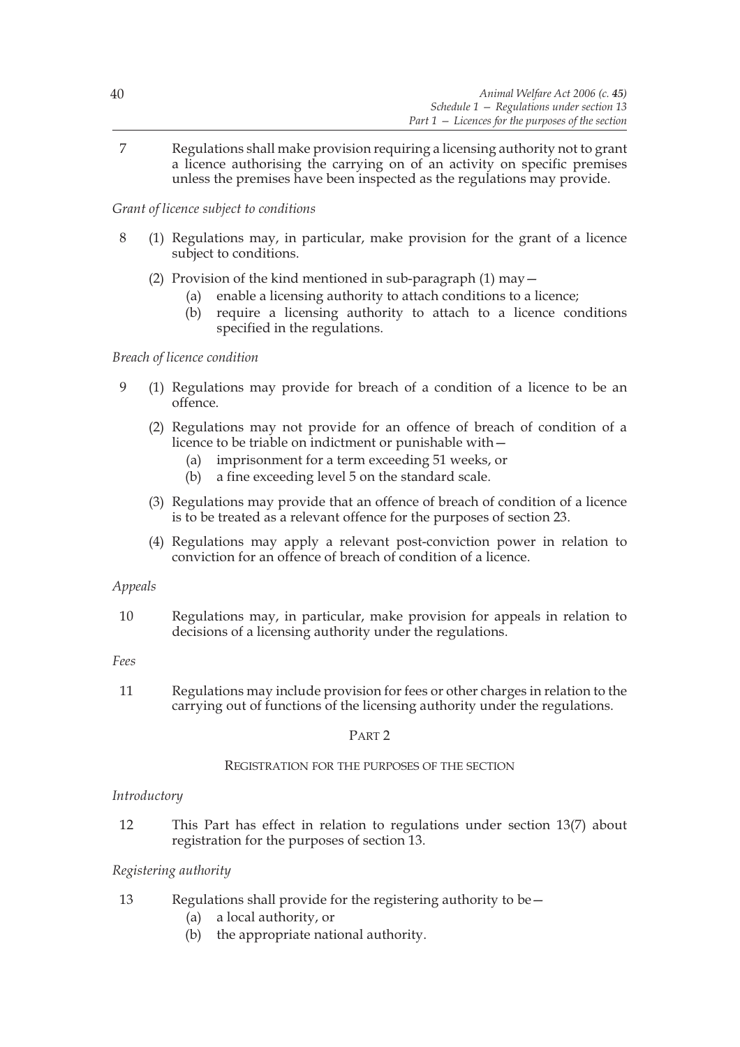7 Regulations shall make provision requiring a licensing authority not to grant a licence authorising the carrying on of an activity on specific premises unless the premises have been inspected as the regulations may provide.

*Grant of licence subject to conditions*

8 (1) Regulations may, in particular, make provision for the grant of a licence subject to conditions.

(2) Provision of the kind mentioned in sub-paragraph (1) may—

(a) enable a licensing authority to attach conditions to a licence;

(b) require a licensing authority to attach to a licence conditions specified in the regulations.

*Breach of licence condition*

9 (1) Regulations may provide for breach of a condition of a licence to be an offence.

(2) Regulations may not provide for an offence of breach of condition of a licence to be triable on indictment or punishable with—

(a) imprisonment for a term exceeding 51 weeks, or

(b) a fine exceeding level 5 on the standard scale.

(3) Regulations may provide that an offence of breach of condition of a licence is to be treated as a relevant offence for the purposes of section 23.

(4) Regulations may apply a relevant post-conviction power in relation to conviction for an offence of breach of condition of a licence.

*Appeals*

10 Regulations may, in particular, make provision for appeals in relation to decisions of a licensing authority under the regulations.

*Fees*

11 Regulations may include provision for fees or other charges in relation to the carrying out of functions of the licensing authority under the regulations.

## PART 2

### REGISTRATION FOR THE PURPOSES OF THE SECTION

*Introductory*

12 This Part has effect in relation to regulations under section 13(7) about registration for the purposes of section 13.

*Registering authority*

13 Regulations shall provide for the registering authority to be—

(a) a local authority, or

(b) the appropriate national authority.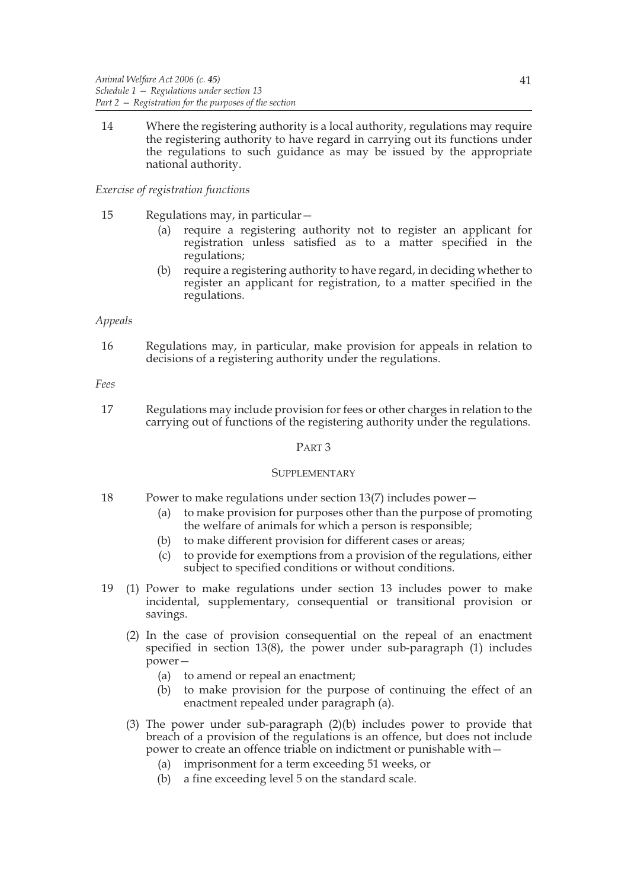14 Where the registering authority is a local authority, regulations may require the registering authority to have regard in carrying out its functions under the regulations to such guidance as may be issued by the appropriate national authority.

*Exercise of registration functions*

15 Regulations may, in particular—

(a) require a registering authority not to register an applicant for registration unless satisfied as to a matter specified in the regulations;

(b) require a registering authority to have regard, in deciding whether to register an applicant for registration, to a matter specified in the regulations.

*Appeals*

16 Regulations may, in particular, make provision for appeals in relation to decisions of a registering authority under the regulations.

*Fees*

17 Regulations may include provision for fees or other charges in relation to the carrying out of functions of the registering authority under the regulations.

## PART 3

### SUPPLEMENTARY

18 Power to make regulations under section 13(7) includes power—

(a) to make provision for purposes other than the purpose of promoting the welfare of animals for which a person is responsible;

(b) to make different provision for different cases or areas;

(c) to provide for exemptions from a provision of the regulations, either subject to specified conditions or without conditions.

19 (1) Power to make regulations under section 13 includes power to make incidental, supplementary, consequential or transitional provision or savings.

(2) In the case of provision consequential on the repeal of an enactment specified in section 13(8), the power under sub-paragraph (1) includes power—

(a) to amend or repeal an enactment;

(b) to make provision for the purpose of continuing the effect of an enactment repealed under paragraph (a).

(3) The power under sub-paragraph (2)(b) includes power to provide that breach of a provision of the regulations is an offence, but does not include power to create an offence triable on indictment or punishable with—

(a) imprisonment for a term exceeding 51 weeks, or

(b) a fine exceeding level 5 on the standard scale.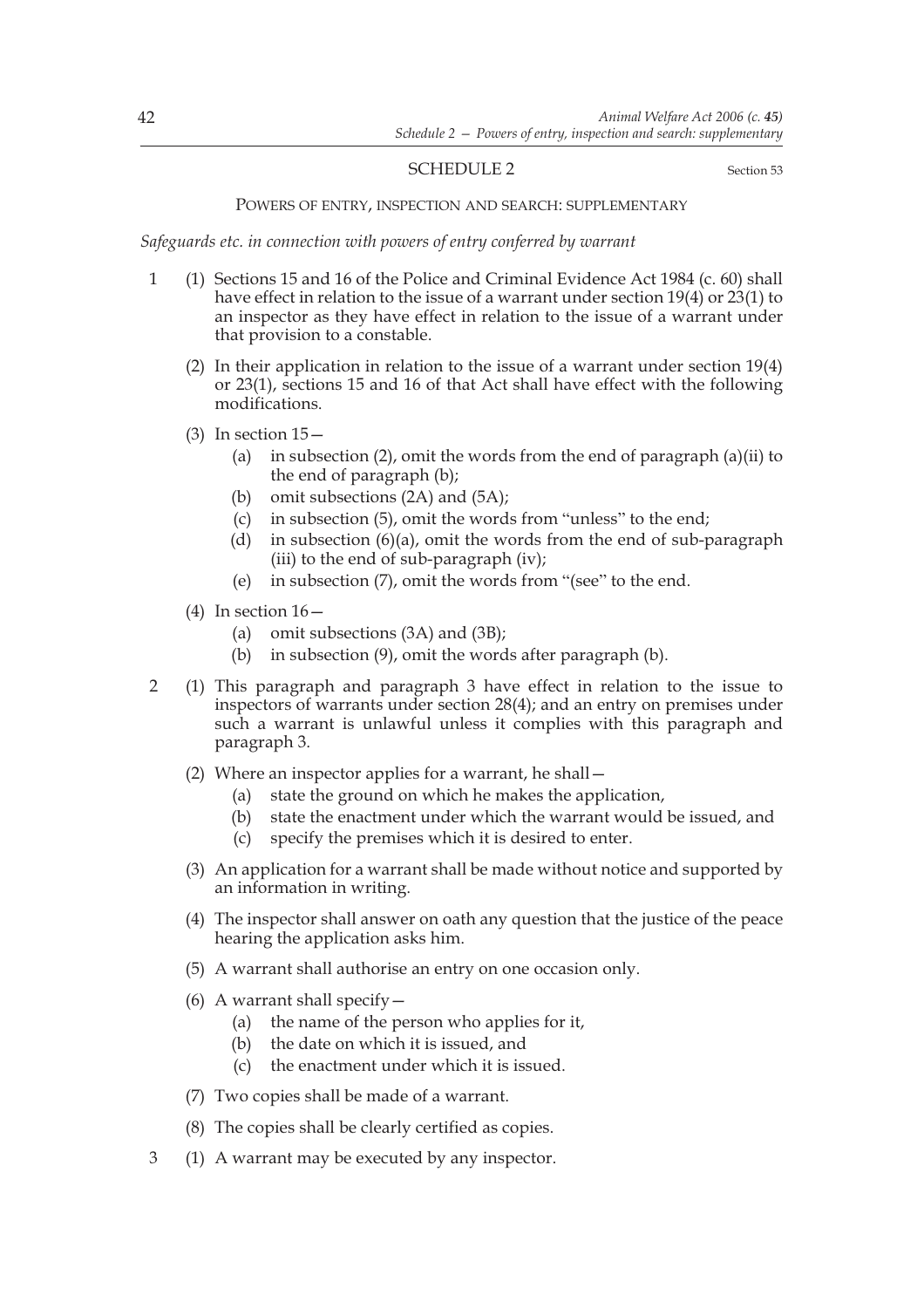## SCHEDULE 2

Section 53

### POWERS OF ENTRY, INSPECTION AND SEARCH: SUPPLEMENTARY

*Safeguards etc. in connection with powers of entry conferred by warrant*

1 (1) Sections 15 and 16 of the Police and Criminal Evidence Act 1984 (c. 60) shall have effect in relation to the issue of a warrant under section 19(4) or 23(1) to an inspector as they have effect in relation to the issue of a warrant under that provision to a constable.

(2) In their application in relation to the issue of a warrant under section 19(4) or 23(1), sections 15 and 16 of that Act shall have effect with the following modifications.

(3) In section 15—

- (a) in subsection (2), omit the words from the end of paragraph (a)(ii) to the end of paragraph (b);
- (b) omit subsections (2A) and (5A);
- (c) in subsection (5), omit the words from "unless" to the end;
- (d) in subsection (6)(a), omit the words from the end of sub-paragraph (iii) to the end of sub-paragraph (iv);
- (e) in subsection (7), omit the words from "(see" to the end.

(4) In section 16—

- (a) omit subsections (3A) and (3B);
- (b) in subsection (9), omit the words after paragraph (b).

2 (1) This paragraph and paragraph 3 have effect in relation to the issue to inspectors of warrants under section 28(4); and an entry on premises under such a warrant is unlawful unless it complies with this paragraph and paragraph 3.

(2) Where an inspector applies for a warrant, he shall—

- (a) state the ground on which he makes the application,
- (b) state the enactment under which the warrant would be issued, and
- (c) specify the premises which it is desired to enter.

(3) An application for a warrant shall be made without notice and supported by an information in writing.

(4) The inspector shall answer on oath any question that the justice of the peace hearing the application asks him.

(5) A warrant shall authorise an entry on one occasion only.

(6) A warrant shall specify—

- (a) the name of the person who applies for it,
- (b) the date on which it is issued, and
- (c) the enactment under which it is issued.

(7) Two copies shall be made of a warrant.

(8) The copies shall be clearly certified as copies.

3 (1) A warrant may be executed by any inspector.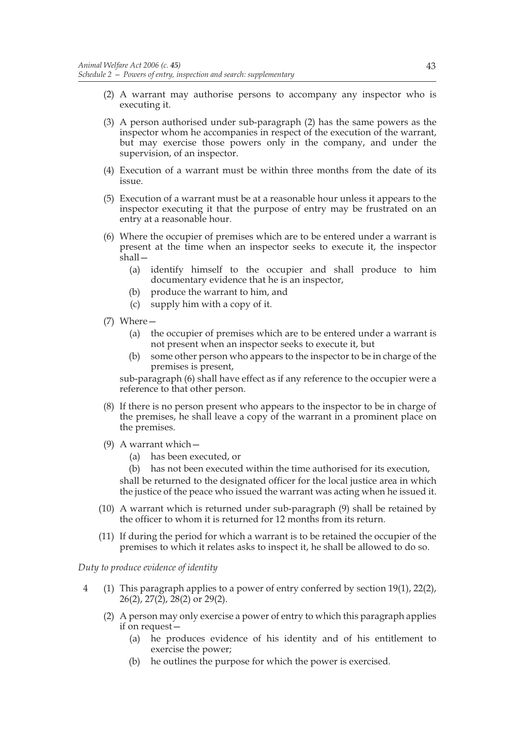(2) A warrant may authorise persons to accompany any inspector who is executing it.

(3) A person authorised under sub-paragraph (2) has the same powers as the inspector whom he accompanies in respect of the execution of the warrant, but may exercise those powers only in the company, and under the supervision, of an inspector.

(4) Execution of a warrant must be within three months from the date of its issue.

(5) Execution of a warrant must be at a reasonable hour unless it appears to the inspector executing it that the purpose of entry may be frustrated on an entry at a reasonable hour.

(6) Where the occupier of premises which are to be entered under a warrant is present at the time when an inspector seeks to execute it, the inspector shall—

- (a) identify himself to the occupier and shall produce to him documentary evidence that he is an inspector,
- (b) produce the warrant to him, and
- (c) supply him with a copy of it.

(7) Where—

- (a) the occupier of premises which are to be entered under a warrant is not present when an inspector seeks to execute it, but
- (b) some other person who appears to the inspector to be in charge of the premises is present,

sub-paragraph (6) shall have effect as if any reference to the occupier were a reference to that other person.

(8) If there is no person present who appears to the inspector to be in charge of the premises, he shall leave a copy of the warrant in a prominent place on the premises.

(9) A warrant which—

- (a) has been executed, or
- (b) has not been executed within the time authorised for its execution,

shall be returned to the designated officer for the local justice area in which the justice of the peace who issued the warrant was acting when he issued it.

(10) A warrant which is returned under sub-paragraph (9) shall be retained by the officer to whom it is returned for 12 months from its return.

(11) If during the period for which a warrant is to be retained the occupier of the premises to which it relates asks to inspect it, he shall be allowed to do so.

*Duty to produce evidence of identity*

4 (1) This paragraph applies to a power of entry conferred by section 19(1), 22(2), 26(2), 27(2), 28(2) or 29(2).

(2) A person may only exercise a power of entry to which this paragraph applies if on request—

- (a) he produces evidence of his identity and of his entitlement to exercise the power;
- (b) he outlines the purpose for which the power is exercised.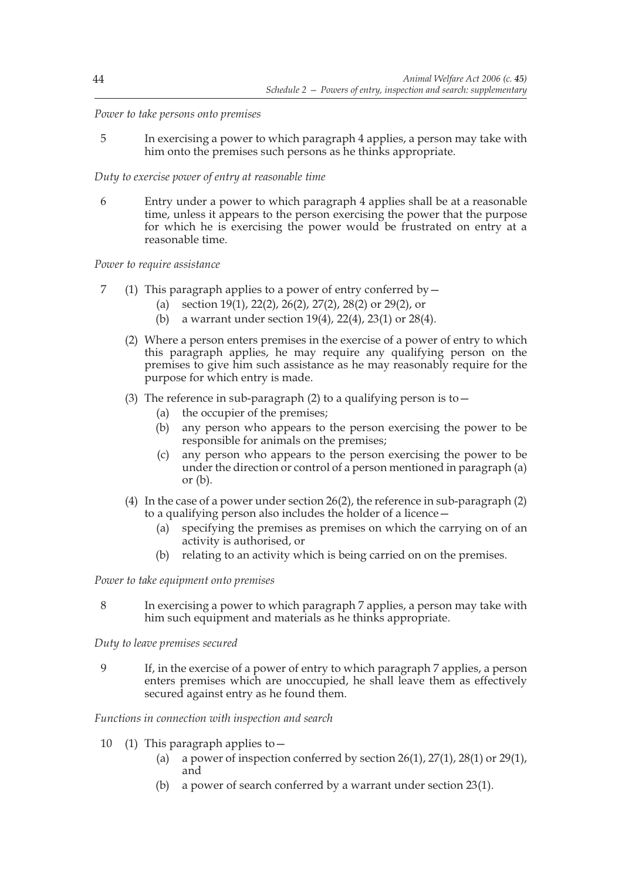*Power to take persons onto premises*

5 In exercising a power to which paragraph 4 applies, a person may take with him onto the premises such persons as he thinks appropriate.

*Duty to exercise power of entry at reasonable time*

6 Entry under a power to which paragraph 4 applies shall be at a reasonable time, unless it appears to the person exercising the power that the purpose for which he is exercising the power would be frustrated on entry at a reasonable time.

*Power to require assistance*

7 (1) This paragraph applies to a power of entry conferred by—
   (a) section 19(1), 22(2), 26(2), 27(2), 28(2) or 29(2), or
   (b) a warrant under section 19(4), 22(4), 23(1) or 28(4).

(2) Where a person enters premises in the exercise of a power of entry to which this paragraph applies, he may require any qualifying person on the premises to give him such assistance as he may reasonably require for the purpose for which entry is made.

(3) The reference in sub-paragraph (2) to a qualifying person is to—
   (a) the occupier of the premises;
   (b) any person who appears to the person exercising the power to be responsible for animals on the premises;
   (c) any person who appears to the person exercising the power to be under the direction or control of a person mentioned in paragraph (a) or (b).

(4) In the case of a power under section 26(2), the reference in sub-paragraph (2) to a qualifying person also includes the holder of a licence—
   (a) specifying the premises as premises on which the carrying on of an activity is authorised, or
   (b) relating to an activity which is being carried on on the premises.

*Power to take equipment onto premises*

8 In exercising a power to which paragraph 7 applies, a person may take with him such equipment and materials as he thinks appropriate.

*Duty to leave premises secured*

9 If, in the exercise of a power of entry to which paragraph 7 applies, a person enters premises which are unoccupied, he shall leave them as effectively secured against entry as he found them.

*Functions in connection with inspection and search*

10 (1) This paragraph applies to—
   (a) a power of inspection conferred by section 26(1), 27(1), 28(1) or 29(1), and
   (b) a power of search conferred by a warrant under section 23(1).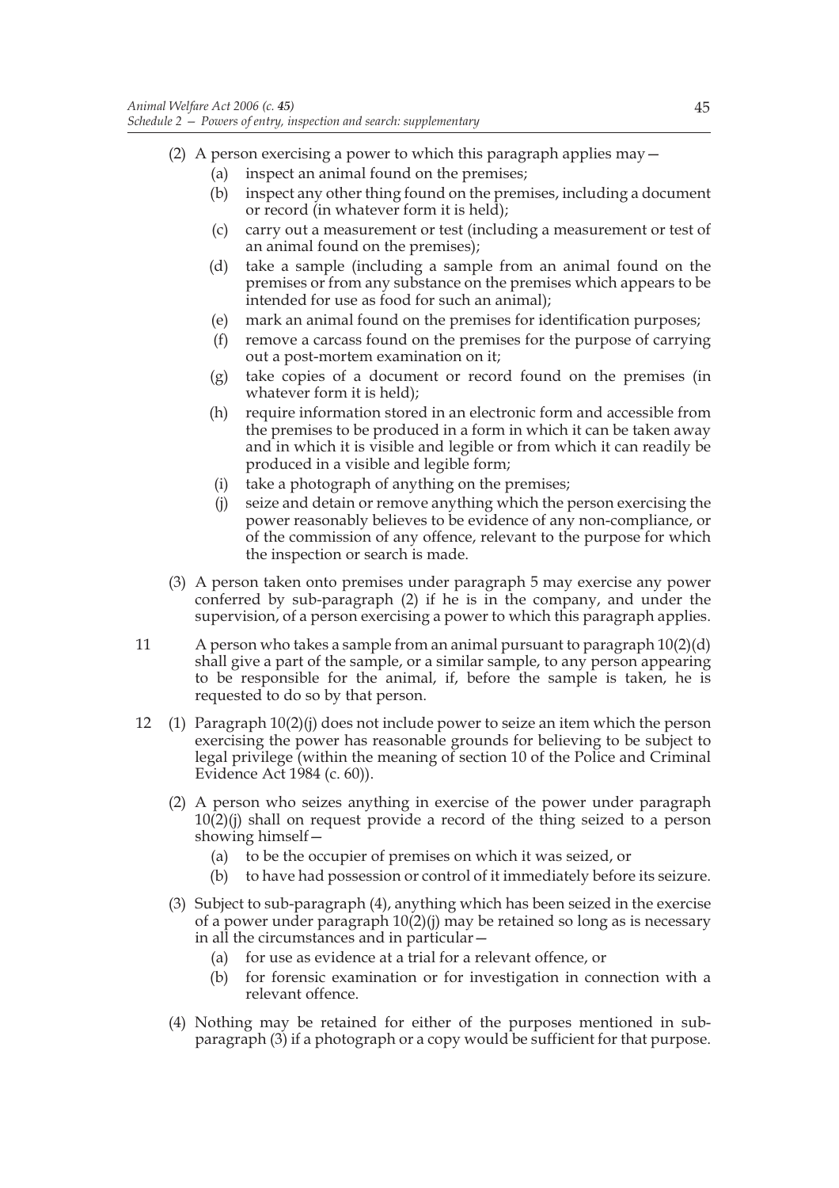(2) A person exercising a power to which this paragraph applies may—

(a) inspect an animal found on the premises;

(b) inspect any other thing found on the premises, including a document or record (in whatever form it is held);

(c) carry out a measurement or test (including a measurement or test of an animal found on the premises);

(d) take a sample (including a sample from an animal found on the premises or from any substance on the premises which appears to be intended for use as food for such an animal);

(e) mark an animal found on the premises for identification purposes;

(f) remove a carcass found on the premises for the purpose of carrying out a post-mortem examination on it;

(g) take copies of a document or record found on the premises (in whatever form it is held);

(h) require information stored in an electronic form and accessible from the premises to be produced in a form in which it can be taken away and in which it is visible and legible or from which it can readily be produced in a visible and legible form;

(i) take a photograph of anything on the premises;

(j) seize and detain or remove anything which the person exercising the power reasonably believes to be evidence of any non-compliance, or of the commission of any offence, relevant to the purpose for which the inspection or search is made.

(3) A person taken onto premises under paragraph 5 may exercise any power conferred by sub-paragraph (2) if he is in the company, and under the supervision, of a person exercising a power to which this paragraph applies.

11 A person who takes a sample from an animal pursuant to paragraph 10(2)(d) shall give a part of the sample, or a similar sample, to any person appearing to be responsible for the animal, if, before the sample is taken, he is requested to do so by that person.

12 (1) Paragraph 10(2)(j) does not include power to seize an item which the person exercising the power has reasonable grounds for believing to be subject to legal privilege (within the meaning of section 10 of the Police and Criminal Evidence Act 1984 (c. 60)).

(2) A person who seizes anything in exercise of the power under paragraph 10(2)(j) shall on request provide a record of the thing seized to a person showing himself—

(a) to be the occupier of premises on which it was seized, or

(b) to have had possession or control of it immediately before its seizure.

(3) Subject to sub-paragraph (4), anything which has been seized in the exercise of a power under paragraph 10(2)(j) may be retained so long as is necessary in all the circumstances and in particular—

(a) for use as evidence at a trial for a relevant offence, or

(b) for forensic examination or for investigation in connection with a relevant offence.

(4) Nothing may be retained for either of the purposes mentioned in sub-paragraph (3) if a photograph or a copy would be sufficient for that purpose.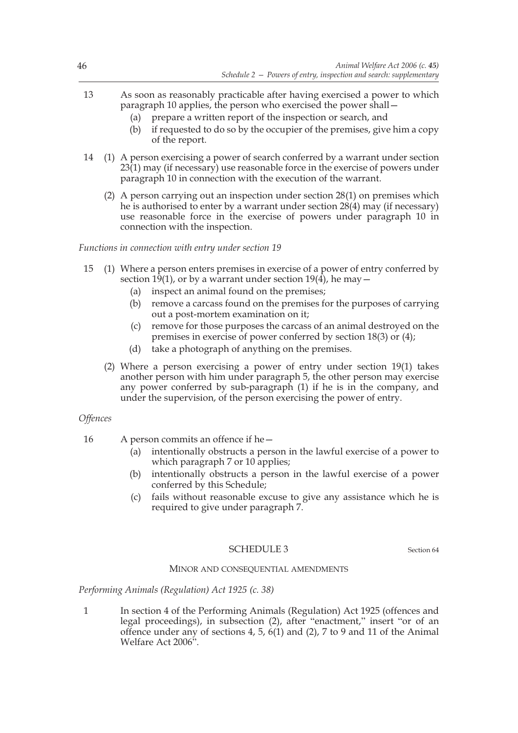13 As soon as reasonably practicable after having exercised a power to which paragraph 10 applies, the person who exercised the power shall—

(a) prepare a written report of the inspection or search, and

(b) if requested to do so by the occupier of the premises, give him a copy of the report.

14 (1) A person exercising a power of search conferred by a warrant under section 23(1) may (if necessary) use reasonable force in the exercise of powers under paragraph 10 in connection with the execution of the warrant.

(2) A person carrying out an inspection under section 28(1) on premises which he is authorised to enter by a warrant under section 28(4) may (if necessary) use reasonable force in the exercise of powers under paragraph 10 in connection with the inspection.

*Functions in connection with entry under section 19*

15 (1) Where a person enters premises in exercise of a power of entry conferred by section 19(1), or by a warrant under section 19(4), he may—

(a) inspect an animal found on the premises;

(b) remove a carcass found on the premises for the purposes of carrying out a post-mortem examination on it;

(c) remove for those purposes the carcass of an animal destroyed on the premises in exercise of power conferred by section 18(3) or (4);

(d) take a photograph of anything on the premises.

(2) Where a person exercising a power of entry under section 19(1) takes another person with him under paragraph 5, the other person may exercise any power conferred by sub-paragraph (1) if he is in the company, and under the supervision, of the person exercising the power of entry.

*Offences*

16 A person commits an offence if he—

(a) intentionally obstructs a person in the lawful exercise of a power to which paragraph 7 or 10 applies;

(b) intentionally obstructs a person in the lawful exercise of a power conferred by this Schedule;

(c) fails without reasonable excuse to give any assistance which he is required to give under paragraph 7.

## SCHEDULE 3

Section 64

### MINOR AND CONSEQUENTIAL AMENDMENTS

*Performing Animals (Regulation) Act 1925 (c. 38)*

1 In section 4 of the Performing Animals (Regulation) Act 1925 (offences and legal proceedings), in subsection (2), after "enactment," insert "or of an offence under any of sections 4, 5, 6(1) and (2), 7 to 9 and 11 of the Animal Welfare Act 2006".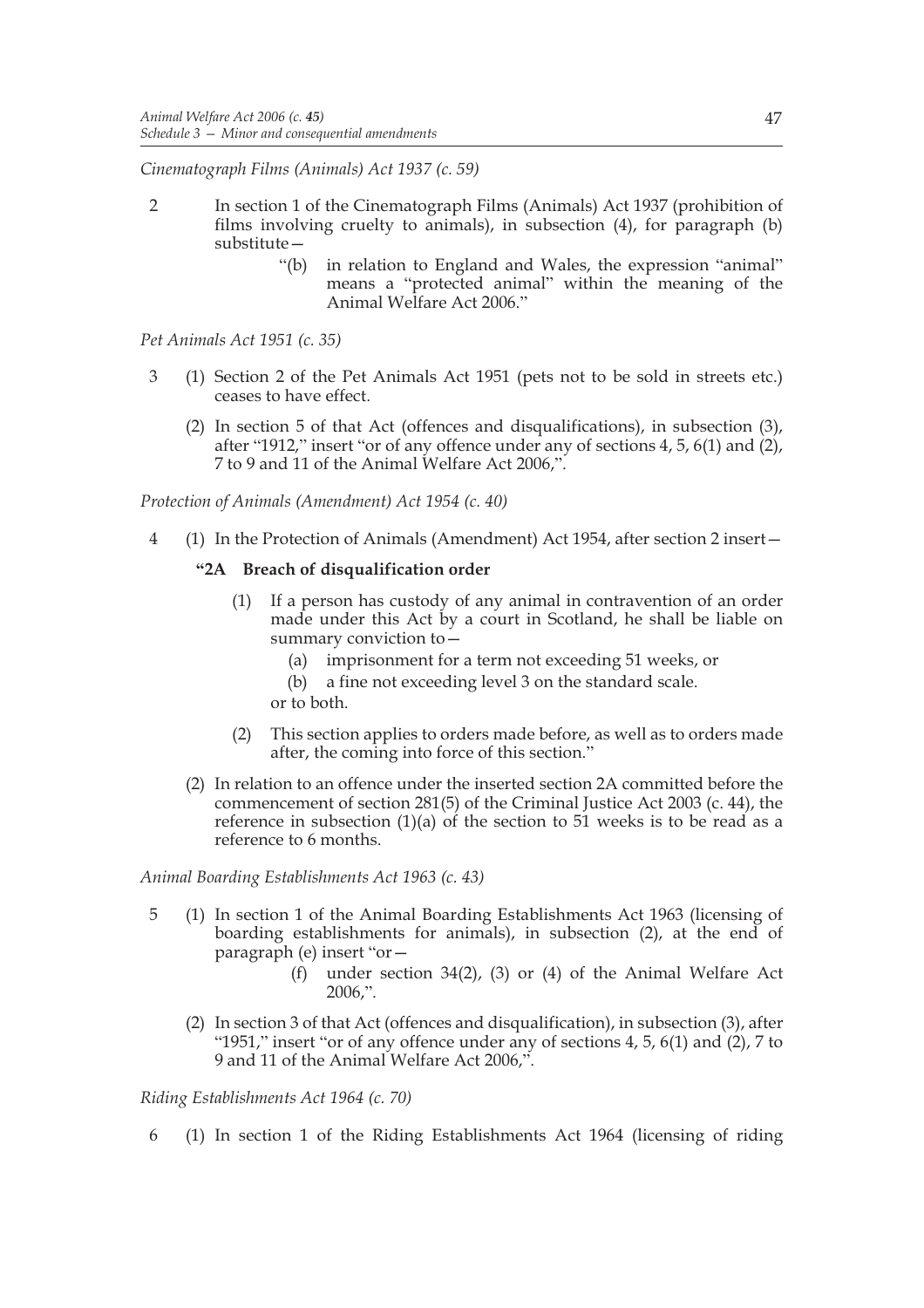*Cinematograph Films (Animals) Act 1937 (c. 59)*

2 In section 1 of the Cinematograph Films (Animals) Act 1937 (prohibition of films involving cruelty to animals), in subsection (4), for paragraph (b) substitute—

> "(b) in relation to England and Wales, the expression "animal" means a "protected animal" within the meaning of the Animal Welfare Act 2006."

*Pet Animals Act 1951 (c. 35)*

3 (1) Section 2 of the Pet Animals Act 1951 (pets not to be sold in streets etc.) ceases to have effect.

(2) In section 5 of that Act (offences and disqualifications), in subsection (3), after "1912," insert "or of any offence under any of sections 4, 5, 6(1) and (2), 7 to 9 and 11 of the Animal Welfare Act 2006,".

*Protection of Animals (Amendment) Act 1954 (c. 40)*

4 (1) In the Protection of Animals (Amendment) Act 1954, after section 2 insert—

> **"2A Breach of disqualification order**
>
> (1) If a person has custody of any animal in contravention of an order made under this Act by a court in Scotland, he shall be liable on summary conviction to—
>
> (a) imprisonment for a term not exceeding 51 weeks, or
>
> (b) a fine not exceeding level 3 on the standard scale.
>
> or to both.
>
> (2) This section applies to orders made before, as well as to orders made after, the coming into force of this section."

(2) In relation to an offence under the inserted section 2A committed before the commencement of section 281(5) of the Criminal Justice Act 2003 (c. 44), the reference in subsection (1)(a) of the section to 51 weeks is to be read as a reference to 6 months.

*Animal Boarding Establishments Act 1963 (c. 43)*

5 (1) In section 1 of the Animal Boarding Establishments Act 1963 (licensing of boarding establishments for animals), in subsection (2), at the end of paragraph (e) insert "or—

> (f) under section 34(2), (3) or (4) of the Animal Welfare Act 2006,".

(2) In section 3 of that Act (offences and disqualification), in subsection (3), after "1951," insert "or of any offence under any of sections 4, 5, 6(1) and (2), 7 to 9 and 11 of the Animal Welfare Act 2006,".

*Riding Establishments Act 1964 (c. 70)*

6 (1) In section 1 of the Riding Establishments Act 1964 (licensing of riding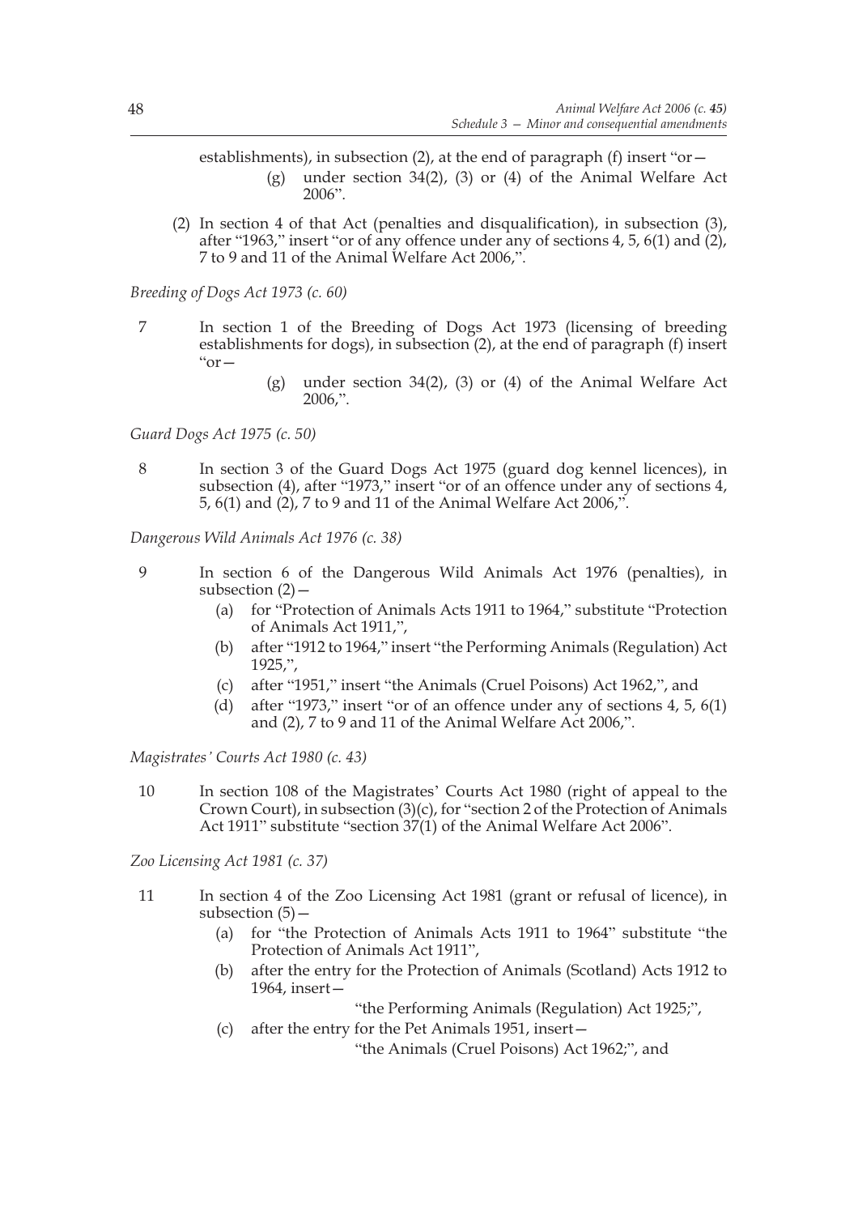establishments), in subsection (2), at the end of paragraph (f) insert "or—

(g) under section 34(2), (3) or (4) of the Animal Welfare Act 2006".

(2) In section 4 of that Act (penalties and disqualification), in subsection (3), after "1963," insert "or of any offence under any of sections 4, 5, 6(1) and (2), 7 to 9 and 11 of the Animal Welfare Act 2006,".

*Breeding of Dogs Act 1973 (c. 60)*

7 In section 1 of the Breeding of Dogs Act 1973 (licensing of breeding establishments for dogs), in subsection (2), at the end of paragraph (f) insert "or—

(g) under section 34(2), (3) or (4) of the Animal Welfare Act 2006,".

*Guard Dogs Act 1975 (c. 50)*

8 In section 3 of the Guard Dogs Act 1975 (guard dog kennel licences), in subsection (4), after "1973," insert "or of an offence under any of sections 4, 5, 6(1) and (2), 7 to 9 and 11 of the Animal Welfare Act 2006,".

*Dangerous Wild Animals Act 1976 (c. 38)*

9 In section 6 of the Dangerous Wild Animals Act 1976 (penalties), in subsection (2)—

(a) for "Protection of Animals Acts 1911 to 1964," substitute "Protection of Animals Act 1911,",

(b) after "1912 to 1964," insert "the Performing Animals (Regulation) Act 1925,",

(c) after "1951," insert "the Animals (Cruel Poisons) Act 1962,", and

(d) after "1973," insert "or of an offence under any of sections 4, 5, 6(1) and (2), 7 to 9 and 11 of the Animal Welfare Act 2006,".

*Magistrates' Courts Act 1980 (c. 43)*

10 In section 108 of the Magistrates' Courts Act 1980 (right of appeal to the Crown Court), in subsection (3)(c), for "section 2 of the Protection of Animals Act 1911" substitute "section 37(1) of the Animal Welfare Act 2006".

*Zoo Licensing Act 1981 (c. 37)*

11 In section 4 of the Zoo Licensing Act 1981 (grant or refusal of licence), in subsection (5)—

(a) for "the Protection of Animals Acts 1911 to 1964" substitute "the Protection of Animals Act 1911",

(b) after the entry for the Protection of Animals (Scotland) Acts 1912 to 1964, insert—

"the Performing Animals (Regulation) Act 1925;",

(c) after the entry for the Pet Animals 1951, insert—

"the Animals (Cruel Poisons) Act 1962;", and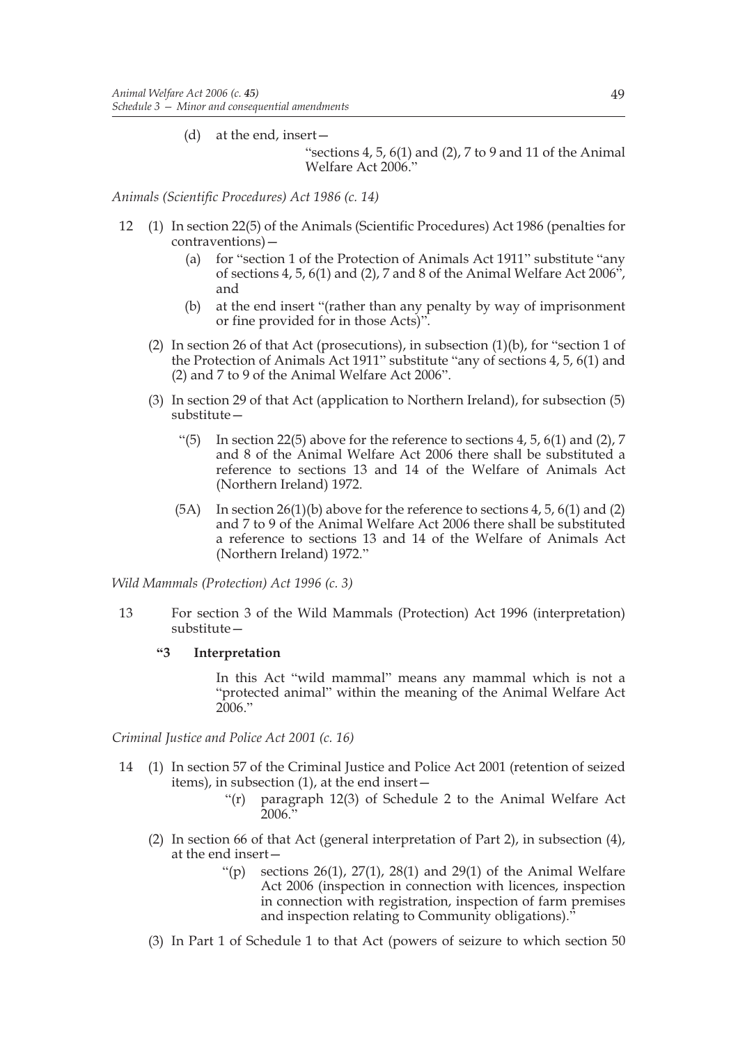(d) at the end, insert—

"sections 4, 5, 6(1) and (2), 7 to 9 and 11 of the Animal Welfare Act 2006."

*Animals (Scientific Procedures) Act 1986 (c. 14)*

12 (1) In section 22(5) of the Animals (Scientific Procedures) Act 1986 (penalties for contraventions)—

(a) for "section 1 of the Protection of Animals Act 1911" substitute "any of sections 4, 5, 6(1) and (2), 7 and 8 of the Animal Welfare Act 2006", and

(b) at the end insert "(rather than any penalty by way of imprisonment or fine provided for in those Acts)".

(2) In section 26 of that Act (prosecutions), in subsection (1)(b), for "section 1 of the Protection of Animals Act 1911" substitute "any of sections 4, 5, 6(1) and (2) and 7 to 9 of the Animal Welfare Act 2006".

(3) In section 29 of that Act (application to Northern Ireland), for subsection (5) substitute—

"(5) In section 22(5) above for the reference to sections 4, 5, 6(1) and (2), 7 and 8 of the Animal Welfare Act 2006 there shall be substituted a reference to sections 13 and 14 of the Welfare of Animals Act (Northern Ireland) 1972.

(5A) In section 26(1)(b) above for the reference to sections 4, 5, 6(1) and (2) and 7 to 9 of the Animal Welfare Act 2006 there shall be substituted a reference to sections 13 and 14 of the Welfare of Animals Act (Northern Ireland) 1972."

*Wild Mammals (Protection) Act 1996 (c. 3)*

13 For section 3 of the Wild Mammals (Protection) Act 1996 (interpretation) substitute—

**"3 Interpretation**

In this Act "wild mammal" means any mammal which is not a "protected animal" within the meaning of the Animal Welfare Act 2006."

*Criminal Justice and Police Act 2001 (c. 16)*

14 (1) In section 57 of the Criminal Justice and Police Act 2001 (retention of seized items), in subsection (1), at the end insert—

"(r) paragraph 12(3) of Schedule 2 to the Animal Welfare Act 2006."

(2) In section 66 of that Act (general interpretation of Part 2), in subsection (4), at the end insert—

"(p) sections 26(1), 27(1), 28(1) and 29(1) of the Animal Welfare Act 2006 (inspection in connection with licences, inspection in connection with registration, inspection of farm premises and inspection relating to Community obligations)."

(3) In Part 1 of Schedule 1 to that Act (powers of seizure to which section 50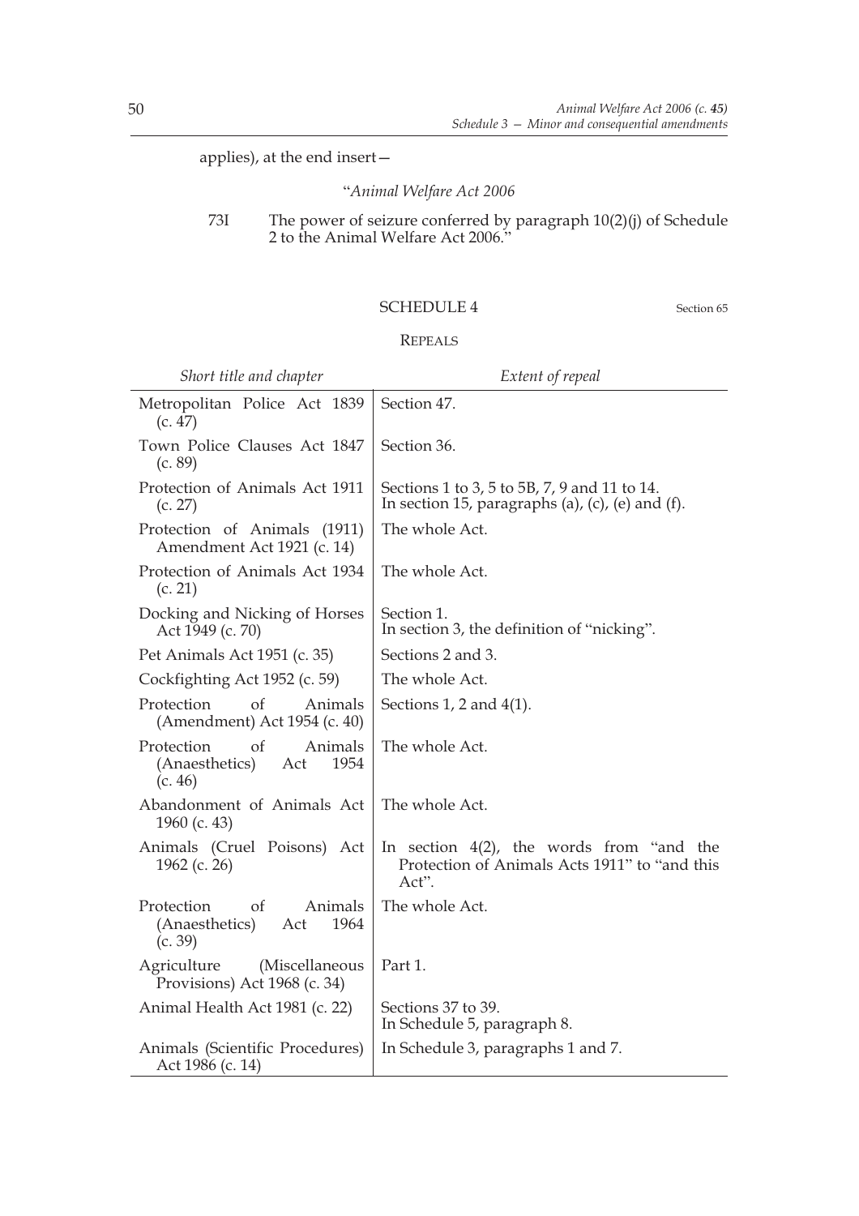applies), at the end insert—

"*Animal Welfare Act 2006*

73I The power of seizure conferred by paragraph 10(2)(j) of Schedule 2 to the Animal Welfare Act 2006."

## SCHEDULE 4

Section 65

### REPEALS

| *Short title and chapter* | *Extent of repeal* |
|---|---|
| Metropolitan Police Act 1839 (c. 47) | Section 47. |
| Town Police Clauses Act 1847 (c. 89) | Section 36. |
| Protection of Animals Act 1911 (c. 27) | Sections 1 to 3, 5 to 5B, 7, 9 and 11 to 14. In section 15, paragraphs (a), (c), (e) and (f). |
| Protection of Animals (1911) Amendment Act 1921 (c. 14) | The whole Act. |
| Protection of Animals Act 1934 (c. 21) | The whole Act. |
| Docking and Nicking of Horses Act 1949 (c. 70) | Section 1. In section 3, the definition of "nicking". |
| Pet Animals Act 1951 (c. 35) | Sections 2 and 3. |
| Cockfighting Act 1952 (c. 59) | The whole Act. |
| Protection of Animals (Amendment) Act 1954 (c. 40) | Sections 1, 2 and 4(1). |
| Protection of Animals (Anaesthetics) Act 1954 (c. 46) | The whole Act. |
| Abandonment of Animals Act 1960 (c. 43) | The whole Act. |
| Animals (Cruel Poisons) Act 1962 (c. 26) | In section 4(2), the words from "and the Protection of Animals Acts 1911" to "and this Act". |
| Protection of Animals (Anaesthetics) Act 1964 (c. 39) | The whole Act. |
| Agriculture (Miscellaneous Provisions) Act 1968 (c. 34) | Part 1. |
| Animal Health Act 1981 (c. 22) | Sections 37 to 39. In Schedule 5, paragraph 8. |
| Animals (Scientific Procedures) Act 1986 (c. 14) | In Schedule 3, paragraphs 1 and 7. |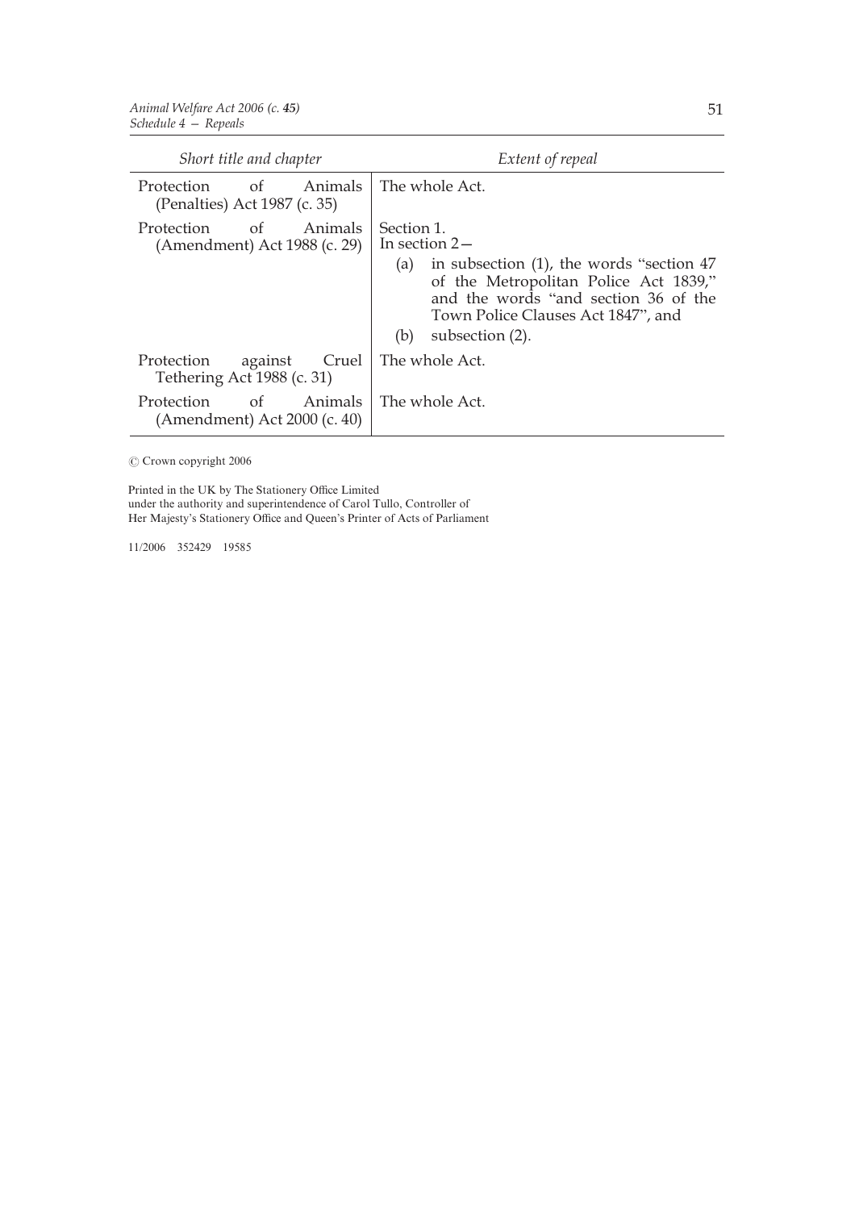| Short title and chapter | Extent of repeal |
| --- | --- |
| Protection of Animals (Penalties) Act 1987 (c. 35) | The whole Act. |
| Protection of Animals (Amendment) Act 1988 (c. 29) | Section 1.<br>In section 2—<br>(a) in subsection (1), the words "section 47 of the Metropolitan Police Act 1839," and the words "and section 36 of the Town Police Clauses Act 1847", and<br>(b) subsection (2). |
| Protection against Cruel Tethering Act 1988 (c. 31) | The whole Act. |
| Protection of Animals (Amendment) Act 2000 (c. 40) | The whole Act. |

© Crown copyright 2006

Printed in the UK by The Stationery Office Limited
under the authority and superintendence of Carol Tullo, Controller of
Her Majesty's Stationery Office and Queen's Printer of Acts of Parliament

11/2006 352429 19585